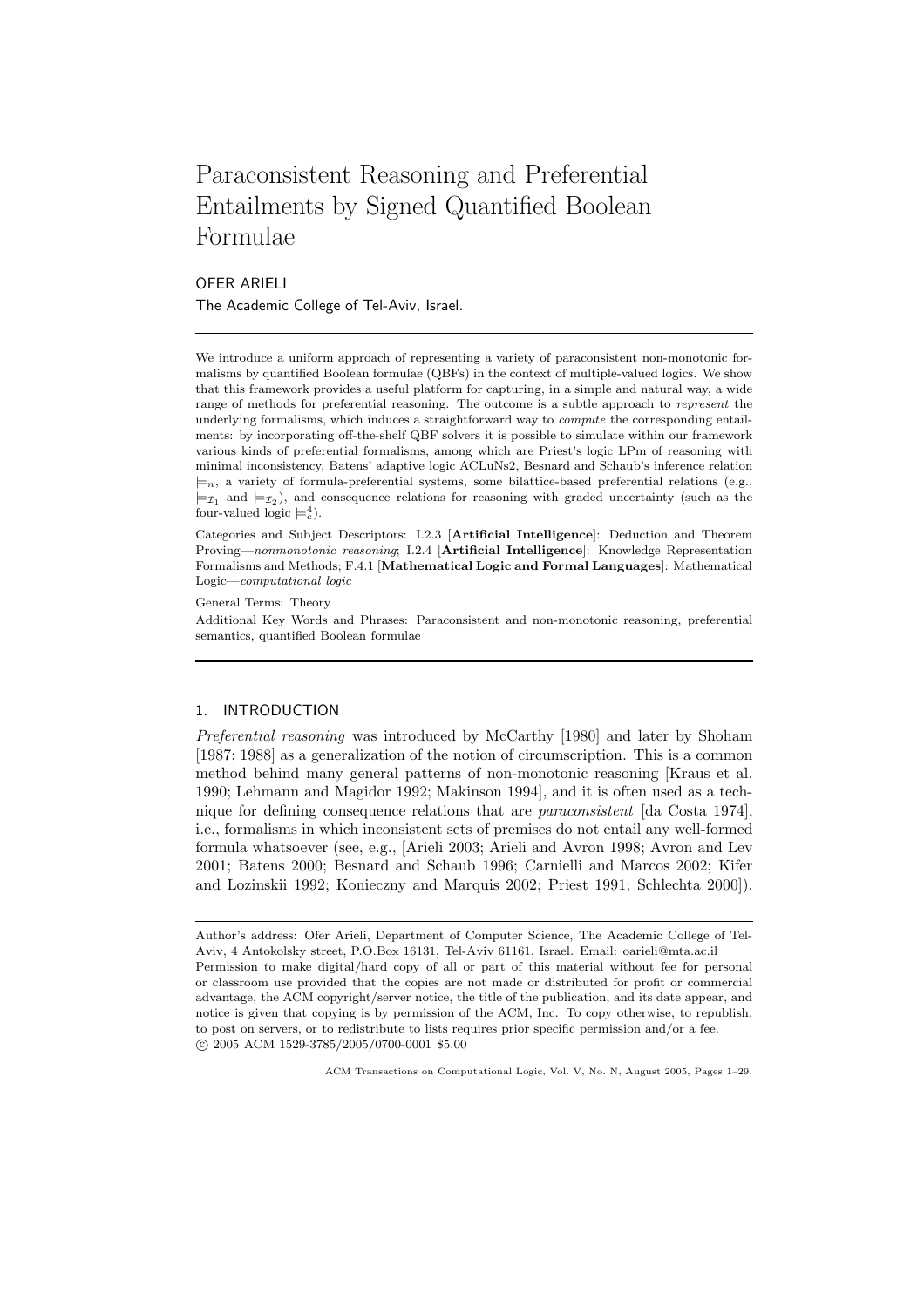# Paraconsistent Reasoning and Preferential Entailments by Signed Quantified Boolean Formulae

OFER ARIELI

The Academic College of Tel-Aviv, Israel.

---

We introduce a uniform approach of representing a variety of paraconsistent non-monotonic formalisms by quantified Boolean formulae (QBFs) in the context of multiple-valued logics. We show that this framework provides a useful platform for capturing, in a simple and natural way, a wide range of methods for preferential reasoning. The outcome is a subtle approach to *represent* the underlying formalisms, which induces a straightforward way to *compute* the corresponding entailments: by incorporating off-the-shelf QBF solvers it is possible to simulate within our framework various kinds of preferential formalisms, among which are Priest's logic LPm of reasoning with minimal inconsistency, Batens' adaptive logic ACLuNs2, Besnard and Schaub's inference relation $\models_n$, a variety of formula-preferential systems, some bilattice-based preferential relations (e.g., $\models_{\mathcal{I}_1}$ and $\models_{\mathcal{I}_2}$), and consequence relations for reasoning with graded uncertainty (such as the four-valued logic $\models_c^4$).

Categories and Subject Descriptors: I.2.3 [**Artificial Intelligence**]: Deduction and Theorem Proving—*nonmonotonic reasoning*; I.2.4 [**Artificial Intelligence**]: Knowledge Representation Formalisms and Methods; F.4.1 [**Mathematical Logic and Formal Languages**]: Mathematical Logic—*computational logic*

General Terms: Theory

Additional Key Words and Phrases: Paraconsistent and non-monotonic reasoning, preferential semantics, quantified Boolean formulae

---

## 1. INTRODUCTION

*Preferential reasoning* was introduced by McCarthy [1980] and later by Shoham [1987; 1988] as a generalization of the notion of circumscription. This is a common method behind many general patterns of non-monotonic reasoning [Kraus et al. 1990; Lehmann and Magidor 1992; Makinson 1994], and it is often used as a technique for defining consequence relations that are *paraconsistent* [da Costa 1974], i.e., formalisms in which inconsistent sets of premises do not entail any well-formed formula whatsoever (see, e.g., [Arieli 2003; Arieli and Avron 1998; Avron and Lev 2001; Batens 2000; Besnard and Schaub 1996; Carnielli and Marcos 2002; Kifer and Lozinskii 1992; Konieczny and Marquis 2002; Priest 1991; Schlechta 2000]).

---

Author's address: Ofer Arieli, Department of Computer Science, The Academic College of Tel-Aviv, 4 Antokolsky street, P.O.Box 16131, Tel-Aviv 61161, Israel. Email: oarieli@mta.ac.il

Permission to make digital/hard copy of all or part of this material without fee for personal or classroom use provided that the copies are not made or distributed for profit or commercial advantage, the ACM copyright/server notice, the title of the publication, and its date appear, and notice is given that copying is by permission of the ACM, Inc. To copy otherwise, to republish, to post on servers, or to redistribute to lists requires prior specific permission and/or a fee.

© 2005 ACM 1529-3785/2005/0700-0001 $5.00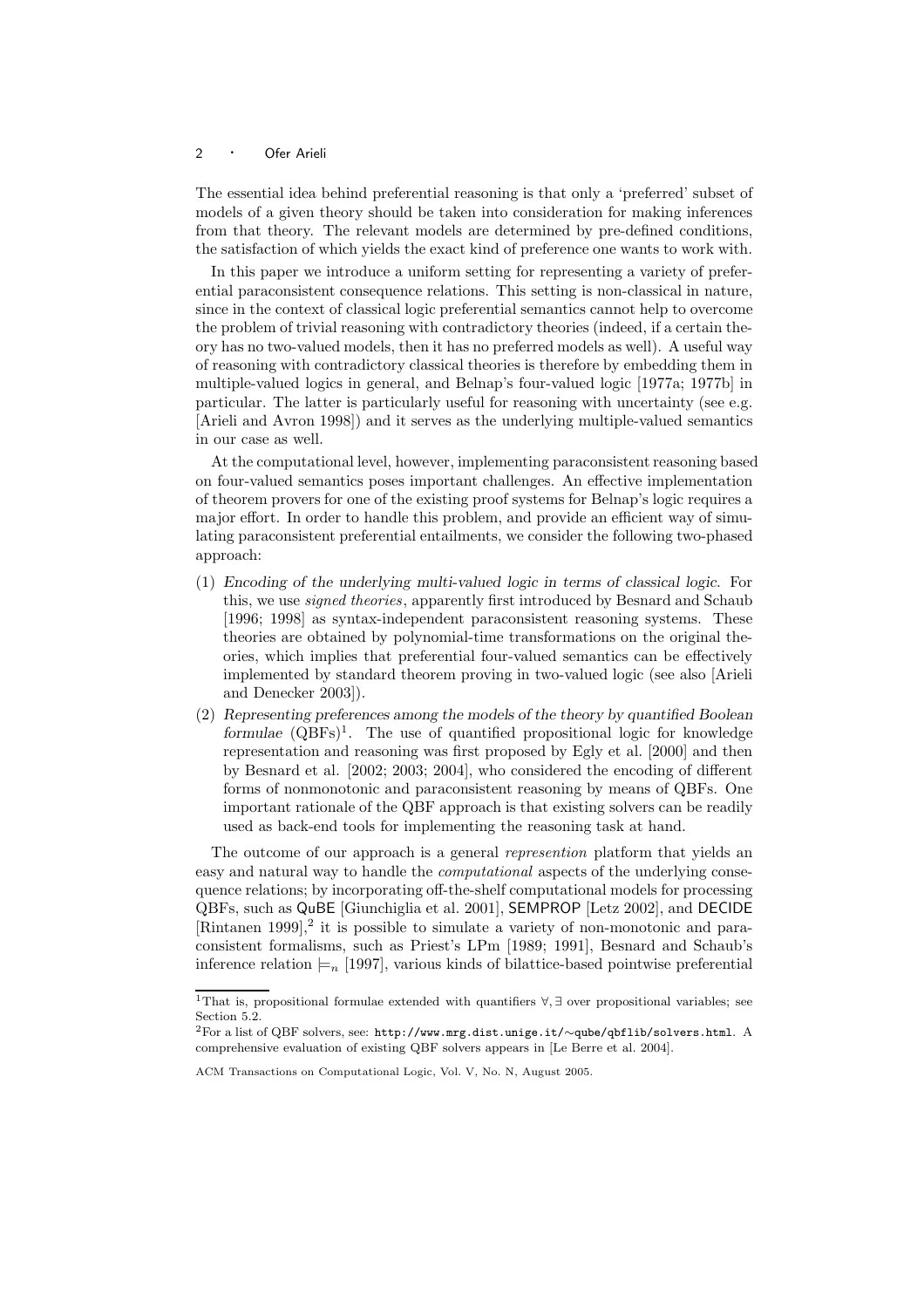The essential idea behind preferential reasoning is that only a 'preferred' subset of models of a given theory should be taken into consideration for making inferences from that theory. The relevant models are determined by pre-defined conditions, the satisfaction of which yields the exact kind of preference one wants to work with.

In this paper we introduce a uniform setting for representing a variety of preferential paraconsistent consequence relations. This setting is non-classical in nature, since in the context of classical logic preferential semantics cannot help to overcome the problem of trivial reasoning with contradictory theories (indeed, if a certain theory has no two-valued models, then it has no preferred models as well). A useful way of reasoning with contradictory classical theories is therefore by embedding them in multiple-valued logics in general, and Belnap's four-valued logic [1977a; 1977b] in particular. The latter is particularly useful for reasoning with uncertainty (see e.g. [Arieli and Avron 1998]) and it serves as the underlying multiple-valued semantics in our case as well.

At the computational level, however, implementing paraconsistent reasoning based on four-valued semantics poses important challenges. An effective implementation of theorem provers for one of the existing proof systems for Belnap's logic requires a major effort. In order to handle this problem, and provide an efficient way of simulating paraconsistent preferential entailments, we consider the following two-phased approach:

(1) *Encoding of the underlying multi-valued logic in terms of classical logic.* For this, we use *signed theories*, apparently first introduced by Besnard and Schaub [1996; 1998] as syntax-independent paraconsistent reasoning systems. These theories are obtained by polynomial-time transformations on the original theories, which implies that preferential four-valued semantics can be effectively implemented by standard theorem proving in two-valued logic (see also [Arieli and Denecker 2003]).

(2) *Representing preferences among the models of the theory by quantified Boolean formulae* (QBFs)[1]. The use of quantified propositional logic for knowledge representation and reasoning was first proposed by Egly et al. [2000] and then by Besnard et al. [2002; 2003; 2004], who considered the encoding of different forms of nonmonotonic and paraconsistent reasoning by means of QBFs. One important rationale of the QBF approach is that existing solvers can be readily used as back-end tools for implementing the reasoning task at hand.

The outcome of our approach is a general *represention* platform that yields an easy and natural way to handle the *computational* aspects of the underlying consequence relations; by incorporating off-the-shelf computational models for processing QBFs, such as QuBE [Giunchiglia et al. 2001], SEMPROP [Letz 2002], and DECIDE [Rintanen 1999],[2] it is possible to simulate a variety of non-monotonic and paraconsistent formalisms, such as Priest's LPm [1989; 1991], Besnard and Schaub's inference relation $\models_n$ [1997], various kinds of bilattice-based pointwise preferential

[1] That is, propositional formulae extended with quantifiers $\forall, \exists$ over propositional variables; see Section 5.2.

[2] For a list of QBF solvers, see: http://www.mrg.dist.unige.it/∼qube/qbflib/solvers.html. A comprehensive evaluation of existing QBF solvers appears in [Le Berre et al. 2004].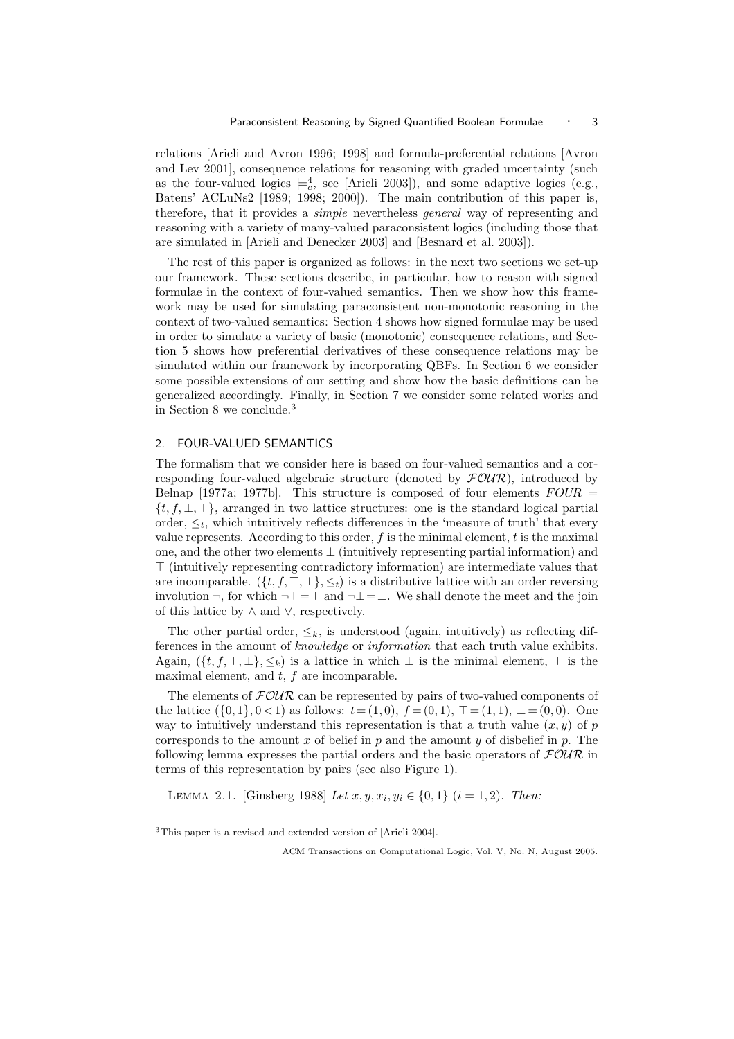relations [Arieli and Avron 1996; 1998] and formula-preferential relations [Avron and Lev 2001], consequence relations for reasoning with graded uncertainty (such as the four-valued logics $\models^4_c$, see [Arieli 2003]), and some adaptive logics (e.g., Batens' ACLuNs2 [1989; 1998; 2000]). The main contribution of this paper is, therefore, that it provides a *simple* nevertheless *general* way of representing and reasoning with a variety of many-valued paraconsistent logics (including those that are simulated in [Arieli and Denecker 2003] and [Besnard et al. 2003]).

The rest of this paper is organized as follows: in the next two sections we set-up our framework. These sections describe, in particular, how to reason with signed formulae in the context of four-valued semantics. Then we show how this framework may be used for simulating paraconsistent non-monotonic reasoning in the context of two-valued semantics: Section 4 shows how signed formulae may be used in order to simulate a variety of basic (monotonic) consequence relations, and Section 5 shows how preferential derivatives of these consequence relations may be simulated within our framework by incorporating QBFs. In Section 6 we consider some possible extensions of our setting and show how the basic definitions can be generalized accordingly. Finally, in Section 7 we consider some related works and in Section 8 we conclude.[3]

## 2. FOUR-VALUED SEMANTICS

The formalism that we consider here is based on four-valued semantics and a corresponding four-valued algebraic structure (denoted by $\mathcal{FOUR}$), introduced by Belnap [1977a; 1977b]. This structure is composed of four elements $FOUR = \{t, f, \bot, \top\}$, arranged in two lattice structures: one is the standard logical partial order, $\leq_t$, which intuitively reflects differences in the 'measure of truth' that every value represents. According to this order, $f$ is the minimal element, $t$ is the maximal one, and the other two elements $\bot$ (intuitively representing partial information) and $\top$ (intuitively representing contradictory information) are intermediate values that are incomparable. $(\{t, f, \top, \bot\}, \leq_t)$ is a distributive lattice with an order reversing involution $\neg$, for which $\neg\top = \top$ and $\neg\bot = \bot$. We shall denote the meet and the join of this lattice by $\wedge$ and $\vee$, respectively.

The other partial order, $\leq_k$, is understood (again, intuitively) as reflecting differences in the amount of *knowledge* or *information* that each truth value exhibits. Again, $(\{t, f, \top, \bot\}, \leq_k)$ is a lattice in which $\bot$ is the minimal element, $\top$ is the maximal element, and $t$, $f$ are incomparable.

The elements of $\mathcal{FOUR}$ can be represented by pairs of two-valued components of the lattice $(\{0, 1\}, 0 < 1)$ as follows: $t = (1, 0)$, $f = (0, 1)$, $\top = (1, 1)$, $\bot = (0, 0)$. One way to intuitively understand this representation is that a truth value $(x, y)$ of $p$ corresponds to the amount $x$ of belief in $p$ and the amount $y$ of disbelief in $p$. The following lemma expresses the partial orders and the basic operators of $\mathcal{FOUR}$ in terms of this representation by pairs (see also Figure 1).

LEMMA 2.1. [Ginsberg 1988] *Let $x, y, x_i, y_i \in \{0, 1\}$ $(i = 1, 2)$. Then:*

[3] This paper is a revised and extended version of [Arieli 2004].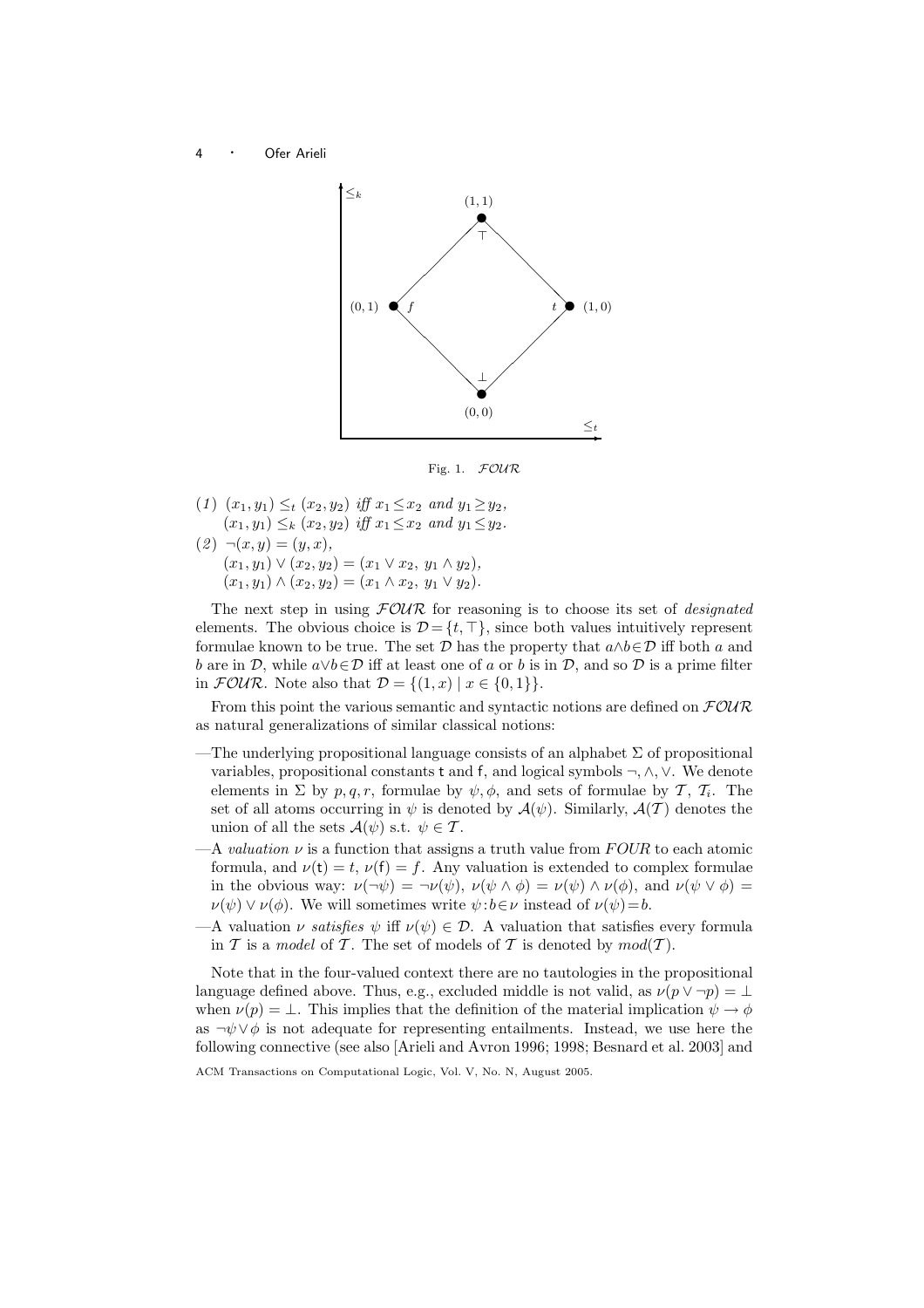Fig. 1. $\mathcal{FOUR}$

(1) $(x_1, y_1) \leq_t (x_2, y_2)$ *iff* $x_1 \leq x_2$ *and* $y_1 \geq y_2$,
$(x_1, y_1) \leq_k (x_2, y_2)$ *iff* $x_1 \leq x_2$ *and* $y_1 \leq y_2$.

(2) $\neg(x, y) = (y, x)$,
$(x_1, y_1) \vee (x_2, y_2) = (x_1 \vee x_2,\ y_1 \wedge y_2)$,
$(x_1, y_1) \wedge (x_2, y_2) = (x_1 \wedge x_2,\ y_1 \vee y_2)$.

The next step in using $\mathcal{FOUR}$ for reasoning is to choose its set of *designated* elements. The obvious choice is $\mathcal{D} = \{t, \top\}$, since both values intuitively represent formulae known to be true. The set $\mathcal{D}$ has the property that $a \wedge b \in \mathcal{D}$ iff both $a$ and $b$ are in $\mathcal{D}$, while $a \vee b \in \mathcal{D}$ iff at least one of $a$ or $b$ is in $\mathcal{D}$, and so $\mathcal{D}$ is a prime filter in $\mathcal{FOUR}$. Note also that $\mathcal{D} = \{(1, x) \mid x \in \{0, 1\}\}$.

From this point the various semantic and syntactic notions are defined on $\mathcal{FOUR}$ as natural generalizations of similar classical notions:

—The underlying propositional language consists of an alphabet $\Sigma$ of propositional variables, propositional constants $\mathsf{t}$ and $\mathsf{f}$, and logical symbols $\neg, \wedge, \vee$. We denote elements in $\Sigma$ by $p, q, r$, formulae by $\psi, \phi$, and sets of formulae by $\mathcal{T}$, $\mathcal{T}_i$. The set of all atoms occurring in $\psi$ is denoted by $\mathcal{A}(\psi)$. Similarly, $\mathcal{A}(\mathcal{T})$ denotes the union of all the sets $\mathcal{A}(\psi)$ s.t. $\psi \in \mathcal{T}$.

—A *valuation* $\nu$ is a function that assigns a truth value from $FOUR$ to each atomic formula, and $\nu(\mathsf{t}) = t$, $\nu(\mathsf{f}) = f$. Any valuation is extended to complex formulae in the obvious way: $\nu(\neg\psi) = \neg\nu(\psi)$, $\nu(\psi \wedge \phi) = \nu(\psi) \wedge \nu(\phi)$, and $\nu(\psi \vee \phi) = \nu(\psi) \vee \nu(\phi)$. We will sometimes write $\psi : b \in \nu$ instead of $\nu(\psi) = b$.

—A valuation $\nu$ *satisfies* $\psi$ iff $\nu(\psi) \in \mathcal{D}$. A valuation that satisfies every formula in $\mathcal{T}$ is a *model* of $\mathcal{T}$. The set of models of $\mathcal{T}$ is denoted by $mod(\mathcal{T})$.

Note that in the four-valued context there are no tautologies in the propositional language defined above. Thus, e.g., excluded middle is not valid, as $\nu(p \vee \neg p) = \bot$ when $\nu(p) = \bot$. This implies that the definition of the material implication $\psi \to \phi$ as $\neg\psi \vee \phi$ is not adequate for representing entailments. Instead, we use here the following connective (see also [Arieli and Avron 1996; 1998; Besnard et al. 2003] and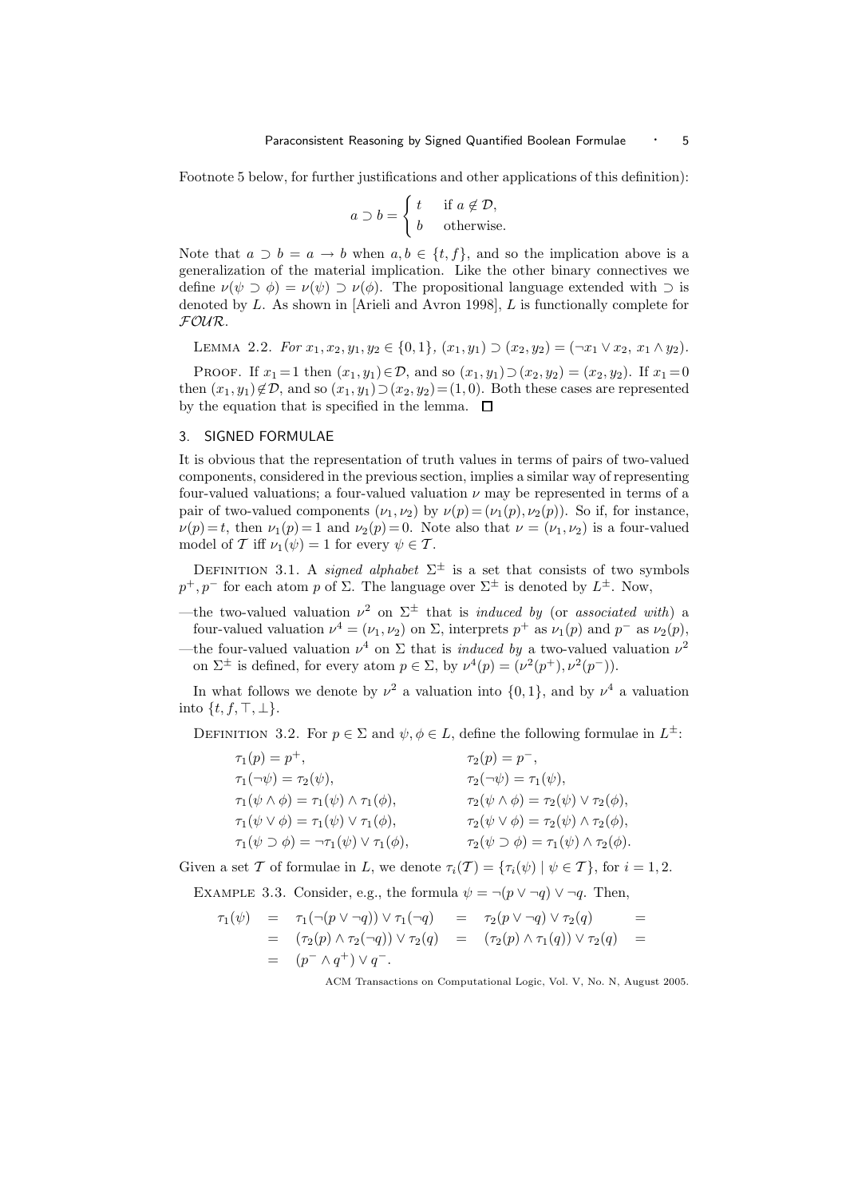Footnote 5 below, for further justifications and other applications of this definition):

$$a \supset b = \begin{cases} t & \text{if } a \notin \mathcal{D}, \\ b & \text{otherwise.} \end{cases}$$

Note that $a \supset b = a \to b$ when $a, b \in \{t, f\}$, and so the implication above is a generalization of the material implication. Like the other binary connectives we define $\nu(\psi \supset \phi) = \nu(\psi) \supset \nu(\phi)$. The propositional language extended with $\supset$ is denoted by $L$. As shown in [Arieli and Avron 1998], $L$ is functionally complete for $\mathcal{FOUR}$.

Lemma 2.2. *For $x_1, x_2, y_1, y_2 \in \{0, 1\}$, $(x_1, y_1) \supset (x_2, y_2) = (\neg x_1 \vee x_2,\ x_1 \wedge y_2)$.*

Proof. If $x_1 = 1$ then $(x_1, y_1) \in \mathcal{D}$, and so $(x_1, y_1) \supset (x_2, y_2) = (x_2, y_2)$. If $x_1 = 0$ then $(x_1, y_1) \notin \mathcal{D}$, and so $(x_1, y_1) \supset (x_2, y_2) = (1, 0)$. Both these cases are represented by the equation that is specified in the lemma. $\square$

## 3. SIGNED FORMULAE

It is obvious that the representation of truth values in terms of pairs of two-valued components, considered in the previous section, implies a similar way of representing four-valued valuations; a four-valued valuation $\nu$ may be represented in terms of a pair of two-valued components $(\nu_1, \nu_2)$ by $\nu(p) = (\nu_1(p), \nu_2(p))$. So if, for instance, $\nu(p) = t$, then $\nu_1(p) = 1$ and $\nu_2(p) = 0$. Note also that $\nu = (\nu_1, \nu_2)$ is a four-valued model of $\mathcal{T}$ iff $\nu_1(\psi) = 1$ for every $\psi \in \mathcal{T}$.

Definition 3.1. A *signed alphabet* $\Sigma^{\pm}$ is a set that consists of two symbols $p^+, p^-$ for each atom $p$ of $\Sigma$. The language over $\Sigma^{\pm}$ is denoted by $L^{\pm}$. Now,

—the two-valued valuation $\nu^2$ on $\Sigma^{\pm}$ that is *induced by* (or *associated with*) a four-valued valuation $\nu^4 = (\nu_1, \nu_2)$ on $\Sigma$, interprets $p^+$ as $\nu_1(p)$ and $p^-$ as $\nu_2(p)$,

—the four-valued valuation $\nu^4$ on $\Sigma$ that is *induced by* a two-valued valuation $\nu^2$ on $\Sigma^{\pm}$ is defined, for every atom $p \in \Sigma$, by $\nu^4(p) = (\nu^2(p^+), \nu^2(p^-))$.

In what follows we denote by $\nu^2$ a valuation into $\{0, 1\}$, and by $\nu^4$ a valuation into $\{t, f, \top, \bot\}$.

Definition 3.2. For $p \in \Sigma$ and $\psi, \phi \in L$, define the following formulae in $L^{\pm}$:

$$\begin{array}{ll}
\tau_1(p) = p^+, & \tau_2(p) = p^-, \\
\tau_1(\neg\psi) = \tau_2(\psi), & \tau_2(\neg\psi) = \tau_1(\psi), \\
\tau_1(\psi \wedge \phi) = \tau_1(\psi) \wedge \tau_1(\phi), & \tau_2(\psi \wedge \phi) = \tau_2(\psi) \vee \tau_2(\phi), \\
\tau_1(\psi \vee \phi) = \tau_1(\psi) \vee \tau_1(\phi), & \tau_2(\psi \vee \phi) = \tau_2(\psi) \wedge \tau_2(\phi), \\
\tau_1(\psi \supset \phi) = \neg\tau_1(\psi) \vee \tau_1(\phi), & \tau_2(\psi \supset \phi) = \tau_1(\psi) \wedge \tau_2(\phi).
\end{array}$$

Given a set $\mathcal{T}$ of formulae in $L$, we denote $\tau_i(\mathcal{T}) = \{\tau_i(\psi) \mid \psi \in \mathcal{T}\}$, for $i = 1, 2$.

Example 3.3. Consider, e.g., the formula $\psi = \neg(p \vee \neg q) \vee \neg q$. Then,

$$\begin{array}{rclcl}
\tau_1(\psi) & = & \tau_1(\neg(p \vee \neg q)) \vee \tau_1(\neg q) & = & \tau_2(p \vee \neg q) \vee \tau_2(q) \quad = \\
& = & (\tau_2(p) \wedge \tau_2(\neg q)) \vee \tau_2(q) & = & (\tau_2(p) \wedge \tau_1(q)) \vee \tau_2(q) \quad = \\
& = & (p^- \wedge q^+) \vee q^-. & &
\end{array}$$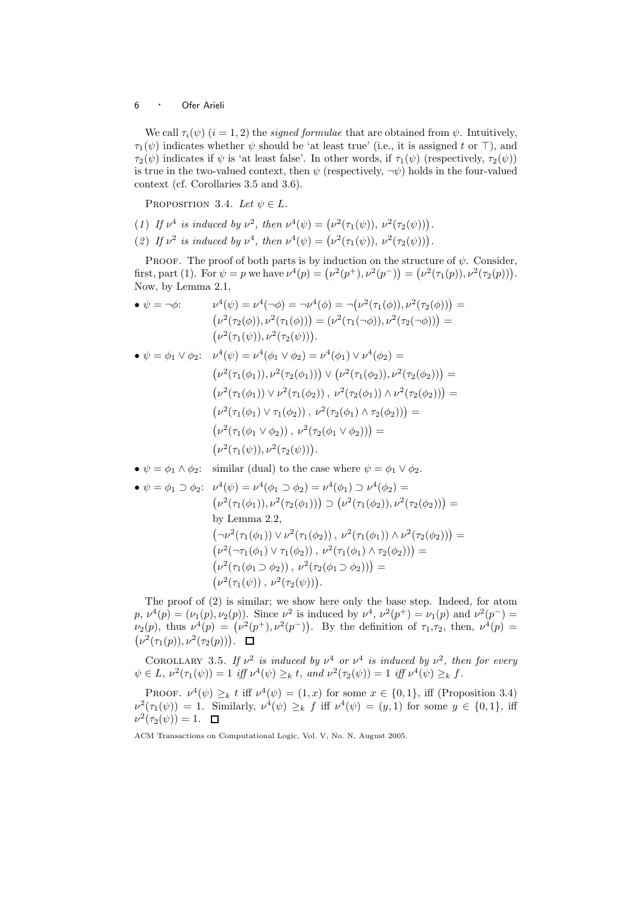We call $\tau_i(\psi)$ $(i = 1, 2)$ the *signed formulae* that are obtained from $\psi$. Intuitively, $\tau_1(\psi)$ indicates whether $\psi$ should be 'at least true' (i.e., it is assigned $t$ or $\top$), and $\tau_2(\psi)$ indicates if $\psi$ is 'at least false'. In other words, if $\tau_1(\psi)$ (respectively, $\tau_2(\psi)$) is true in the two-valued context, then $\psi$ (respectively, $\neg\psi$) holds in the four-valued context (cf. Corollaries 3.5 and 3.6).

PROPOSITION 3.4. *Let* $\psi \in L$.

(1) *If* $\nu^4$ *is induced by* $\nu^2$, *then* $\nu^4(\psi) = \big(\nu^2(\tau_1(\psi)),\ \nu^2(\tau_2(\psi))\big)$.

(2) *If* $\nu^2$ *is induced by* $\nu^4$, *then* $\nu^4(\psi) = \big(\nu^2(\tau_1(\psi)),\ \nu^2(\tau_2(\psi))\big)$.

PROOF. The proof of both parts is by induction on the structure of $\psi$. Consider, first, part (1). For $\psi = p$ we have $\nu^4(p) = \big(\nu^2(p^+), \nu^2(p^-)\big) = \big(\nu^2(\tau_1(p)), \nu^2(\tau_2(p))\big)$. Now, by Lemma 2.1,

- $\psi = \neg\phi$: $\quad \nu^4(\psi) = \nu^4(\neg\phi) = \neg\nu^4(\phi) = \neg\big(\nu^2(\tau_1(\phi)), \nu^2(\tau_2(\phi))\big) =$
  $\big(\nu^2(\tau_2(\phi)), \nu^2(\tau_1(\phi))\big) = \big(\nu^2(\tau_1(\neg\phi)), \nu^2(\tau_2(\neg\phi))\big) =$
  $\big(\nu^2(\tau_1(\psi)), \nu^2(\tau_2(\psi))\big)$.

- $\psi = \phi_1 \vee \phi_2$: $\quad \nu^4(\psi) = \nu^4(\phi_1 \vee \phi_2) = \nu^4(\phi_1) \vee \nu^4(\phi_2) =$
  $\big(\nu^2(\tau_1(\phi_1)), \nu^2(\tau_2(\phi_1))\big) \vee \big(\nu^2(\tau_1(\phi_2)), \nu^2(\tau_2(\phi_2))\big) =$
  $\big(\nu^2(\tau_1(\phi_1)) \vee \nu^2(\tau_1(\phi_2))\ ,\ \nu^2(\tau_2(\phi_1)) \wedge \nu^2(\tau_2(\phi_2))\big) =$
  $\big(\nu^2(\tau_1(\phi_1) \vee \tau_1(\phi_2))\ ,\ \nu^2(\tau_2(\phi_1) \wedge \tau_2(\phi_2))\big) =$
  $\big(\nu^2(\tau_1(\phi_1 \vee \phi_2))\ ,\ \nu^2(\tau_2(\phi_1 \vee \phi_2))\big) =$
  $\big(\nu^2(\tau_1(\psi)), \nu^2(\tau_2(\psi))\big)$.

- $\psi = \phi_1 \wedge \phi_2$: $\quad$ similar (dual) to the case where $\psi = \phi_1 \vee \phi_2$.

- $\psi = \phi_1 \supset \phi_2$: $\quad \nu^4(\psi) = \nu^4(\phi_1 \supset \phi_2) = \nu^4(\phi_1) \supset \nu^4(\phi_2) =$
  $\big(\nu^2(\tau_1(\phi_1)), \nu^2(\tau_2(\phi_1))\big) \supset \big(\nu^2(\tau_1(\phi_2)), \nu^2(\tau_2(\phi_2))\big) =$
  by Lemma 2.2,
  $\big(\neg\nu^2(\tau_1(\phi_1)) \vee \nu^2(\tau_1(\phi_2))\ ,\ \nu^2(\tau_1(\phi_1)) \wedge \nu^2(\tau_2(\phi_2))\big) =$
  $\big(\nu^2(\neg\tau_1(\phi_1) \vee \tau_1(\phi_2))\ ,\ \nu^2(\tau_1(\phi_1) \wedge \tau_2(\phi_2))\big) =$
  $\big(\nu^2(\tau_1(\phi_1 \supset \phi_2))\ ,\ \nu^2(\tau_2(\phi_1 \supset \phi_2))\big) =$
  $\big(\nu^2(\tau_1(\psi))\ ,\ \nu^2(\tau_2(\psi))\big)$.

The proof of (2) is similar; we show here only the base step. Indeed, for atom $p$, $\nu^4(p) = (\nu_1(p), \nu_2(p))$. Since $\nu^2$ is induced by $\nu^4$, $\nu^2(p^+) = \nu_1(p)$ and $\nu^2(p^-) = \nu_2(p)$, thus $\nu^4(p) = \big(\nu^2(p^+), \nu^2(p^-)\big)$. By the definition of $\tau_1,\tau_2$, then, $\nu^4(p) = \big(\nu^2(\tau_1(p)), \nu^2(\tau_2(p))\big)$. $\Box$

COROLLARY 3.5. *If* $\nu^2$ *is induced by* $\nu^4$ *or* $\nu^4$ *is induced by* $\nu^2$, *then for every* $\psi \in L$, $\nu^2(\tau_1(\psi)) = 1$ *iff* $\nu^4(\psi) \geq_k t$, *and* $\nu^2(\tau_2(\psi)) = 1$ *iff* $\nu^4(\psi) \geq_k f$.

PROOF. $\nu^4(\psi) \geq_k t$ iff $\nu^4(\psi) = (1, x)$ for some $x \in \{0, 1\}$, iff (Proposition 3.4) $\nu^2(\tau_1(\psi)) = 1$. Similarly, $\nu^4(\psi) \geq_k f$ iff $\nu^4(\psi) = (y, 1)$ for some $y \in \{0, 1\}$, iff $\nu^2(\tau_2(\psi)) = 1$. $\Box$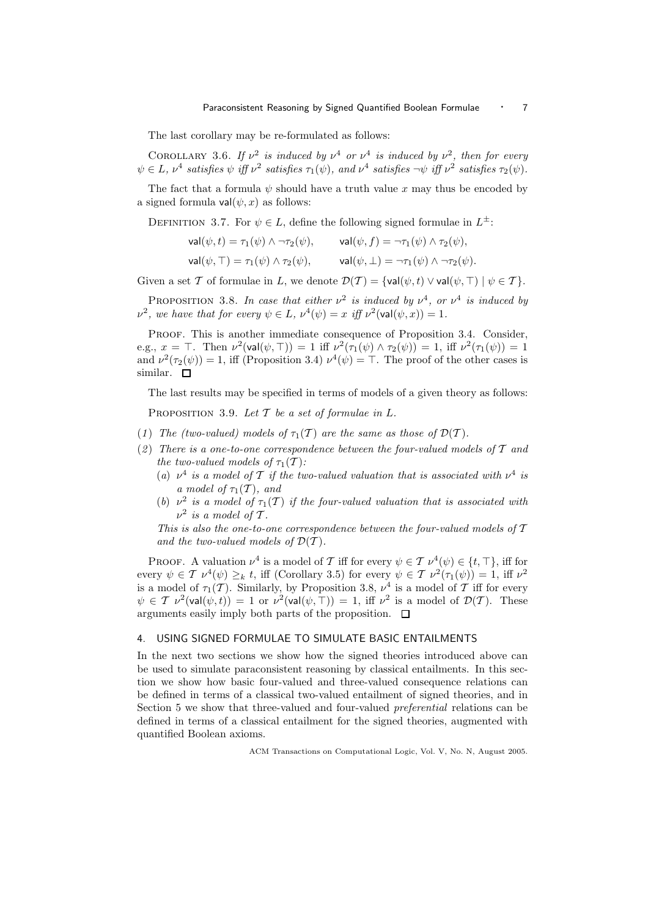The last corollary may be re-formulated as follows:

Corollary 3.6. *If $\nu^2$ is induced by $\nu^4$ or $\nu^4$ is induced by $\nu^2$, then for every $\psi \in L$, $\nu^4$ satisfies $\psi$ iff $\nu^2$ satisfies $\tau_1(\psi)$, and $\nu^4$ satisfies $\neg\psi$ iff $\nu^2$ satisfies $\tau_2(\psi)$.*

The fact that a formula $\psi$ should have a truth value $x$ may thus be encoded by a signed formula $\mathsf{val}(\psi, x)$ as follows:

Definition 3.7. For $\psi \in L$, define the following signed formulae in $L^{\pm}$:

$$\mathsf{val}(\psi, t) = \tau_1(\psi) \wedge \neg\tau_2(\psi), \qquad \mathsf{val}(\psi, f) = \neg\tau_1(\psi) \wedge \tau_2(\psi),$$

$$\mathsf{val}(\psi, \top) = \tau_1(\psi) \wedge \tau_2(\psi), \qquad \mathsf{val}(\psi, \bot) = \neg\tau_1(\psi) \wedge \neg\tau_2(\psi).$$

Given a set $\mathcal{T}$ of formulae in $L$, we denote $\mathcal{D}(\mathcal{T}) = \{\mathsf{val}(\psi, t) \vee \mathsf{val}(\psi, \top) \mid \psi \in \mathcal{T}\}$.

Proposition 3.8. *In case that either $\nu^2$ is induced by $\nu^4$, or $\nu^4$ is induced by $\nu^2$, we have that for every $\psi \in L$, $\nu^4(\psi) = x$ iff $\nu^2(\mathsf{val}(\psi, x)) = 1$.*

Proof. This is another immediate consequence of Proposition 3.4. Consider, e.g., $x = \top$. Then $\nu^2(\mathsf{val}(\psi, \top)) = 1$ iff $\nu^2(\tau_1(\psi) \wedge \tau_2(\psi)) = 1$, iff $\nu^2(\tau_1(\psi)) = 1$ and $\nu^2(\tau_2(\psi)) = 1$, iff (Proposition 3.4) $\nu^4(\psi) = \top$. The proof of the other cases is similar. $\square$

The last results may be specified in terms of models of a given theory as follows:

Proposition 3.9. *Let $\mathcal{T}$ be a set of formulae in $L$.*

1. *The (two-valued) models of $\tau_1(\mathcal{T})$ are the same as those of $\mathcal{D}(\mathcal{T})$.*
2. *There is a one-to-one correspondence between the four-valued models of $\mathcal{T}$ and the two-valued models of $\tau_1(\mathcal{T})$:*
   - (a) *$\nu^4$ is a model of $\mathcal{T}$ if the two-valued valuation that is associated with $\nu^4$ is a model of $\tau_1(\mathcal{T})$, and*
   - (b) *$\nu^2$ is a model of $\tau_1(\mathcal{T})$ if the four-valued valuation that is associated with $\nu^2$ is a model of $\mathcal{T}$.*

   *This is also the one-to-one correspondence between the four-valued models of $\mathcal{T}$ and the two-valued models of $\mathcal{D}(\mathcal{T})$.*

Proof. A valuation $\nu^4$ is a model of $\mathcal{T}$ iff for every $\psi \in \mathcal{T}$ $\nu^4(\psi) \in \{t, \top\}$, iff for every $\psi \in \mathcal{T}$ $\nu^4(\psi) \geq_k t$, iff (Corollary 3.5) for every $\psi \in \mathcal{T}$ $\nu^2(\tau_1(\psi)) = 1$, iff $\nu^2$ is a model of $\tau_1(\mathcal{T})$. Similarly, by Proposition 3.8, $\nu^4$ is a model of $\mathcal{T}$ iff for every $\psi \in \mathcal{T}$ $\nu^2(\mathsf{val}(\psi, t)) = 1$ or $\nu^2(\mathsf{val}(\psi, \top)) = 1$, iff $\nu^2$ is a model of $\mathcal{D}(\mathcal{T})$. These arguments easily imply both parts of the proposition. $\square$

## 4. USING SIGNED FORMULAE TO SIMULATE BASIC ENTAILMENTS

In the next two sections we show how the signed theories introduced above can be used to simulate paraconsistent reasoning by classical entailments. In this section we show how basic four-valued and three-valued consequence relations can be defined in terms of a classical two-valued entailment of signed theories, and in Section 5 we show that three-valued and four-valued *preferential* relations can be defined in terms of a classical entailment for the signed theories, augmented with quantified Boolean axioms.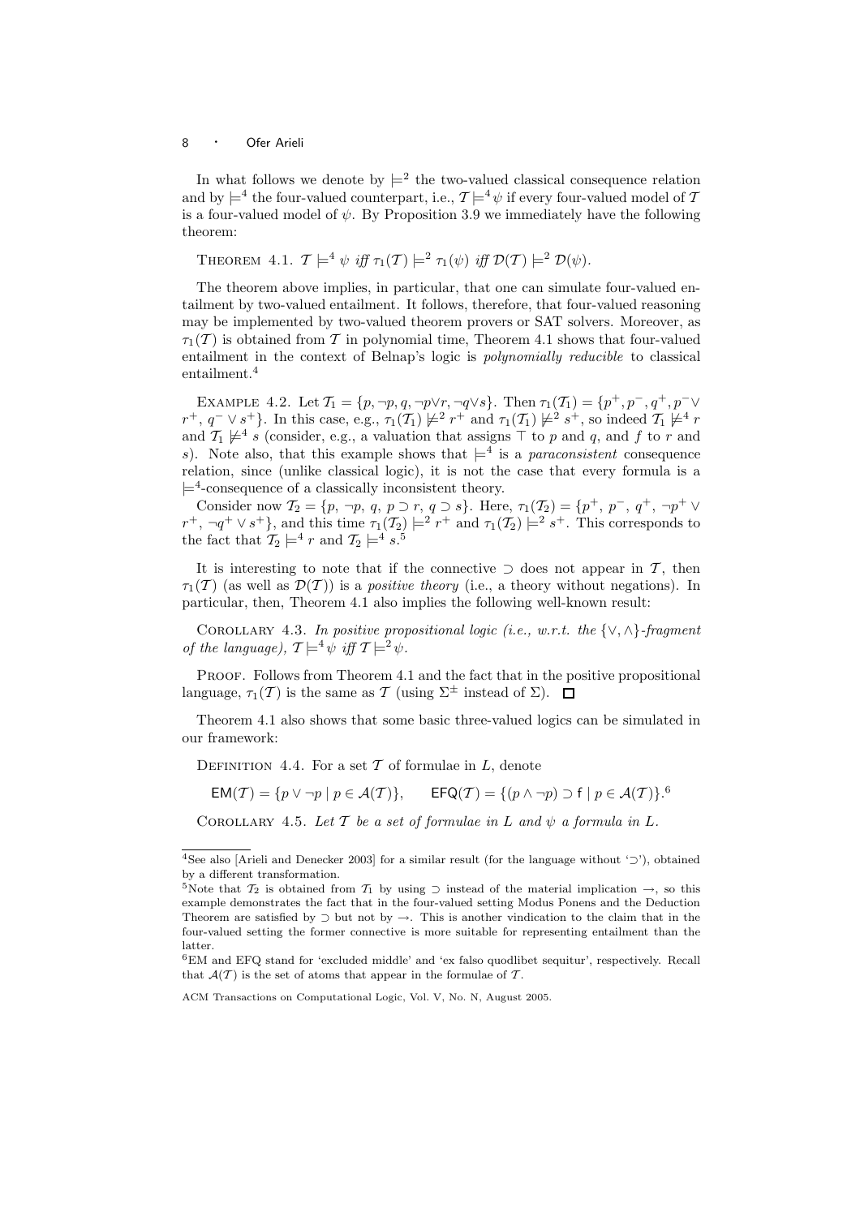In what follows we denote by $\models^2$ the two-valued classical consequence relation and by $\models^4$ the four-valued counterpart, i.e., $\mathcal{T} \models^4 \psi$ if every four-valued model of $\mathcal{T}$ is a four-valued model of $\psi$. By Proposition 3.9 we immediately have the following theorem:

THEOREM 4.1. *$\mathcal{T} \models^4 \psi$ iff $\tau_1(\mathcal{T}) \models^2 \tau_1(\psi)$ iff $\mathcal{D}(\mathcal{T}) \models^2 \mathcal{D}(\psi)$.*

The theorem above implies, in particular, that one can simulate four-valued entailment by two-valued entailment. It follows, therefore, that four-valued reasoning may be implemented by two-valued theorem provers or SAT solvers. Moreover, as $\tau_1(\mathcal{T})$ is obtained from $\mathcal{T}$ in polynomial time, Theorem 4.1 shows that four-valued entailment in the context of Belnap's logic is *polynomially reducible* to classical entailment.[4]

EXAMPLE 4.2. Let $\mathcal{T}_1 = \{p, \neg p, q, \neg p \vee r, \neg q \vee s\}$. Then $\tau_1(\mathcal{T}_1) = \{p^+, p^-, q^+, p^- \vee r^+, q^- \vee s^+\}$. In this case, e.g., $\tau_1(\mathcal{T}_1) \not\models^2 r^+$ and $\tau_1(\mathcal{T}_1) \not\models^2 s^+$, so indeed $\mathcal{T}_1 \not\models^4 r$ and $\mathcal{T}_1 \not\models^4 s$ (consider, e.g., a valuation that assigns $\top$ to $p$ and $q$, and $f$ to $r$ and $s$). Note also, that this example shows that $\models^4$ is a *paraconsistent* consequence relation, since (unlike classical logic), it is not the case that every formula is a $\models^4$-consequence of a classically inconsistent theory.

Consider now $\mathcal{T}_2 = \{p, \neg p, q, p \supset r, q \supset s\}$. Here, $\tau_1(\mathcal{T}_2) = \{p^+, p^-, q^+, \neg p^+ \vee r^+, \neg q^+ \vee s^+\}$, and this time $\tau_1(\mathcal{T}_2) \models^2 r^+$ and $\tau_1(\mathcal{T}_2) \models^2 s^+$. This corresponds to the fact that $\mathcal{T}_2 \models^4 r$ and $\mathcal{T}_2 \models^4 s$.[5]

It is interesting to note that if the connective $\supset$ does not appear in $\mathcal{T}$, then $\tau_1(\mathcal{T})$ (as well as $\mathcal{D}(\mathcal{T})$) is a *positive theory* (i.e., a theory without negations). In particular, then, Theorem 4.1 also implies the following well-known result:

COROLLARY 4.3. *In positive propositional logic (i.e., w.r.t. the $\{\vee, \wedge\}$-fragment of the language), $\mathcal{T} \models^4 \psi$ iff $\mathcal{T} \models^2 \psi$.*

PROOF. Follows from Theorem 4.1 and the fact that in the positive propositional language, $\tau_1(\mathcal{T})$ is the same as $\mathcal{T}$ (using $\Sigma^{\pm}$ instead of $\Sigma$). $\square$

Theorem 4.1 also shows that some basic three-valued logics can be simulated in our framework:

DEFINITION 4.4. For a set $\mathcal{T}$ of formulae in $L$, denote

$$\mathsf{EM}(\mathcal{T}) = \{p \vee \neg p \mid p \in \mathcal{A}(\mathcal{T})\}, \qquad \mathsf{EFQ}(\mathcal{T}) = \{(p \wedge \neg p) \supset \mathsf{f} \mid p \in \mathcal{A}(\mathcal{T})\}.$$ [6]

COROLLARY 4.5. *Let $\mathcal{T}$ be a set of formulae in $L$ and $\psi$ a formula in $L$.*

---

[4] See also [Arieli and Denecker 2003] for a similar result (for the language without '$\supset$'), obtained by a different transformation.

[5] Note that $\mathcal{T}_2$ is obtained from $\mathcal{T}_1$ by using $\supset$ instead of the material implication $\rightarrow$, so this example demonstrates the fact that in the four-valued setting Modus Ponens and the Deduction Theorem are satisfied by $\supset$ but not by $\rightarrow$. This is another vindication to the claim that in the four-valued setting the former connective is more suitable for representing entailment than the latter.

[6] EM and EFQ stand for 'excluded middle' and 'ex falso quodlibet sequitur', respectively. Recall that $\mathcal{A}(\mathcal{T})$ is the set of atoms that appear in the formulae of $\mathcal{T}$.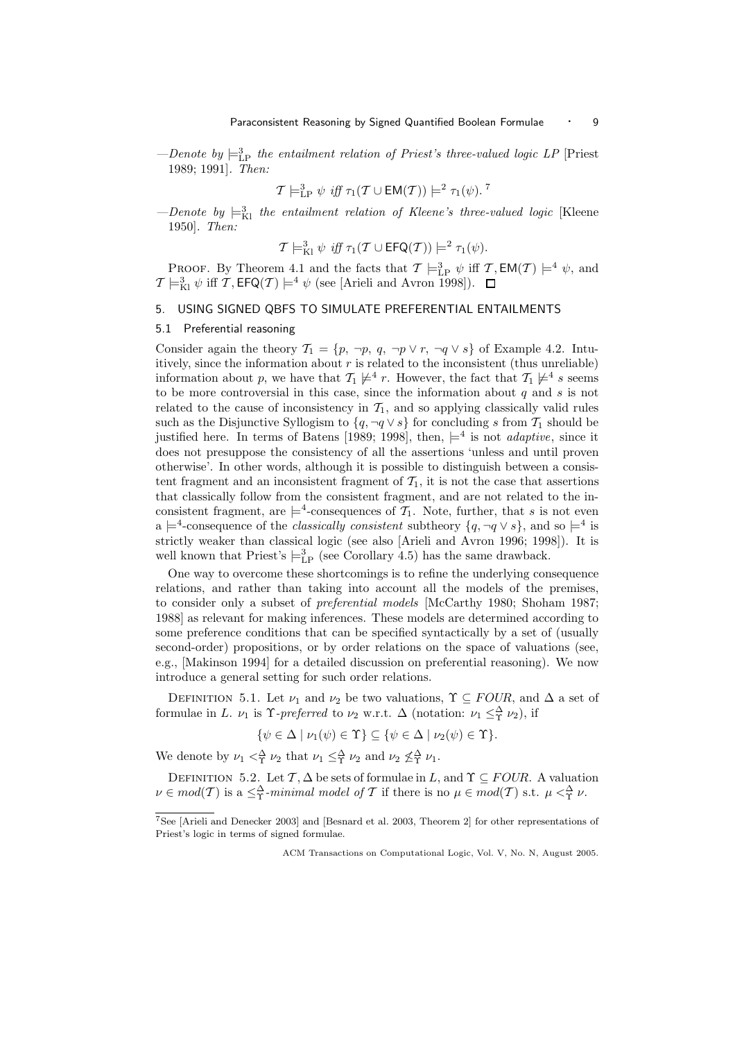—*Denote by* $\models^3_{\rm LP}$ *the entailment relation of Priest's three-valued logic LP* [Priest 1989; 1991]. *Then:*

$$\mathcal{T} \models^3_{\rm LP} \psi \textit{ iff } \tau_1(\mathcal{T} \cup \mathsf{EM}(\mathcal{T})) \models^2 \tau_1(\psi).$$ [7]

—*Denote by* $\models^3_{\rm Kl}$ *the entailment relation of Kleene's three-valued logic* [Kleene 1950]. *Then:*

$$\mathcal{T} \models^3_{\rm Kl} \psi \textit{ iff } \tau_1(\mathcal{T} \cup \mathsf{EFQ}(\mathcal{T})) \models^2 \tau_1(\psi).$$

Proof. By Theorem 4.1 and the facts that $\mathcal{T} \models^3_{\rm LP} \psi$ iff $\mathcal{T}, \mathsf{EM}(\mathcal{T}) \models^4 \psi$, and $\mathcal{T} \models^3_{\rm Kl} \psi$ iff $\mathcal{T}, \mathsf{EFQ}(\mathcal{T}) \models^4 \psi$ (see [Arieli and Avron 1998]). □

## 5. USING SIGNED QBFS TO SIMULATE PREFERENTIAL ENTAILMENTS

### 5.1 Preferential reasoning

Consider again the theory $\mathcal{T}_1 = \{p, \neg p, q, \neg p \vee r, \neg q \vee s\}$ of Example 4.2. Intuitively, since the information about $r$ is related to the inconsistent (thus unreliable) information about $p$, we have that $\mathcal{T}_1 \not\models^4 r$. However, the fact that $\mathcal{T}_1 \not\models^4 s$ seems to be more controversial in this case, since the information about $q$ and $s$ is not related to the cause of inconsistency in $\mathcal{T}_1$, and so applying classically valid rules such as the Disjunctive Syllogism to $\{q, \neg q \vee s\}$ for concluding $s$ from $\mathcal{T}_1$ should be justified here. In terms of Batens [1989; 1998], then, $\models^4$ is not *adaptive*, since it does not presuppose the consistency of all the assertions 'unless and until proven otherwise'. In other words, although it is possible to distinguish between a consistent fragment and an inconsistent fragment of $\mathcal{T}_1$, it is not the case that assertions that classically follow from the consistent fragment, and are not related to the inconsistent fragment, are $\models^4$-consequences of $\mathcal{T}_1$. Note, further, that $s$ is not even a $\models^4$-consequence of the *classically consistent* subtheory $\{q, \neg q \vee s\}$, and so $\models^4$ is strictly weaker than classical logic (see also [Arieli and Avron 1996; 1998]). It is well known that Priest's $\models^3_{\rm LP}$ (see Corollary 4.5) has the same drawback.

One way to overcome these shortcomings is to refine the underlying consequence relations, and rather than taking into account all the models of the premises, to consider only a subset of *preferential models* [McCarthy 1980; Shoham 1987; 1988] as relevant for making inferences. These models are determined according to some preference conditions that can be specified syntactically by a set of (usually second-order) propositions, or by order relations on the space of valuations (see, e.g., [Makinson 1994] for a detailed discussion on preferential reasoning). We now introduce a general setting for such order relations.

Definition 5.1. Let $\nu_1$ and $\nu_2$ be two valuations, $\Upsilon \subseteq FOUR$, and $\Delta$ a set of formulae in $L$. $\nu_1$ is $\Upsilon$-*preferred* to $\nu_2$ w.r.t. $\Delta$ (notation: $\nu_1 \leq^{\Delta}_{\Upsilon} \nu_2$), if

$$\{\psi \in \Delta \mid \nu_1(\psi) \in \Upsilon\} \subseteq \{\psi \in \Delta \mid \nu_2(\psi) \in \Upsilon\}.$$

We denote by $\nu_1 <^{\Delta}_{\Upsilon} \nu_2$ that $\nu_1 \leq^{\Delta}_{\Upsilon} \nu_2$ and $\nu_2 \not\leq^{\Delta}_{\Upsilon} \nu_1$.

Definition 5.2. Let $\mathcal{T}, \Delta$ be sets of formulae in $L$, and $\Upsilon \subseteq FOUR$. A valuation $\nu \in mod(\mathcal{T})$ is a $\leq^{\Delta}_{\Upsilon}$-*minimal model of* $\mathcal{T}$ if there is no $\mu \in mod(\mathcal{T})$ s.t. $\mu <^{\Delta}_{\Upsilon} \nu$.

[7] See [Arieli and Denecker 2003] and [Besnard et al. 2003, Theorem 2] for other representations of Priest's logic in terms of signed formulae.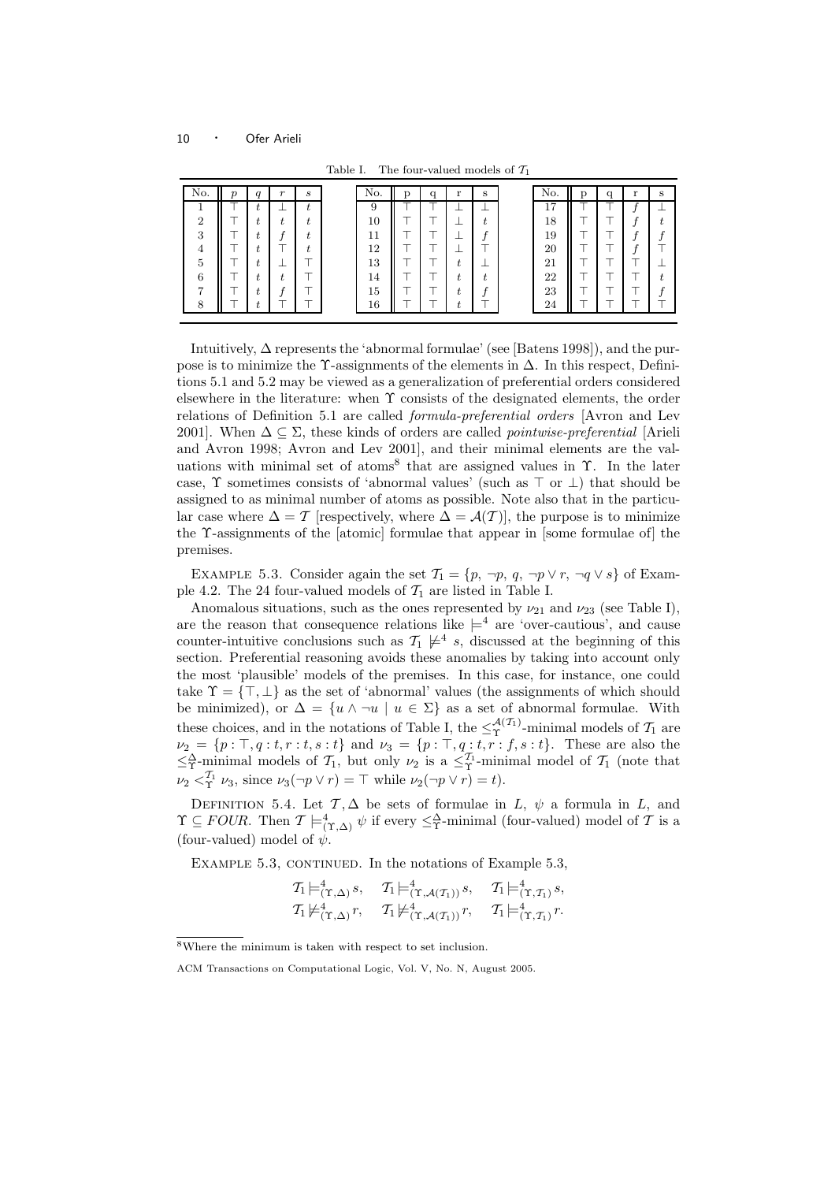Table I. The four-valued models of $\mathcal{T}_1$

| No. | $p$ | $q$ | $r$ | $s$ | No. | p | q | r | s | No. | p | q | r | s |
|---|---|---|---|---|---|---|---|---|---|---|---|---|---|---|
| 1 | $\top$ | $t$ | $\bot$ | $t$ | 9 | $\top$ | $\top$ | $\bot$ | $\bot$ | 17 | $\top$ | $\top$ | $f$ | $\bot$ |
| 2 | $\top$ | $t$ | $t$ | $t$ | 10 | $\top$ | $\top$ | $\bot$ | $t$ | 18 | $\top$ | $\top$ | $f$ | $t$ |
| 3 | $\top$ | $t$ | $f$ | $t$ | 11 | $\top$ | $\top$ | $\bot$ | $f$ | 19 | $\top$ | $\top$ | $f$ | $f$ |
| 4 | $\top$ | $t$ | $\top$ | $t$ | 12 | $\top$ | $\top$ | $\bot$ | $\top$ | 20 | $\top$ | $\top$ | $f$ | $\top$ |
| 5 | $\top$ | $t$ | $\bot$ | $\top$ | 13 | $\top$ | $\top$ | $t$ | $\bot$ | 21 | $\top$ | $\top$ | $\top$ | $\bot$ |
| 6 | $\top$ | $t$ | $t$ | $\top$ | 14 | $\top$ | $\top$ | $t$ | $t$ | 22 | $\top$ | $\top$ | $\top$ | $t$ |
| 7 | $\top$ | $t$ | $f$ | $\top$ | 15 | $\top$ | $\top$ | $t$ | $f$ | 23 | $\top$ | $\top$ | $\top$ | $f$ |
| 8 | $\top$ | $t$ | $\top$ | $\top$ | 16 | $\top$ | $\top$ | $t$ | $\top$ | 24 | $\top$ | $\top$ | $\top$ | $\top$ |

Intuitively, $\Delta$ represents the 'abnormal formulae' (see [Batens 1998]), and the purpose is to minimize the $\Upsilon$-assignments of the elements in $\Delta$. In this respect, Definitions 5.1 and 5.2 may be viewed as a generalization of preferential orders considered elsewhere in the literature: when $\Upsilon$ consists of the designated elements, the order relations of Definition 5.1 are called *formula-preferential orders* [Avron and Lev 2001]. When $\Delta \subseteq \Sigma$, these kinds of orders are called *pointwise-preferential* [Arieli and Avron 1998; Avron and Lev 2001], and their minimal elements are the valuations with minimal set of atoms[8] that are assigned values in $\Upsilon$. In the later case, $\Upsilon$ sometimes consists of 'abnormal values' (such as $\top$ or $\bot$) that should be assigned to as minimal number of atoms as possible. Note also that in the particular case where $\Delta = \mathcal{T}$ [respectively, where $\Delta = \mathcal{A}(\mathcal{T})$], the purpose is to minimize the $\Upsilon$-assignments of the [atomic] formulae that appear in [some formulae of] the premises.

Example 5.3. Consider again the set $\mathcal{T}_1 = \{p, \neg p, q, \neg p \vee r, \neg q \vee s\}$ of Example 4.2. The 24 four-valued models of $\mathcal{T}_1$ are listed in Table I.

Anomalous situations, such as the ones represented by $\nu_{21}$ and $\nu_{23}$ (see Table I), are the reason that consequence relations like $\models^4$ are 'over-cautious', and cause counter-intuitive conclusions such as $\mathcal{T}_1 \not\models^4 s$, discussed at the beginning of this section. Preferential reasoning avoids these anomalies by taking into account only the most 'plausible' models of the premises. In this case, for instance, one could take $\Upsilon = \{\top, \bot\}$ as the set of 'abnormal' values (the assignments of which should be minimized), or $\Delta = \{u \wedge \neg u \mid u \in \Sigma\}$ as a set of abnormal formulae. With these choices, and in the notations of Table I, the $\leq_\Upsilon^{\mathcal{A}(\mathcal{T}_1)}$-minimal models of $\mathcal{T}_1$ are $\nu_2 = \{p : \top, q : t, r : t, s : t\}$ and $\nu_3 = \{p : \top, q : t, r : f, s : t\}$. These are also the $\leq_\Upsilon^{\Delta}$-minimal models of $\mathcal{T}_1$, but only $\nu_2$ is a $\leq_\Upsilon^{\mathcal{T}_1}$-minimal model of $\mathcal{T}_1$ (note that $\nu_2 <_\Upsilon^{\mathcal{T}_1} \nu_3$, since $\nu_3(\neg p \vee r) = \top$ while $\nu_2(\neg p \vee r) = t$).

Definition 5.4. Let $\mathcal{T}, \Delta$ be sets of formulae in $L$, $\psi$ a formula in $L$, and $\Upsilon \subseteq FOUR$. Then $\mathcal{T} \models^4_{(\Upsilon,\Delta)} \psi$ if every $\leq_\Upsilon^{\Delta}$-minimal (four-valued) model of $\mathcal{T}$ is a (four-valued) model of $\psi$.

Example 5.3, continued. In the notations of Example 5.3,

$$\mathcal{T}_1 \models^4_{(\Upsilon,\Delta)} s, \quad \mathcal{T}_1 \models^4_{(\Upsilon,\mathcal{A}(\mathcal{T}_1))} s, \quad \mathcal{T}_1 \models^4_{(\Upsilon,\mathcal{T}_1)} s,$$
$$\mathcal{T}_1 \not\models^4_{(\Upsilon,\Delta)} r, \quad \mathcal{T}_1 \not\models^4_{(\Upsilon,\mathcal{A}(\mathcal{T}_1))} r, \quad \mathcal{T}_1 \models^4_{(\Upsilon,\mathcal{T}_1)} r.$$

[8] Where the minimum is taken with respect to set inclusion.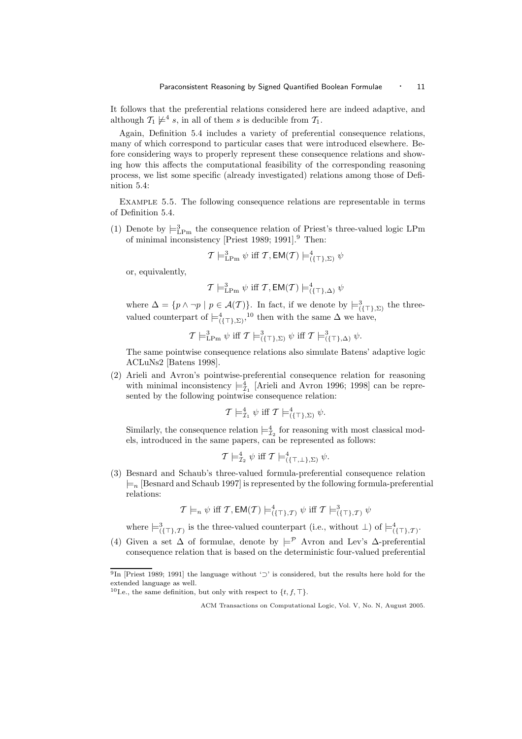It follows that the preferential relations considered here are indeed adaptive, and although $\mathcal{T}_1 \not\models^4 s$, in all of them $s$ is deducible from $\mathcal{T}_1$.

Again, Definition 5.4 includes a variety of preferential consequence relations, many of which correspond to particular cases that were introduced elsewhere. Before considering ways to properly represent these consequence relations and showing how this affects the computational feasibility of the corresponding reasoning process, we list some specific (already investigated) relations among those of Definition 5.4:

Example 5.5. The following consequence relations are representable in terms of Definition 5.4.

(1) Denote by $\models^3_{\rm LPm}$ the consequence relation of Priest's three-valued logic LPm of minimal inconsistency [Priest 1989; 1991].[9] Then:

$$\mathcal{T} \models^3_{\rm LPm} \psi \text{ iff } \mathcal{T}, \mathsf{EM}(\mathcal{T}) \models^4_{(\{\top\},\Sigma)} \psi$$

or, equivalently,

$$\mathcal{T} \models^3_{\rm LPm} \psi \text{ iff } \mathcal{T}, \mathsf{EM}(\mathcal{T}) \models^4_{(\{\top\},\Delta)} \psi$$

where $\Delta = \{p \wedge \neg p \mid p \in \mathcal{A}(\mathcal{T})\}$. In fact, if we denote by $\models^3_{(\{\top\},\Sigma)}$ the three-valued counterpart of $\models^4_{(\{\top\},\Sigma)}$,[10] then with the same $\Delta$ we have,

$$\mathcal{T} \models^3_{\rm LPm} \psi \text{ iff } \mathcal{T} \models^3_{(\{\top\},\Sigma)} \psi \text{ iff } \mathcal{T} \models^3_{(\{\top\},\Delta)} \psi.$$

The same pointwise consequence relations also simulate Batens' adaptive logic ACLuNs2 [Batens 1998].

(2) Arieli and Avron's pointwise-preferential consequence relation for reasoning with minimal inconsistency $\models^4_{\mathcal{I}_1}$ [Arieli and Avron 1996; 1998] can be represented by the following pointwise consequence relation:

$$\mathcal{T} \models^4_{\mathcal{I}_1} \psi \text{ iff } \mathcal{T} \models^4_{(\{\top\},\Sigma)} \psi.$$

Similarly, the consequence relation $\models^4_{\mathcal{I}_2}$ for reasoning with most classical models, introduced in the same papers, can be represented as follows:

$$\mathcal{T} \models^4_{\mathcal{I}_2} \psi \text{ iff } \mathcal{T} \models^4_{(\{\top,\bot\},\Sigma)} \psi.$$

(3) Besnard and Schaub's three-valued formula-preferential consequence relation $\models_n$ [Besnard and Schaub 1997] is represented by the following formula-preferential relations:

$$\mathcal{T} \models_n \psi \text{ iff } \mathcal{T}, \mathsf{EM}(\mathcal{T}) \models^4_{(\{\top\},\mathcal{T})} \psi \text{ iff } \mathcal{T} \models^3_{(\{\top\},\mathcal{T})} \psi$$

where $\models^3_{(\{\top\},\mathcal{T})}$ is the three-valued counterpart (i.e., without $\bot$) of $\models^4_{(\{\top\},\mathcal{T})}$.

(4) Given a set $\Delta$ of formulae, denote by $\models^{\mathcal{P}}$ Avron and Lev's $\Delta$-preferential consequence relation that is based on the deterministic four-valued preferential

---

[9] In [Priest 1989; 1991] the language without '$\supset$' is considered, but the results here hold for the extended language as well.

[10] I.e., the same definition, but only with respect to $\{t, f, \top\}$.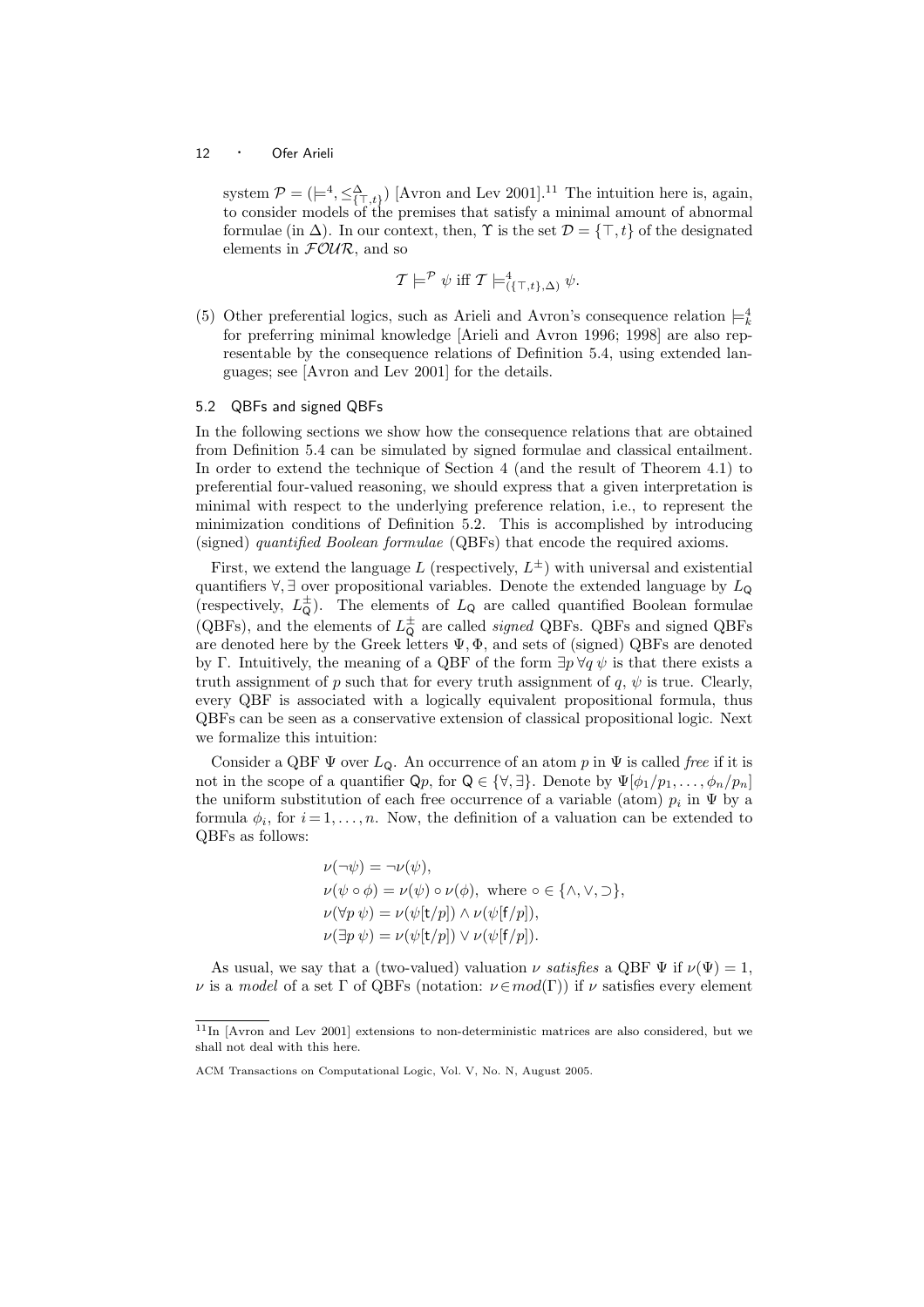system $\mathcal{P} = (\models^4, \leq^{\Delta}_{\{\top,t\}})$ [Avron and Lev 2001].[11] The intuition here is, again, to consider models of the premises that satisfy a minimal amount of abnormal formulae (in $\Delta$). In our context, then, $\Upsilon$ is the set $\mathcal{D} = \{\top, t\}$ of the designated elements in $\mathcal{FOUR}$, and so

$$\mathcal{T} \models^{\mathcal{P}} \psi \text{ iff } \mathcal{T} \models^4_{(\{\top,t\},\Delta)} \psi.$$

(5) Other preferential logics, such as Arieli and Avron's consequence relation $\models^4_k$ for preferring minimal knowledge [Arieli and Avron 1996; 1998] are also representable by the consequence relations of Definition 5.4, using extended languages; see [Avron and Lev 2001] for the details.

### 5.2 QBFs and signed QBFs

In the following sections we show how the consequence relations that are obtained from Definition 5.4 can be simulated by signed formulae and classical entailment. In order to extend the technique of Section 4 (and the result of Theorem 4.1) to preferential four-valued reasoning, we should express that a given interpretation is minimal with respect to the underlying preference relation, i.e., to represent the minimization conditions of Definition 5.2. This is accomplished by introducing (signed) *quantified Boolean formulae* (QBFs) that encode the required axioms.

First, we extend the language $L$ (respectively, $L^{\pm}$) with universal and existential quantifiers $\forall, \exists$ over propositional variables. Denote the extended language by $L_{\mathsf{Q}}$ (respectively, $L^{\pm}_{\mathsf{Q}}$). The elements of $L_{\mathsf{Q}}$ are called quantified Boolean formulae (QBFs), and the elements of $L^{\pm}_{\mathsf{Q}}$ are called *signed* QBFs. QBFs and signed QBFs are denoted here by the Greek letters $\Psi, \Phi$, and sets of (signed) QBFs are denoted by $\Gamma$. Intuitively, the meaning of a QBF of the form $\exists p\, \forall q\, \psi$ is that there exists a truth assignment of $p$ such that for every truth assignment of $q$, $\psi$ is true. Clearly, every QBF is associated with a logically equivalent propositional formula, thus QBFs can be seen as a conservative extension of classical propositional logic. Next we formalize this intuition:

Consider a QBF $\Psi$ over $L_{\mathsf{Q}}$. An occurrence of an atom $p$ in $\Psi$ is called *free* if it is not in the scope of a quantifier $\mathsf{Q}p$, for $\mathsf{Q} \in \{\forall, \exists\}$. Denote by $\Psi[\phi_1/p_1, \ldots, \phi_n/p_n]$ the uniform substitution of each free occurrence of a variable (atom) $p_i$ in $\Psi$ by a formula $\phi_i$, for $i = 1, \ldots, n$. Now, the definition of a valuation can be extended to QBFs as follows:

$$\begin{aligned}
&\nu(\neg\psi) = \neg\nu(\psi),\\
&\nu(\psi \circ \phi) = \nu(\psi) \circ \nu(\phi), \text{ where } \circ \in \{\wedge, \vee, \supset\},\\
&\nu(\forall p\, \psi) = \nu(\psi[\mathsf{t}/p]) \wedge \nu(\psi[\mathsf{f}/p]),\\
&\nu(\exists p\, \psi) = \nu(\psi[\mathsf{t}/p]) \vee \nu(\psi[\mathsf{f}/p]).
\end{aligned}$$

As usual, we say that a (two-valued) valuation $\nu$ *satisfies* a QBF $\Psi$ if $\nu(\Psi) = 1$, $\nu$ is a *model* of a set $\Gamma$ of QBFs (notation: $\nu \in mod(\Gamma)$) if $\nu$ satisfies every element

[11] In [Avron and Lev 2001] extensions to non-deterministic matrices are also considered, but we shall not deal with this here.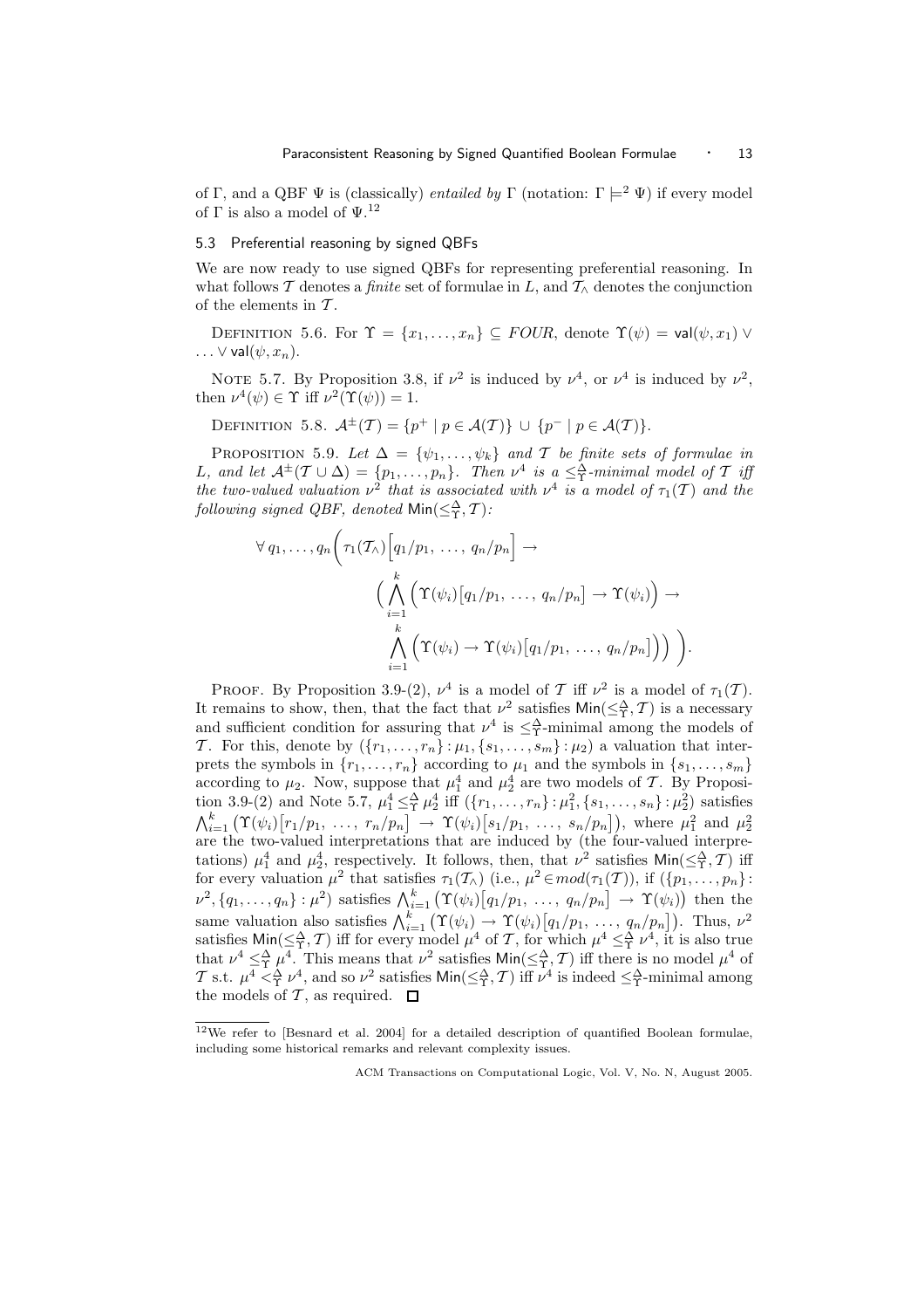of Γ, and a QBF Ψ is (classically) *entailed by* Γ (notation: $\Gamma \models^2 \Psi$) if every model of Γ is also a model of Ψ.[12]

### 5.3 Preferential reasoning by signed QBFs

We are now ready to use signed QBFs for representing preferential reasoning. In what follows $\mathcal{T}$ denotes a *finite* set of formulae in $L$, and $\mathcal{T}_\wedge$ denotes the conjunction of the elements in $\mathcal{T}$.

Definition 5.6. For $\Upsilon = \{x_1, \ldots, x_n\} \subseteq FOUR$, denote $\Upsilon(\psi) = \mathsf{val}(\psi, x_1) \vee \ldots \vee \mathsf{val}(\psi, x_n)$.

Note 5.7. By Proposition 3.8, if $\nu^2$ is induced by $\nu^4$, or $\nu^4$ is induced by $\nu^2$, then $\nu^4(\psi) \in \Upsilon$ iff $\nu^2(\Upsilon(\psi)) = 1$.

Definition 5.8. $\mathcal{A}^{\pm}(\mathcal{T}) = \{p^+ \mid p \in \mathcal{A}(\mathcal{T})\} \cup \{p^- \mid p \in \mathcal{A}(\mathcal{T})\}$.

Proposition 5.9. *Let $\Delta = \{\psi_1, \ldots, \psi_k\}$ and $\mathcal{T}$ be finite sets of formulae in $L$, and let $\mathcal{A}^{\pm}(\mathcal{T} \cup \Delta) = \{p_1, \ldots, p_n\}$. Then $\nu^4$ is a $\leq^{\Delta}_{\Upsilon}$-minimal model of $\mathcal{T}$ iff the two-valued valuation $\nu^2$ that is associated with $\nu^4$ is a model of $\tau_1(\mathcal{T})$ and the following signed QBF, denoted $\mathsf{Min}(\leq^{\Delta}_{\Upsilon}, \mathcal{T})$:*

$$\forall\, q_1, \ldots, q_n \Bigg( \tau_1(\mathcal{T}_\wedge)\big[q_1/p_1,\ \ldots,\ q_n/p_n\big] \rightarrow \Big( \bigwedge_{i=1}^{k} \Big( \Upsilon(\psi_i)\big[q_1/p_1,\ \ldots,\ q_n/p_n\big] \rightarrow \Upsilon(\psi_i) \Big) \rightarrow \bigwedge_{i=1}^{k} \Big( \Upsilon(\psi_i) \rightarrow \Upsilon(\psi_i)\big[q_1/p_1,\ \ldots,\ q_n/p_n\big] \Big) \Big) \Bigg).$$

Proof. By Proposition 3.9-(2), $\nu^4$ is a model of $\mathcal{T}$ iff $\nu^2$ is a model of $\tau_1(\mathcal{T})$. It remains to show, then, that the fact that $\nu^2$ satisfies $\mathsf{Min}(\leq^{\Delta}_{\Upsilon}, \mathcal{T})$ is a necessary and sufficient condition for assuring that $\nu^4$ is $\leq^{\Delta}_{\Upsilon}$-minimal among the models of $\mathcal{T}$. For this, denote by $(\{r_1, \ldots, r_n\} : \mu_1, \{s_1, \ldots, s_m\} : \mu_2)$ a valuation that interprets the symbols in $\{r_1, \ldots, r_n\}$ according to $\mu_1$ and the symbols in $\{s_1, \ldots, s_m\}$ according to $\mu_2$. Now, suppose that $\mu_1^4$ and $\mu_2^4$ are two models of $\mathcal{T}$. By Proposition 3.9-(2) and Note 5.7, $\mu_1^4 \leq^{\Delta}_{\Upsilon} \mu_2^4$ iff $(\{r_1, \ldots, r_n\} : \mu_1^2, \{s_1, \ldots, s_n\} : \mu_2^2)$ satisfies $\bigwedge_{i=1}^{k} \big( \Upsilon(\psi_i)\big[r_1/p_1,\ \ldots,\ r_n/p_n\big] \rightarrow \Upsilon(\psi_i)\big[s_1/p_1,\ \ldots,\ s_n/p_n\big] \big)$, where $\mu_1^2$ and $\mu_2^2$ are the two-valued interpretations that are induced by (the four-valued interpretations) $\mu_1^4$ and $\mu_2^4$, respectively. It follows, then, that $\nu^2$ satisfies $\mathsf{Min}(\leq^{\Delta}_{\Upsilon}, \mathcal{T})$ iff for every valuation $\mu^2$ that satisfies $\tau_1(\mathcal{T}_\wedge)$ (i.e., $\mu^2 \in mod(\tau_1(\mathcal{T}))$), if $(\{p_1, \ldots, p_n\} : \nu^2, \{q_1, \ldots, q_n\} : \mu^2)$ satisfies $\bigwedge_{i=1}^{k} \big( \Upsilon(\psi_i)\big[q_1/p_1,\ \ldots,\ q_n/p_n\big] \rightarrow \Upsilon(\psi_i) \big)$ then the same valuation also satisfies $\bigwedge_{i=1}^{k} \big( \Upsilon(\psi_i) \rightarrow \Upsilon(\psi_i)\big[q_1/p_1,\ \ldots,\ q_n/p_n\big] \big)$. Thus, $\nu^2$ satisfies $\mathsf{Min}(\leq^{\Delta}_{\Upsilon}, \mathcal{T})$ iff for every model $\mu^4$ of $\mathcal{T}$, for which $\mu^4 \leq^{\Delta}_{\Upsilon} \nu^4$, it is also true that $\nu^4 \leq^{\Delta}_{\Upsilon} \mu^4$. This means that $\nu^2$ satisfies $\mathsf{Min}(\leq^{\Delta}_{\Upsilon}, \mathcal{T})$ iff there is no model $\mu^4$ of $\mathcal{T}$ s.t. $\mu^4 <^{\Delta}_{\Upsilon} \nu^4$, and so $\nu^2$ satisfies $\mathsf{Min}(\leq^{\Delta}_{\Upsilon}, \mathcal{T})$ iff $\nu^4$ is indeed $\leq^{\Delta}_{\Upsilon}$-minimal among the models of $\mathcal{T}$, as required. □

[12] We refer to [Besnard et al. 2004] for a detailed description of quantified Boolean formulae, including some historical remarks and relevant complexity issues.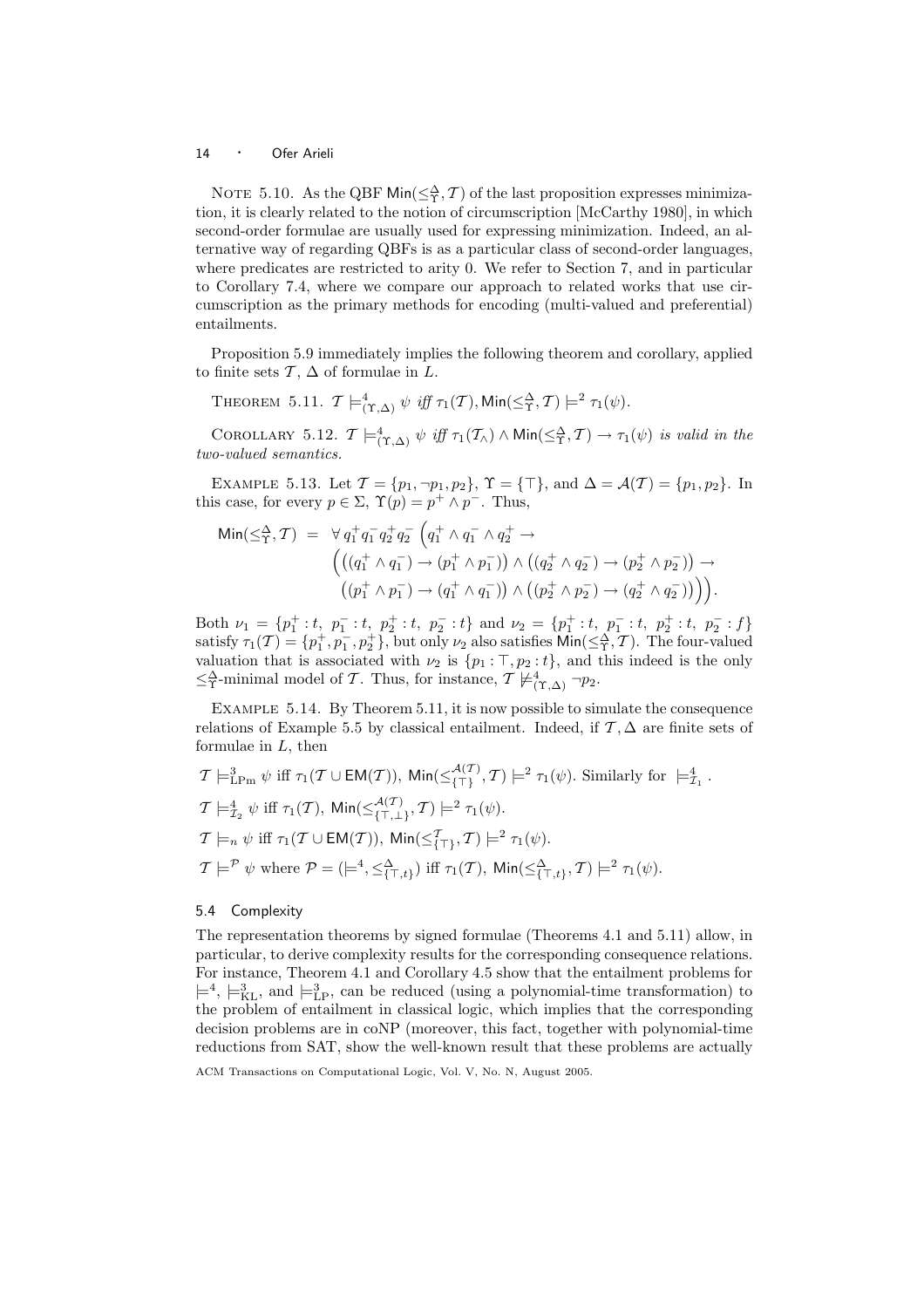NOTE 5.10. As the QBF $\mathsf{Min}(\leq^{\Delta}_{\Upsilon}, \mathcal{T})$ of the last proposition expresses minimization, it is clearly related to the notion of circumscription [McCarthy 1980], in which second-order formulae are usually used for expressing minimization. Indeed, an alternative way of regarding QBFs is as a particular class of second-order languages, where predicates are restricted to arity 0. We refer to Section 7, and in particular to Corollary 7.4, where we compare our approach to related works that use circumscription as the primary methods for encoding (multi-valued and preferential) entailments.

Proposition 5.9 immediately implies the following theorem and corollary, applied to finite sets $\mathcal{T}$, $\Delta$ of formulae in $L$.

THEOREM 5.11. *$\mathcal{T} \models^4_{(\Upsilon,\Delta)} \psi$ iff $\tau_1(\mathcal{T}), \mathsf{Min}(\leq^{\Delta}_{\Upsilon}, \mathcal{T}) \models^2 \tau_1(\psi)$.*

COROLLARY 5.12. *$\mathcal{T} \models^4_{(\Upsilon,\Delta)} \psi$ iff $\tau_1(\mathcal{T}_\wedge) \wedge \mathsf{Min}(\leq^{\Delta}_{\Upsilon}, \mathcal{T}) \rightarrow \tau_1(\psi)$ is valid in the two-valued semantics.*

EXAMPLE 5.13. Let $\mathcal{T} = \{p_1, \neg p_1, p_2\}$, $\Upsilon = \{\top\}$, and $\Delta = \mathcal{A}(\mathcal{T}) = \{p_1, p_2\}$. In this case, for every $p \in \Sigma$, $\Upsilon(p) = p^+ \wedge p^-$. Thus,

$$\begin{aligned}
\mathsf{Min}(\leq^{\Delta}_{\Upsilon}, \mathcal{T}) \;=\; & \forall\, q_1^+ q_1^- q_2^+ q_2^- \,\Big(q_1^+ \wedge q_1^- \wedge q_2^+ \rightarrow \\
& \Big(\big((q_1^+ \wedge q_1^-) \rightarrow (p_1^+ \wedge p_1^-)\big) \wedge \big((q_2^+ \wedge q_2^-) \rightarrow (p_2^+ \wedge p_2^-)\big) \rightarrow \\
& \big((p_1^+ \wedge p_1^-) \rightarrow (q_1^+ \wedge q_1^-)\big) \wedge \big((p_2^+ \wedge p_2^-) \rightarrow (q_2^+ \wedge q_2^-)\big)\Big)\Big).
\end{aligned}$$

Both $\nu_1 = \{p_1^+ : t,\ p_1^- : t,\ p_2^+ : t,\ p_2^- : t\}$ and $\nu_2 = \{p_1^+ : t,\ p_1^- : t,\ p_2^+ : t,\ p_2^- : f\}$ satisfy $\tau_1(\mathcal{T}) = \{p_1^+, p_1^-, p_2^+\}$, but only $\nu_2$ also satisfies $\mathsf{Min}(\leq^{\Delta}_{\Upsilon}, \mathcal{T})$. The four-valued valuation that is associated with $\nu_2$ is $\{p_1 : \top, p_2 : t\}$, and this indeed is the only $\leq^{\Delta}_{\Upsilon}$-minimal model of $\mathcal{T}$. Thus, for instance, $\mathcal{T} \not\models^4_{(\Upsilon,\Delta)} \neg p_2$.

EXAMPLE 5.14. By Theorem 5.11, it is now possible to simulate the consequence relations of Example 5.5 by classical entailment. Indeed, if $\mathcal{T}, \Delta$ are finite sets of formulae in $L$, then

$\mathcal{T} \models^3_{\mathrm{LPm}} \psi$ iff $\tau_1(\mathcal{T} \cup \mathsf{EM}(\mathcal{T}))$, $\mathsf{Min}(\leq^{\mathcal{A}(\mathcal{T})}_{\{\top\}}, \mathcal{T}) \models^2 \tau_1(\psi)$. Similarly for $\models^4_{\mathcal{I}_1}$.

$\mathcal{T} \models^4_{\mathcal{I}_2} \psi$ iff $\tau_1(\mathcal{T})$, $\mathsf{Min}(\leq^{\mathcal{A}(\mathcal{T})}_{\{\top,\bot\}}, \mathcal{T}) \models^2 \tau_1(\psi)$.

$\mathcal{T} \models_n \psi$ iff $\tau_1(\mathcal{T} \cup \mathsf{EM}(\mathcal{T}))$, $\mathsf{Min}(\leq^{\mathcal{T}}_{\{\top\}}, \mathcal{T}) \models^2 \tau_1(\psi)$.

$\mathcal{T} \models^{\mathcal{P}} \psi$ where $\mathcal{P} = (\models^4, \leq^{\Delta}_{\{\top,t\}})$ iff $\tau_1(\mathcal{T})$, $\mathsf{Min}(\leq^{\Delta}_{\{\top,t\}}, \mathcal{T}) \models^2 \tau_1(\psi)$.

### 5.4 Complexity

The representation theorems by signed formulae (Theorems 4.1 and 5.11) allow, in particular, to derive complexity results for the corresponding consequence relations. For instance, Theorem 4.1 and Corollary 4.5 show that the entailment problems for $\models^4$, $\models^3_{\mathrm{KL}}$, and $\models^3_{\mathrm{LP}}$, can be reduced (using a polynomial-time transformation) to the problem of entailment in classical logic, which implies that the corresponding decision problems are in coNP (moreover, this fact, together with polynomial-time reductions from SAT, show the well-known result that these problems are actually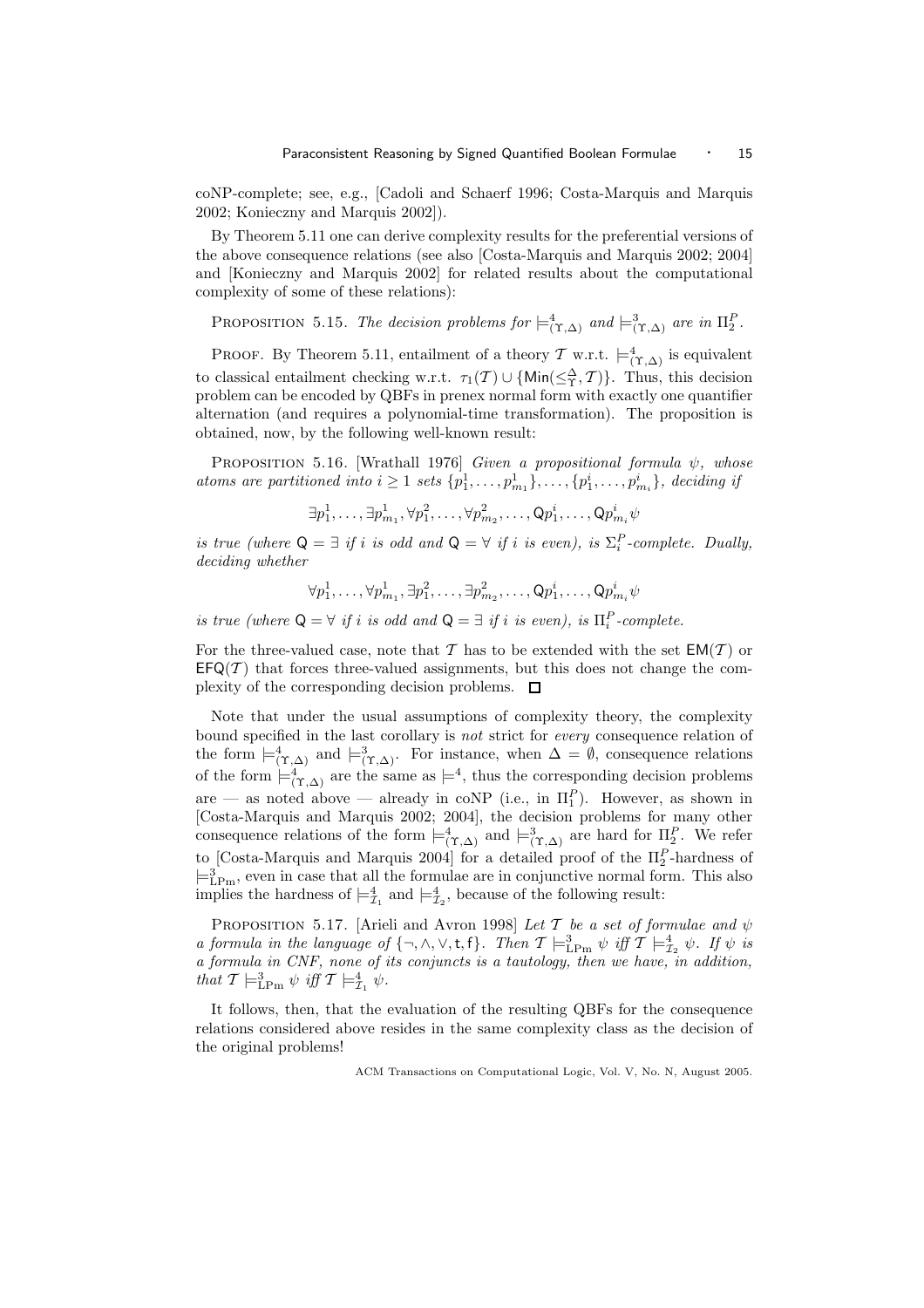coNP-complete; see, e.g., [Cadoli and Schaerf 1996; Costa-Marquis and Marquis 2002; Konieczny and Marquis 2002]).

By Theorem 5.11 one can derive complexity results for the preferential versions of the above consequence relations (see also [Costa-Marquis and Marquis 2002; 2004] and [Konieczny and Marquis 2002] for related results about the computational complexity of some of these relations):

Proposition 5.15. *The decision problems for $\models^4_{(\Upsilon,\Delta)}$ and $\models^3_{(\Upsilon,\Delta)}$ are in $\Pi^P_2$.*

Proof. By Theorem 5.11, entailment of a theory $\mathcal{T}$ w.r.t. $\models^4_{(\Upsilon,\Delta)}$ is equivalent to classical entailment checking w.r.t. $\tau_1(\mathcal{T}) \cup \{\mathsf{Min}(\leq^\Delta_\Upsilon, \mathcal{T})\}$. Thus, this decision problem can be encoded by QBFs in prenex normal form with exactly one quantifier alternation (and requires a polynomial-time transformation). The proposition is obtained, now, by the following well-known result:

Proposition 5.16. [Wrathall 1976] *Given a propositional formula $\psi$, whose atoms are partitioned into $i \geq 1$ sets $\{p^1_1, \ldots, p^1_{m_1}\}, \ldots, \{p^i_1, \ldots, p^i_{m_i}\}$, deciding if*

$$\exists p^1_1, \ldots, \exists p^1_{m_1}, \forall p^2_1, \ldots, \forall p^2_{m_2}, \ldots, \mathsf{Q} p^i_1, \ldots, \mathsf{Q} p^i_{m_i} \psi$$

*is true (where $\mathsf{Q} = \exists$ if $i$ is odd and $\mathsf{Q} = \forall$ if $i$ is even), is $\Sigma^P_i$-complete. Dually, deciding whether*

$$\forall p^1_1, \ldots, \forall p^1_{m_1}, \exists p^2_1, \ldots, \exists p^2_{m_2}, \ldots, \mathsf{Q} p^i_1, \ldots, \mathsf{Q} p^i_{m_i} \psi$$

*is true (where $\mathsf{Q} = \forall$ if $i$ is odd and $\mathsf{Q} = \exists$ if $i$ is even), is $\Pi^P_i$-complete.*

For the three-valued case, note that $\mathcal{T}$ has to be extended with the set $\mathsf{EM}(\mathcal{T})$ or $\mathsf{EFQ}(\mathcal{T})$ that forces three-valued assignments, but this does not change the complexity of the corresponding decision problems. □

Note that under the usual assumptions of complexity theory, the complexity bound specified in the last corollary is *not* strict for *every* consequence relation of the form $\models^4_{(\Upsilon,\Delta)}$ and $\models^3_{(\Upsilon,\Delta)}$. For instance, when $\Delta = \emptyset$, consequence relations of the form $\models^4_{(\Upsilon,\Delta)}$ are the same as $\models^4$, thus the corresponding decision problems are — as noted above — already in coNP (i.e., in $\Pi^P_1$). However, as shown in [Costa-Marquis and Marquis 2002; 2004], the decision problems for many other consequence relations of the form $\models^4_{(\Upsilon,\Delta)}$ and $\models^3_{(\Upsilon,\Delta)}$ are hard for $\Pi^P_2$. We refer to [Costa-Marquis and Marquis 2004] for a detailed proof of the $\Pi^P_2$-hardness of $\models^3_{\mathrm{LPm}}$, even in case that all the formulae are in conjunctive normal form. This also implies the hardness of $\models^4_{\mathcal{I}_1}$ and $\models^4_{\mathcal{I}_2}$, because of the following result:

Proposition 5.17. [Arieli and Avron 1998] *Let $\mathcal{T}$ be a set of formulae and $\psi$ a formula in the language of $\{\neg, \wedge, \vee, \mathsf{t}, \mathsf{f}\}$. Then $\mathcal{T} \models^3_{\mathrm{LPm}} \psi$ iff $\mathcal{T} \models^4_{\mathcal{I}_2} \psi$. If $\psi$ is a formula in CNF, none of its conjuncts is a tautology, then we have, in addition, that $\mathcal{T} \models^3_{\mathrm{LPm}} \psi$ iff $\mathcal{T} \models^4_{\mathcal{I}_1} \psi$.*

It follows, then, that the evaluation of the resulting QBFs for the consequence relations considered above resides in the same complexity class as the decision of the original problems!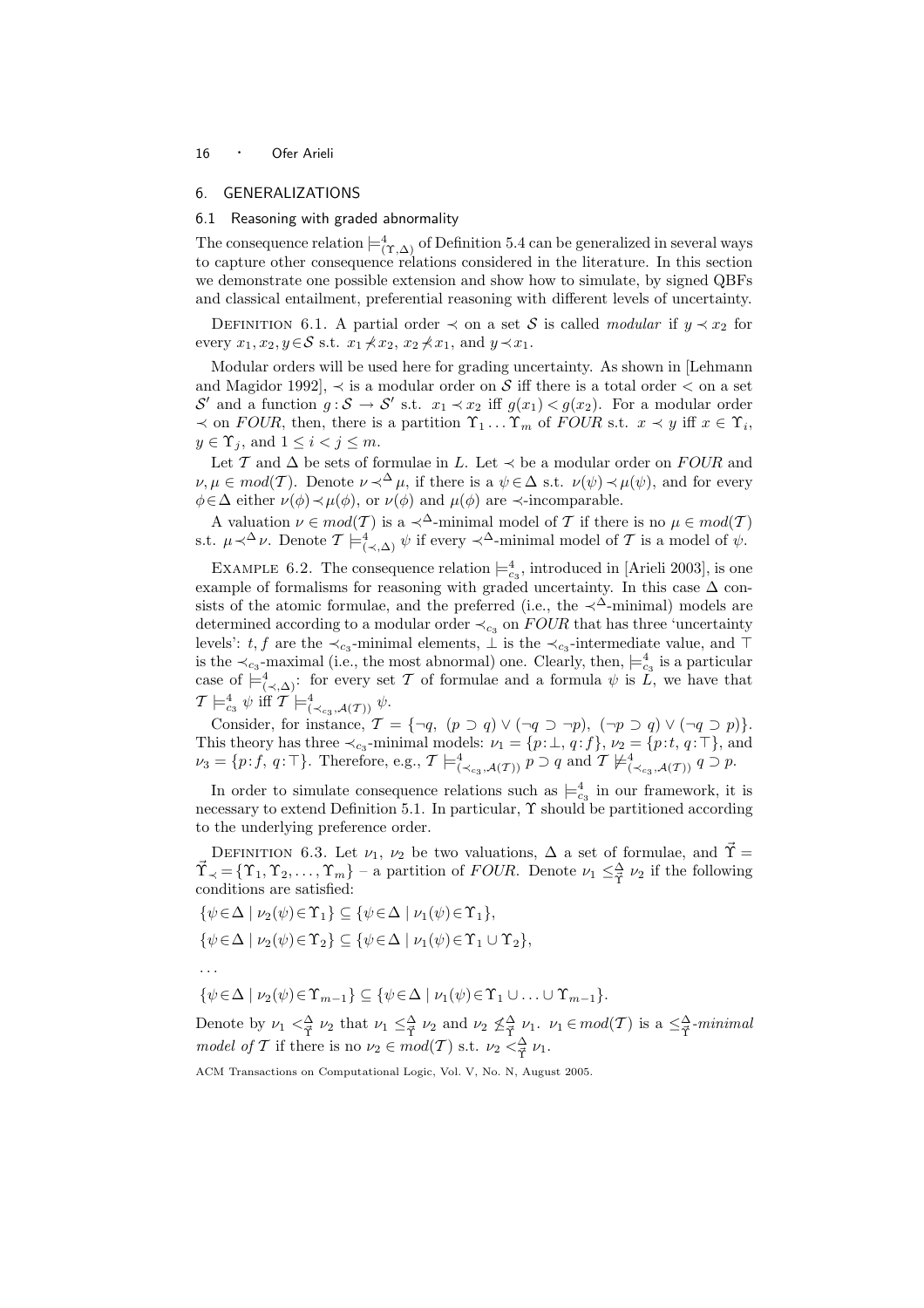## 6. GENERALIZATIONS

### 6.1 Reasoning with graded abnormality

The consequence relation $\models^4_{(\Upsilon,\Delta)}$ of Definition 5.4 can be generalized in several ways to capture other consequence relations considered in the literature. In this section we demonstrate one possible extension and show how to simulate, by signed QBFs and classical entailment, preferential reasoning with different levels of uncertainty.

Definition 6.1. A partial order $\prec$ on a set $\mathcal{S}$ is called *modular* if $y \prec x_2$ for every $x_1, x_2, y \in \mathcal{S}$ s.t. $x_1 \not\prec x_2$, $x_2 \not\prec x_1$, and $y \prec x_1$.

Modular orders will be used here for grading uncertainty. As shown in [Lehmann and Magidor 1992], $\prec$ is a modular order on $\mathcal{S}$ iff there is a total order $<$ on a set $\mathcal{S}'$ and a function $g : \mathcal{S} \to \mathcal{S}'$ s.t. $x_1 \prec x_2$ iff $g(x_1) < g(x_2)$. For a modular order $\prec$ on *FOUR*, then, there is a partition $\Upsilon_1 \ldots \Upsilon_m$ of *FOUR* s.t. $x \prec y$ iff $x \in \Upsilon_i$, $y \in \Upsilon_j$, and $1 \leq i < j \leq m$.

Let $\mathcal{T}$ and $\Delta$ be sets of formulae in $L$. Let $\prec$ be a modular order on *FOUR* and $\nu, \mu \in mod(\mathcal{T})$. Denote $\nu \prec^\Delta \mu$, if there is a $\psi \in \Delta$ s.t. $\nu(\psi) \prec \mu(\psi)$, and for every $\phi \in \Delta$ either $\nu(\phi) \prec \mu(\phi)$, or $\nu(\phi)$ and $\mu(\phi)$ are $\prec$-incomparable.

A valuation $\nu \in mod(\mathcal{T})$ is a $\prec^\Delta$-minimal model of $\mathcal{T}$ if there is no $\mu \in mod(\mathcal{T})$ s.t. $\mu \prec^\Delta \nu$. Denote $\mathcal{T} \models^4_{(\prec,\Delta)} \psi$ if every $\prec^\Delta$-minimal model of $\mathcal{T}$ is a model of $\psi$.

Example 6.2. The consequence relation $\models^4_{c_3}$, introduced in [Arieli 2003], is one example of formalisms for reasoning with graded uncertainty. In this case $\Delta$ consists of the atomic formulae, and the preferred (i.e., the $\prec^\Delta$-minimal) models are determined according to a modular order $\prec_{c_3}$ on *FOUR* that has three 'uncertainty levels': $t, f$ are the $\prec_{c_3}$-minimal elements, $\bot$ is the $\prec_{c_3}$-intermediate value, and $\top$ is the $\prec_{c_3}$-maximal (i.e., the most abnormal) one. Clearly, then, $\models^4_{c_3}$ is a particular case of $\models^4_{(\prec,\Delta)}$: for every set $\mathcal{T}$ of formulae and a formula $\psi$ is $L$, we have that $\mathcal{T} \models^4_{c_3} \psi$ iff $\mathcal{T} \models^4_{(\prec_{c_3},\mathcal{A}(\mathcal{T}))} \psi$.

Consider, for instance, $\mathcal{T} = \{\neg q,\ (p \supset q) \vee (\neg q \supset \neg p),\ (\neg p \supset q) \vee (\neg q \supset p)\}$. This theory has three $\prec_{c_3}$-minimal models: $\nu_1 = \{p{:}\bot,\ q{:}f\}$, $\nu_2 = \{p{:}t,\ q{:}\top\}$, and $\nu_3 = \{p{:}f,\ q{:}\top\}$. Therefore, e.g., $\mathcal{T} \models^4_{(\prec_{c_3},\mathcal{A}(\mathcal{T}))} p \supset q$ and $\mathcal{T} \not\models^4_{(\prec_{c_3},\mathcal{A}(\mathcal{T}))} q \supset p$.

In order to simulate consequence relations such as $\models^4_{c_3}$ in our framework, it is necessary to extend Definition 5.1. In particular, $\Upsilon$ should be partitioned according to the underlying preference order.

Definition 6.3. Let $\nu_1$, $\nu_2$ be two valuations, $\Delta$ a set of formulae, and $\vec{\Upsilon} = \vec{\Upsilon}_\prec = \{\Upsilon_1, \Upsilon_2, \ldots, \Upsilon_m\}$ – a partition of *FOUR*. Denote $\nu_1 \leq^\Delta_{\vec{\Upsilon}} \nu_2$ if the following conditions are satisfied:

$\{\psi \in \Delta \mid \nu_2(\psi) \in \Upsilon_1\} \subseteq \{\psi \in \Delta \mid \nu_1(\psi) \in \Upsilon_1\}$,

$\{\psi \in \Delta \mid \nu_2(\psi) \in \Upsilon_2\} \subseteq \{\psi \in \Delta \mid \nu_1(\psi) \in \Upsilon_1 \cup \Upsilon_2\}$,

$\ldots$

$\{\psi \in \Delta \mid \nu_2(\psi) \in \Upsilon_{m-1}\} \subseteq \{\psi \in \Delta \mid \nu_1(\psi) \in \Upsilon_1 \cup \ldots \cup \Upsilon_{m-1}\}$.

Denote by $\nu_1 <^\Delta_{\vec{\Upsilon}} \nu_2$ that $\nu_1 \leq^\Delta_{\vec{\Upsilon}} \nu_2$ and $\nu_2 \not\leq^\Delta_{\vec{\Upsilon}} \nu_1$. $\nu_1 \in mod(\mathcal{T})$ is a $\leq^\Delta_{\vec{\Upsilon}}$-*minimal model of* $\mathcal{T}$ if there is no $\nu_2 \in mod(\mathcal{T})$ s.t. $\nu_2 <^\Delta_{\vec{\Upsilon}} \nu_1$.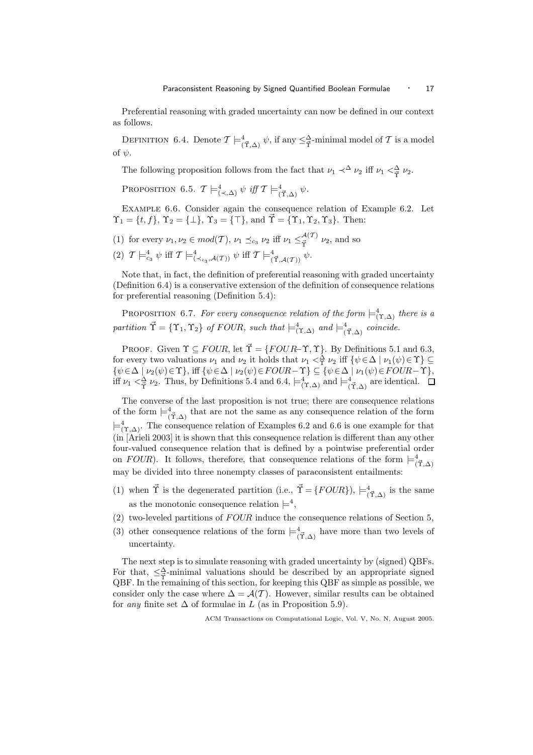Preferential reasoning with graded uncertainty can now be defined in our context as follows.

Definition 6.4. Denote $\mathcal{T} \models^4_{(\vec{\Upsilon},\Delta)} \psi$, if any $\leq^{\Delta}_{\vec{\Upsilon}}$-minimal model of $\mathcal{T}$ is a model of $\psi$.

The following proposition follows from the fact that $\nu_1 \prec^{\Delta} \nu_2$ iff $\nu_1 <^{\Delta}_{\vec{\Upsilon}} \nu_2$.

Proposition 6.5. $\mathcal{T} \models^4_{(\prec,\Delta)} \psi$ *iff* $\mathcal{T} \models^4_{(\vec{\Upsilon},\Delta)} \psi$.

Example 6.6. Consider again the consequence relation of Example 6.2. Let $\Upsilon_1 = \{t, f\}$, $\Upsilon_2 = \{\bot\}$, $\Upsilon_3 = \{\top\}$, and $\vec{\Upsilon} = \{\Upsilon_1, \Upsilon_2, \Upsilon_3\}$. Then:

(1) for every $\nu_1, \nu_2 \in mod(\mathcal{T})$, $\nu_1 \preceq_{c_3} \nu_2$ iff $\nu_1 \leq^{\mathcal{A}(\mathcal{T})}_{\vec{\Upsilon}} \nu_2$, and so

(2) $\mathcal{T} \models^4_{c_3} \psi$ iff $\mathcal{T} \models^4_{(\prec_{c_3},\mathcal{A}(\mathcal{T}))} \psi$ iff $\mathcal{T} \models^4_{(\vec{\Upsilon},\mathcal{A}(\mathcal{T}))} \psi$.

Note that, in fact, the definition of preferential reasoning with graded uncertainty (Definition 6.4) is a conservative extension of the definition of consequence relations for preferential reasoning (Definition 5.4):

Proposition 6.7. *For every consequence relation of the form* $\models^4_{(\Upsilon,\Delta)}$ *there is a partition* $\vec{\Upsilon} = \{\Upsilon_1, \Upsilon_2\}$ *of* $FOUR$*, such that* $\models^4_{(\Upsilon,\Delta)}$ *and* $\models^4_{(\vec{\Upsilon},\Delta)}$ *coincide.*

Proof. Given $\Upsilon \subseteq FOUR$, let $\vec{\Upsilon} = \{FOUR-\Upsilon, \Upsilon\}$. By Definitions 5.1 and 6.3, for every two valuations $\nu_1$ and $\nu_2$ it holds that $\nu_1 <^{\Delta}_{\Upsilon} \nu_2$ iff $\{\psi \in \Delta \mid \nu_1(\psi) \in \Upsilon\} \subseteq \{\psi \in \Delta \mid \nu_2(\psi) \in \Upsilon\}$, iff $\{\psi \in \Delta \mid \nu_2(\psi) \in FOUR-\Upsilon\} \subseteq \{\psi \in \Delta \mid \nu_1(\psi) \in FOUR-\Upsilon\}$, iff $\nu_1 <^{\Delta}_{\vec{\Upsilon}} \nu_2$. Thus, by Definitions 5.4 and 6.4, $\models^4_{(\Upsilon,\Delta)}$ and $\models^4_{(\vec{\Upsilon},\Delta)}$ are identical. $\square$

The converse of the last proposition is not true; there are consequence relations of the form $\models^4_{(\vec{\Upsilon},\Delta)}$ that are not the same as any consequence relation of the form $\models^4_{(\Upsilon,\Delta)}$. The consequence relation of Examples 6.2 and 6.6 is one example for that (in [Arieli 2003] it is shown that this consequence relation is different than any other four-valued consequence relation that is defined by a pointwise preferential order on $FOUR$). It follows, therefore, that consequence relations of the form $\models^4_{(\vec{\Upsilon},\Delta)}$ may be divided into three nonempty classes of paraconsistent entailments:

(1) when $\vec{\Upsilon}$ is the degenerated partition (i.e., $\vec{\Upsilon} = \{FOUR\}$), $\models^4_{(\vec{\Upsilon},\Delta)}$ is the same as the monotonic consequence relation $\models^4$,

(2) two-leveled partitions of $FOUR$ induce the consequence relations of Section 5,

(3) other consequence relations of the form $\models^4_{(\vec{\Upsilon},\Delta)}$ have more than two levels of uncertainty.

The next step is to simulate reasoning with graded uncertainty by (signed) QBFs. For that, $\leq^{\Delta}_{\vec{\Upsilon}}$-minimal valuations should be described by an appropriate signed QBF. In the remaining of this section, for keeping this QBF as simple as possible, we consider only the case where $\Delta = \mathcal{A}(\mathcal{T})$. However, similar results can be obtained for *any* finite set $\Delta$ of formulae in $L$ (as in Proposition 5.9).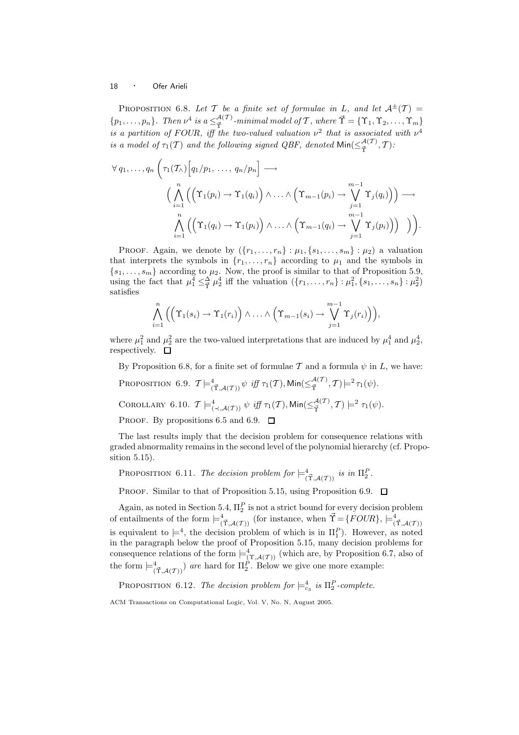PROPOSITION 6.8. *Let $\mathcal{T}$ be a finite set of formulae in $L$, and let $\mathcal{A}^{\pm}(\mathcal{T}) = \{p_1, \ldots, p_n\}$. Then $\nu^4$ is a $\leq^{\mathcal{A}(\mathcal{T})}_{\vec{\Upsilon}}$-minimal model of $\mathcal{T}$, where $\vec{\Upsilon} = \{\Upsilon_1, \Upsilon_2, \ldots, \Upsilon_m\}$ is a partition of FOUR, iff the two-valued valuation $\nu^2$ that is associated with $\nu^4$ is a model of $\tau_1(\mathcal{T})$ and the following signed QBF, denoted $\mathsf{Min}(\leq^{\mathcal{A}(\mathcal{T})}_{\vec{\Upsilon}}, \mathcal{T})$:*

$$
\begin{aligned}
\forall\, q_1, \ldots, q_n \Bigg( \tau_1(\mathcal{T}_\wedge)\Big[q_1/p_1,\ \ldots,\ q_n/p_n\Big] \longrightarrow \\
\Big( \bigwedge_{i=1}^{n} \Big( \Big(\Upsilon_1(p_i) \rightarrow \Upsilon_1(q_i)\Big) \wedge \ldots \wedge \Big(\Upsilon_{m-1}(p_i) \rightarrow \bigvee_{j=1}^{m-1} \Upsilon_j(q_i)\Big)\Big) \longrightarrow \\
\bigwedge_{i=1}^{n} \Big( \Big(\Upsilon_1(q_i) \rightarrow \Upsilon_1(p_i)\Big) \wedge \ldots \wedge \Big(\Upsilon_{m-1}(q_i) \rightarrow \bigvee_{j=1}^{m-1} \Upsilon_j(p_i)\Big)\Big) \quad \Big)\Bigg).
\end{aligned}
$$

PROOF. Again, we denote by $(\{r_1, \ldots, r_n\} : \mu_1, \{s_1, \ldots, s_m\} : \mu_2)$ a valuation that interprets the symbols in $\{r_1, \ldots, r_n\}$ according to $\mu_1$ and the symbols in $\{s_1, \ldots, s_m\}$ according to $\mu_2$. Now, the proof is similar to that of Proposition 5.9, using the fact that $\mu_1^4 \leq^{\Delta}_{\vec{\Upsilon}} \mu_2^4$ iff the valuation $(\{r_1, \ldots, r_n\} : \mu_1^2, \{s_1, \ldots, s_n\} : \mu_2^2)$ satisfies

$$
\bigwedge_{i=1}^{n} \Big( \Big(\Upsilon_1(s_i) \rightarrow \Upsilon_1(r_i)\Big) \wedge \ldots \wedge \Big(\Upsilon_{m-1}(s_i) \rightarrow \bigvee_{j=1}^{m-1} \Upsilon_j(r_i)\Big)\Big),
$$

where $\mu_1^2$ and $\mu_2^2$ are the two-valued interpretations that are induced by $\mu_1^4$ and $\mu_2^4$, respectively. $\square$

By Proposition 6.8, for a finite set of formulae $\mathcal{T}$ and a formula $\psi$ in $L$, we have:

PROPOSITION 6.9. $\mathcal{T} \models^4_{(\vec{\Upsilon},\mathcal{A}(\mathcal{T}))} \psi$ *iff* $\tau_1(\mathcal{T}), \mathsf{Min}(\leq^{\mathcal{A}(\mathcal{T})}_{\vec{\Upsilon}}, \mathcal{T}) \models^2 \tau_1(\psi)$.

COROLLARY 6.10. $\mathcal{T} \models^4_{(\prec,\mathcal{A}(\mathcal{T}))} \psi$ *iff* $\tau_1(\mathcal{T}), \mathsf{Min}(\leq^{\mathcal{A}(\mathcal{T})}_{\vec{\Upsilon}}, \mathcal{T}) \models^2 \tau_1(\psi)$.

PROOF. By propositions 6.5 and 6.9. $\square$

The last results imply that the decision problem for consequence relations with graded abnormality remains in the second level of the polynomial hierarchy (cf. Proposition 5.15).

PROPOSITION 6.11. *The decision problem for* $\models^4_{(\vec{\Upsilon},\mathcal{A}(\mathcal{T}))}$ *is in* $\Pi^P_2$.

PROOF. Similar to that of Proposition 5.15, using Proposition 6.9. $\square$

Again, as noted in Section 5.4, $\Pi^P_2$ is not a strict bound for every decision problem of entailments of the form $\models^4_{(\vec{\Upsilon},\mathcal{A}(\mathcal{T}))}$ (for instance, when $\vec{\Upsilon} = \{FOUR\}$, $\models^4_{(\vec{\Upsilon},\mathcal{A}(\mathcal{T}))}$ is equivalent to $\models^4$, the decision problem of which is in $\Pi^P_1$). However, as noted in the paragraph below the proof of Proposition 5.15, many decision problems for consequence relations of the form $\models^4_{(\Upsilon,\mathcal{A}(\mathcal{T}))}$ (which are, by Proposition 6.7, also of the form $\models^4_{(\vec{\Upsilon},\mathcal{A}(\mathcal{T}))}$) *are* hard for $\Pi^P_2$. Below we give one more example:

PROPOSITION 6.12. *The decision problem for* $\models^4_{c_3}$ *is* $\Pi^P_2$*-complete.*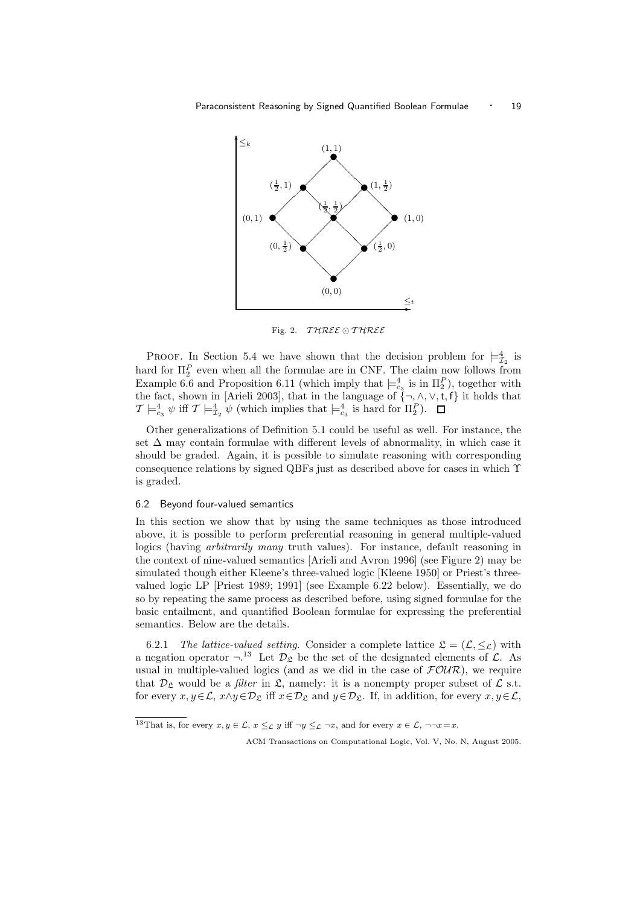Fig. 2. $\mathcal{THREE} \odot \mathcal{THREE}$

PROOF. In Section 5.4 we have shown that the decision problem for $\models^4_{\mathcal{I}_2}$ is hard for $\Pi^P_2$ even when all the formulae are in CNF. The claim now follows from Example 6.6 and Proposition 6.11 (which imply that $\models^4_{c_3}$ is in $\Pi^P_2$), together with the fact, shown in [Arieli 2003], that in the language of $\{\neg, \wedge, \vee, \mathsf{t}, \mathsf{f}\}$ it holds that $\mathcal{T} \models^4_{c_3} \psi$ iff $\mathcal{T} \models^4_{\mathcal{I}_2} \psi$ (which implies that $\models^4_{c_3}$ is hard for $\Pi^P_2$). $\square$

Other generalizations of Definition 5.1 could be useful as well. For instance, the set $\Delta$ may contain formulae with different levels of abnormality, in which case it should be graded. Again, it is possible to simulate reasoning with corresponding consequence relations by signed QBFs just as described above for cases in which $\Upsilon$ is graded.

### 6.2 Beyond four-valued semantics

In this section we show that by using the same techniques as those introduced above, it is possible to perform preferential reasoning in general multiple-valued logics (having *arbitrarily* many truth values). For instance, default reasoning in the context of nine-valued semantics [Arieli and Avron 1996] (see Figure 2) may be simulated though either Kleene's three-valued logic [Kleene 1950] or Priest's three-valued logic LP [Priest 1989; 1991] (see Example 6.22 below). Essentially, we do so by repeating the same process as described before, using signed formulae for the basic entailment, and quantified Boolean formulae for expressing the preferential semantics. Below are the details.

6.2.1 *The lattice-valued setting.* Consider a complete lattice $\mathfrak{L} = (\mathcal{L}, \leq_{\mathcal{L}})$ with a negation operator $\neg$.[13] Let $\mathcal{D}_{\mathfrak{L}}$ be the set of the designated elements of $\mathcal{L}$. As usual in multiple-valued logics (and as we did in the case of $\mathcal{FOUR}$), we require that $\mathcal{D}_{\mathfrak{L}}$ would be a *filter* in $\mathfrak{L}$, namely: it is a nonempty proper subset of $\mathcal{L}$ s.t. for every $x, y \in \mathcal{L}$, $x \wedge y \in \mathcal{D}_{\mathfrak{L}}$ iff $x \in \mathcal{D}_{\mathfrak{L}}$ and $y \in \mathcal{D}_{\mathfrak{L}}$. If, in addition, for every $x, y \in \mathcal{L}$,

[13] That is, for every $x, y \in \mathcal{L}$, $x \leq_{\mathcal{L}} y$ iff $\neg y \leq_{\mathcal{L}} \neg x$, and for every $x \in \mathcal{L}$, $\neg\neg x = x$.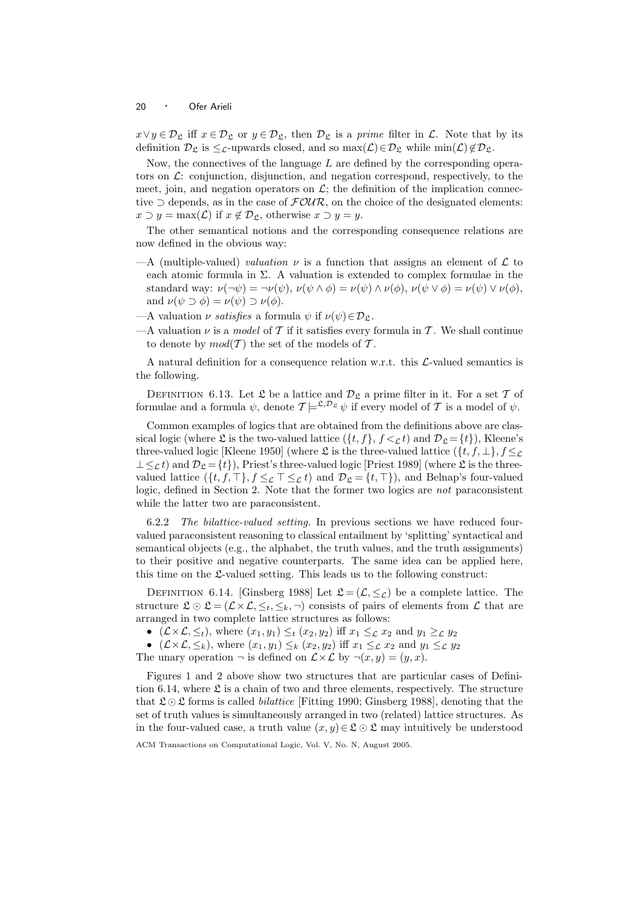$x \vee y \in \mathcal{D}_{\mathfrak{L}}$ iff $x \in \mathcal{D}_{\mathfrak{L}}$ or $y \in \mathcal{D}_{\mathfrak{L}}$, then $\mathcal{D}_{\mathfrak{L}}$ is a *prime* filter in $\mathcal{L}$. Note that by its definition $\mathcal{D}_{\mathfrak{L}}$ is $\leq_{\mathcal{L}}$-upwards closed, and so $\max(\mathcal{L}) \in \mathcal{D}_{\mathfrak{L}}$ while $\min(\mathcal{L}) \notin \mathcal{D}_{\mathfrak{L}}$.

Now, the connectives of the language $L$ are defined by the corresponding operators on $\mathcal{L}$: conjunction, disjunction, and negation correspond, respectively, to the meet, join, and negation operators on $\mathcal{L}$; the definition of the implication connective $\supset$ depends, as in the case of $\mathcal{FOUR}$, on the choice of the designated elements: $x \supset y = \max(\mathcal{L})$ if $x \notin \mathcal{D}_{\mathfrak{L}}$, otherwise $x \supset y = y$.

The other semantical notions and the corresponding consequence relations are now defined in the obvious way:

—A (multiple-valued) *valuation* $\nu$ is a function that assigns an element of $\mathcal{L}$ to each atomic formula in $\Sigma$. A valuation is extended to complex formulae in the standard way: $\nu(\neg\psi) = \neg\nu(\psi)$, $\nu(\psi \wedge \phi) = \nu(\psi) \wedge \nu(\phi)$, $\nu(\psi \vee \phi) = \nu(\psi) \vee \nu(\phi)$, and $\nu(\psi \supset \phi) = \nu(\psi) \supset \nu(\phi)$.

—A valuation $\nu$ *satisfies* a formula $\psi$ if $\nu(\psi) \in \mathcal{D}_{\mathfrak{L}}$.

—A valuation $\nu$ is a *model* of $\mathcal{T}$ if it satisfies every formula in $\mathcal{T}$. We shall continue to denote by $mod(\mathcal{T})$ the set of the models of $\mathcal{T}$.

A natural definition for a consequence relation w.r.t. this $\mathcal{L}$-valued semantics is the following.

Definition 6.13. Let $\mathfrak{L}$ be a lattice and $\mathcal{D}_{\mathfrak{L}}$ a prime filter in it. For a set $\mathcal{T}$ of formulae and a formula $\psi$, denote $\mathcal{T} \models^{\mathfrak{L},\mathcal{D}_{\mathfrak{L}}} \psi$ if every model of $\mathcal{T}$ is a model of $\psi$.

Common examples of logics that are obtained from the definitions above are classical logic (where $\mathfrak{L}$ is the two-valued lattice $(\{t, f\}, f <_{\mathcal{L}} t)$ and $\mathcal{D}_{\mathfrak{L}} = \{t\}$), Kleene's three-valued logic [Kleene 1950] (where $\mathfrak{L}$ is the three-valued lattice $(\{t, f, \bot\}, f \leq_{\mathcal{L}} \bot \leq_{\mathcal{L}} t)$ and $\mathcal{D}_{\mathfrak{L}} = \{t\}$), Priest's three-valued logic [Priest 1989] (where $\mathfrak{L}$ is the three-valued lattice $(\{t, f, \top\}, f \leq_{\mathcal{L}} \top \leq_{\mathcal{L}} t)$ and $\mathcal{D}_{\mathfrak{L}} = \{t, \top\}$), and Belnap's four-valued logic, defined in Section 2. Note that the former two logics are *not* paraconsistent while the latter two are paraconsistent.

6.2.2 *The bilattice-valued setting.* In previous sections we have reduced four-valued paraconsistent reasoning to classical entailment by 'splitting' syntactical and semantical objects (e.g., the alphabet, the truth values, and the truth assignments) to their positive and negative counterparts. The same idea can be applied here, this time on the $\mathfrak{L}$-valued setting. This leads us to the following construct:

Definition 6.14. [Ginsberg 1988] Let $\mathfrak{L} = (\mathcal{L}, \leq_{\mathcal{L}})$ be a complete lattice. The structure $\mathfrak{L} \odot \mathfrak{L} = (\mathcal{L} \times \mathcal{L}, \leq_t, \leq_k, \neg)$ consists of pairs of elements from $\mathcal{L}$ that are arranged in two complete lattice structures as follows:

- $(\mathcal{L} \times \mathcal{L}, \leq_t)$, where $(x_1, y_1) \leq_t (x_2, y_2)$ iff $x_1 \leq_{\mathcal{L}} x_2$ and $y_1 \geq_{\mathcal{L}} y_2$
- $(\mathcal{L} \times \mathcal{L}, \leq_k)$, where $(x_1, y_1) \leq_k (x_2, y_2)$ iff $x_1 \leq_{\mathcal{L}} x_2$ and $y_1 \leq_{\mathcal{L}} y_2$

The unary operation $\neg$ is defined on $\mathcal{L} \times \mathcal{L}$ by $\neg(x, y) = (y, x)$.

Figures 1 and 2 above show two structures that are particular cases of Definition 6.14, where $\mathfrak{L}$ is a chain of two and three elements, respectively. The structure that $\mathfrak{L} \odot \mathfrak{L}$ forms is called *bilattice* [Fitting 1990; Ginsberg 1988], denoting that the set of truth values is simultaneously arranged in two (related) lattice structures. As in the four-valued case, a truth value $(x, y) \in \mathfrak{L} \odot \mathfrak{L}$ may intuitively be understood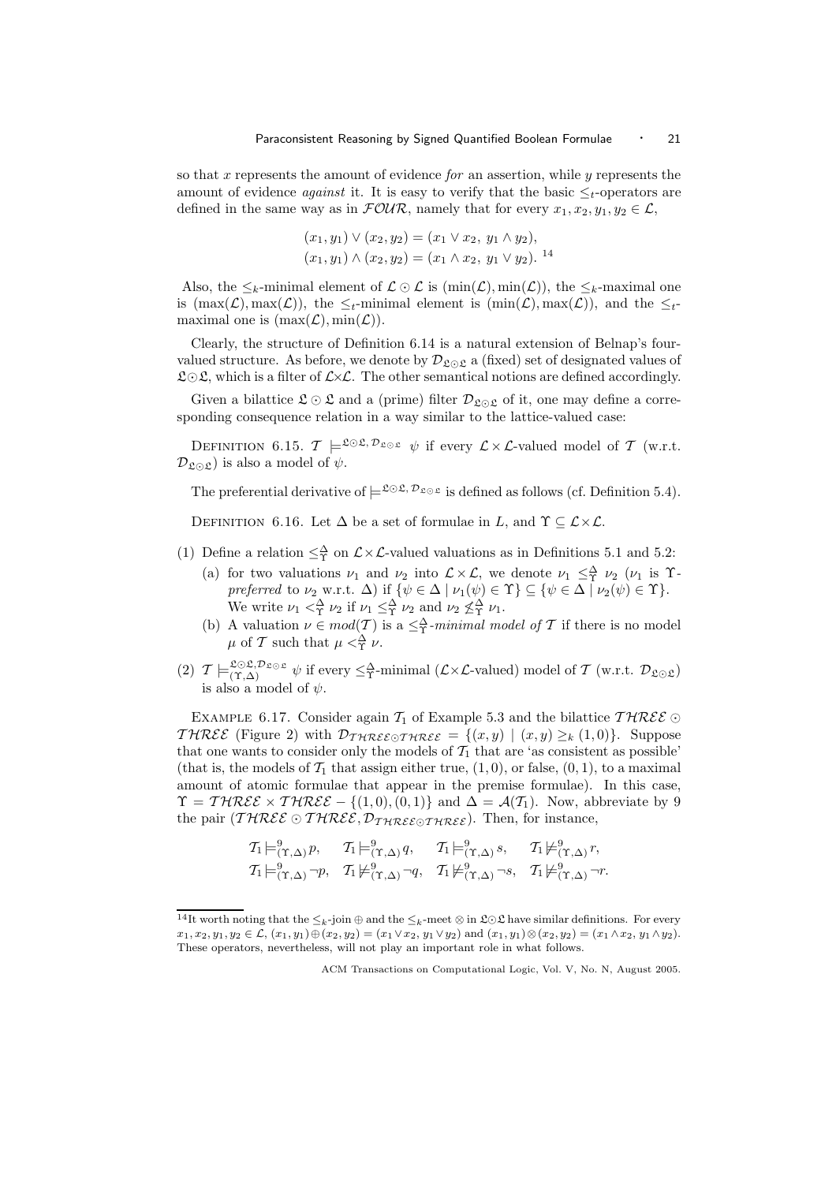so that $x$ represents the amount of evidence *for* an assertion, while $y$ represents the amount of evidence *against* it. It is easy to verify that the basic $\leq_t$-operators are defined in the same way as in $\mathcal{FOUR}$, namely that for every $x_1, x_2, y_1, y_2 \in \mathcal{L}$,

$$(x_1, y_1) \vee (x_2, y_2) = (x_1 \vee x_2,\ y_1 \wedge y_2),$$
$$(x_1, y_1) \wedge (x_2, y_2) = (x_1 \wedge x_2,\ y_1 \vee y_2).\ [14]$$

Also, the $\leq_k$-minimal element of $\mathcal{L} \odot \mathcal{L}$ is $(\min(\mathcal{L}), \min(\mathcal{L}))$, the $\leq_k$-maximal one is $(\max(\mathcal{L}), \max(\mathcal{L}))$, the $\leq_t$-minimal element is $(\min(\mathcal{L}), \max(\mathcal{L}))$, and the $\leq_t$-maximal one is $(\max(\mathcal{L}), \min(\mathcal{L}))$.

Clearly, the structure of Definition 6.14 is a natural extension of Belnap's four-valued structure. As before, we denote by $\mathcal{D}_{\mathfrak{L}\odot\mathfrak{L}}$ a (fixed) set of designated values of $\mathfrak{L}\odot\mathfrak{L}$, which is a filter of $\mathcal{L}\times\mathcal{L}$. The other semantical notions are defined accordingly.

Given a bilattice $\mathfrak{L} \odot \mathfrak{L}$ and a (prime) filter $\mathcal{D}_{\mathfrak{L}\odot\mathfrak{L}}$ of it, one may define a corresponding consequence relation in a way similar to the lattice-valued case:

DEFINITION 6.15. $\mathcal{T} \models^{\mathfrak{L}\odot\mathfrak{L},\, \mathcal{D}_{\mathfrak{L}\odot\mathfrak{L}}} \psi$ if every $\mathcal{L}\times\mathcal{L}$-valued model of $\mathcal{T}$ (w.r.t. $\mathcal{D}_{\mathfrak{L}\odot\mathfrak{L}}$) is also a model of $\psi$.

The preferential derivative of $\models^{\mathfrak{L}\odot\mathfrak{L},\, \mathcal{D}_{\mathfrak{L}\odot\mathfrak{L}}}$ is defined as follows (cf. Definition 5.4).

DEFINITION 6.16. Let $\Delta$ be a set of formulae in $L$, and $\Upsilon \subseteq \mathcal{L}\times\mathcal{L}$.

(1) Define a relation $\leq^{\Delta}_{\Upsilon}$ on $\mathcal{L}\times\mathcal{L}$-valued valuations as in Definitions 5.1 and 5.2:
   (a) for two valuations $\nu_1$ and $\nu_2$ into $\mathcal{L}\times\mathcal{L}$, we denote $\nu_1 \leq^{\Delta}_{\Upsilon} \nu_2$ ($\nu_1$ is $\Upsilon$-*preferred* to $\nu_2$ w.r.t. $\Delta$) if $\{\psi \in \Delta \mid \nu_1(\psi) \in \Upsilon\} \subseteq \{\psi \in \Delta \mid \nu_2(\psi) \in \Upsilon\}$. We write $\nu_1 <^{\Delta}_{\Upsilon} \nu_2$ if $\nu_1 \leq^{\Delta}_{\Upsilon} \nu_2$ and $\nu_2 \not\leq^{\Delta}_{\Upsilon} \nu_1$.
   (b) A valuation $\nu \in mod(\mathcal{T})$ is a $\leq^{\Delta}_{\Upsilon}$*-minimal model of* $\mathcal{T}$ if there is no model $\mu$ of $\mathcal{T}$ such that $\mu <^{\Delta}_{\Upsilon} \nu$.

(2) $\mathcal{T} \models^{\mathfrak{L}\odot\mathfrak{L},\mathcal{D}_{\mathfrak{L}\odot\mathfrak{L}}}_{(\Upsilon,\Delta)} \psi$ if every $\leq^{\Delta}_{\Upsilon}$-minimal ($\mathcal{L}\times\mathcal{L}$-valued) model of $\mathcal{T}$ (w.r.t. $\mathcal{D}_{\mathfrak{L}\odot\mathfrak{L}}$) is also a model of $\psi$.

EXAMPLE 6.17. Consider again $\mathcal{T}_1$ of Example 5.3 and the bilattice $\mathcal{THREE} \odot \mathcal{THREE}$ (Figure 2) with $\mathcal{D}_{\mathcal{THREE}\odot\mathcal{THREE}} = \{(x, y) \mid (x, y) \geq_k (1, 0)\}$. Suppose that one wants to consider only the models of $\mathcal{T}_1$ that are 'as consistent as possible' (that is, the models of $\mathcal{T}_1$ that assign either true, $(1, 0)$, or false, $(0, 1)$, to a maximal amount of atomic formulae that appear in the premise formulae). In this case, $\Upsilon = \mathcal{THREE} \times \mathcal{THREE} - \{(1, 0), (0, 1)\}$ and $\Delta = \mathcal{A}(\mathcal{T}_1)$. Now, abbreviate by 9 the pair $(\mathcal{THREE} \odot \mathcal{THREE}, \mathcal{D}_{\mathcal{THREE}\odot\mathcal{THREE}})$. Then, for instance,

$$\mathcal{T}_1 \models^{9}_{(\Upsilon,\Delta)} p, \quad \mathcal{T}_1 \models^{9}_{(\Upsilon,\Delta)} q, \quad \mathcal{T}_1 \models^{9}_{(\Upsilon,\Delta)} s, \quad \mathcal{T}_1 \not\models^{9}_{(\Upsilon,\Delta)} r,$$
$$\mathcal{T}_1 \models^{9}_{(\Upsilon,\Delta)} \neg p, \quad \mathcal{T}_1 \not\models^{9}_{(\Upsilon,\Delta)} \neg q, \quad \mathcal{T}_1 \not\models^{9}_{(\Upsilon,\Delta)} \neg s, \quad \mathcal{T}_1 \not\models^{9}_{(\Upsilon,\Delta)} \neg r.$$

[14] It worth noting that the $\leq_k$-join $\oplus$ and the $\leq_k$-meet $\otimes$ in $\mathfrak{L}\odot\mathfrak{L}$ have similar definitions. For every $x_1, x_2, y_1, y_2 \in \mathcal{L}$, $(x_1, y_1) \oplus (x_2, y_2) = (x_1 \vee x_2, y_1 \vee y_2)$ and $(x_1, y_1) \otimes (x_2, y_2) = (x_1 \wedge x_2, y_1 \wedge y_2)$. These operators, nevertheless, will not play an important role in what follows.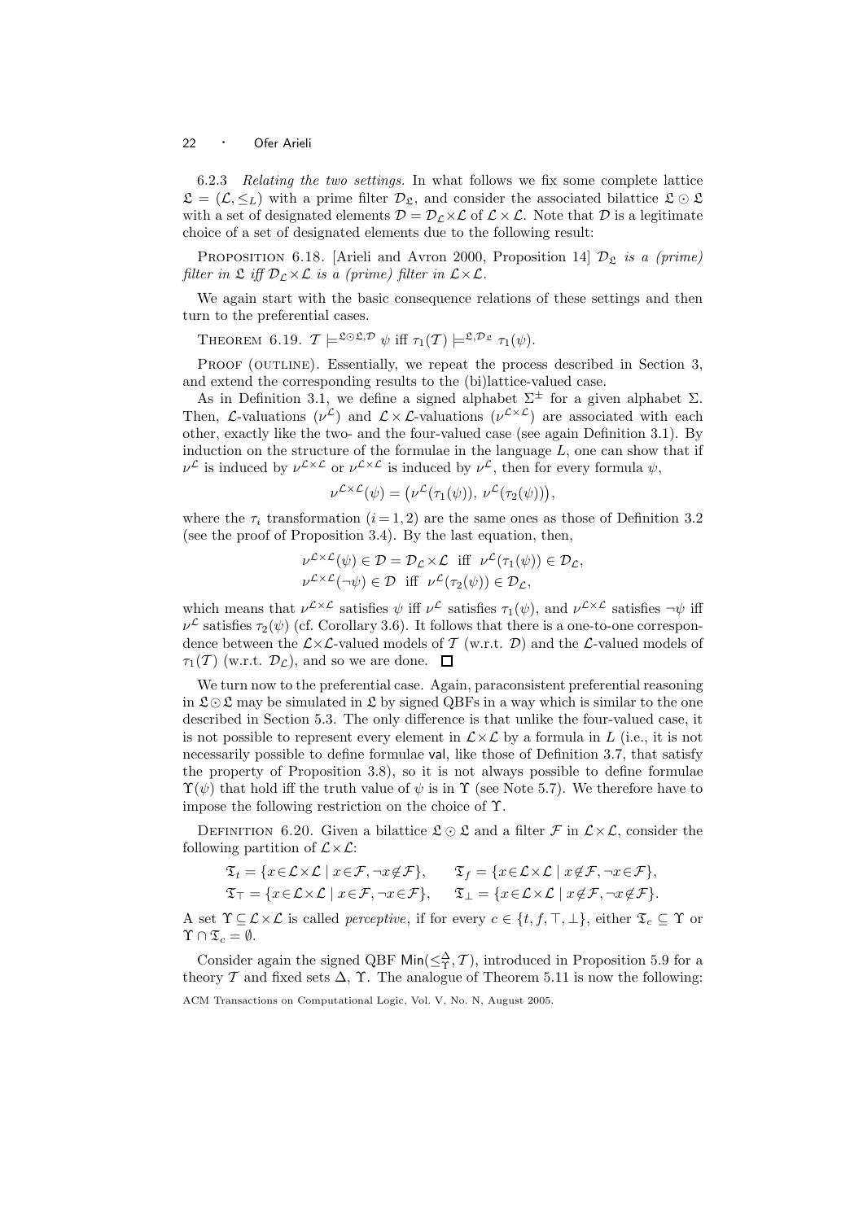6.2.3 *Relating the two settings.* In what follows we fix some complete lattice $\mathfrak{L} = (\mathcal{L}, \leq_L)$ with a prime filter $\mathcal{D}_{\mathfrak{L}}$, and consider the associated bilattice $\mathfrak{L} \odot \mathfrak{L}$ with a set of designated elements $\mathcal{D} = \mathcal{D}_{\mathcal{L}} \times \mathcal{L}$ of $\mathcal{L} \times \mathcal{L}$. Note that $\mathcal{D}$ is a legitimate choice of a set of designated elements due to the following result:

Proposition 6.18. [Arieli and Avron 2000, Proposition 14] *$\mathcal{D}_{\mathfrak{L}}$ is a (prime) filter in $\mathfrak{L}$ iff $\mathcal{D}_{\mathcal{L}} \times \mathcal{L}$ is a (prime) filter in $\mathcal{L} \times \mathcal{L}$.*

We again start with the basic consequence relations of these settings and then turn to the preferential cases.

Theorem 6.19. $\mathcal{T} \models^{\mathfrak{L} \odot \mathfrak{L}, \mathcal{D}} \psi$ iff $\tau_1(\mathcal{T}) \models^{\mathfrak{L}, \mathcal{D}_{\mathfrak{L}}} \tau_1(\psi)$.

Proof (outline). Essentially, we repeat the process described in Section 3, and extend the corresponding results to the (bi)lattice-valued case.

As in Definition 3.1, we define a signed alphabet $\Sigma^{\pm}$ for a given alphabet $\Sigma$. Then, $\mathcal{L}$-valuations ($\nu^{\mathcal{L}}$) and $\mathcal{L} \times \mathcal{L}$-valuations ($\nu^{\mathcal{L} \times \mathcal{L}}$) are associated with each other, exactly like the two- and the four-valued case (see again Definition 3.1). By induction on the structure of the formulae in the language $L$, one can show that if $\nu^{\mathcal{L}}$ is induced by $\nu^{\mathcal{L} \times \mathcal{L}}$ or $\nu^{\mathcal{L} \times \mathcal{L}}$ is induced by $\nu^{\mathcal{L}}$, then for every formula $\psi$,

$$\nu^{\mathcal{L} \times \mathcal{L}}(\psi) = \big(\nu^{\mathcal{L}}(\tau_1(\psi)),\ \nu^{\mathcal{L}}(\tau_2(\psi))\big),$$

where the $\tau_i$ transformation $(i = 1, 2)$ are the same ones as those of Definition 3.2 (see the proof of Proposition 3.4). By the last equation, then,

$$\nu^{\mathcal{L} \times \mathcal{L}}(\psi) \in \mathcal{D} = \mathcal{D}_{\mathcal{L}} \times \mathcal{L} \ \text{ iff } \ \nu^{\mathcal{L}}(\tau_1(\psi)) \in \mathcal{D}_{\mathcal{L}},$$
$$\nu^{\mathcal{L} \times \mathcal{L}}(\neg\psi) \in \mathcal{D} \ \text{ iff } \ \nu^{\mathcal{L}}(\tau_2(\psi)) \in \mathcal{D}_{\mathcal{L}},$$

which means that $\nu^{\mathcal{L} \times \mathcal{L}}$ satisfies $\psi$ iff $\nu^{\mathcal{L}}$ satisfies $\tau_1(\psi)$, and $\nu^{\mathcal{L} \times \mathcal{L}}$ satisfies $\neg\psi$ iff $\nu^{\mathcal{L}}$ satisfies $\tau_2(\psi)$ (cf. Corollary 3.6). It follows that there is a one-to-one correspondence between the $\mathcal{L} \times \mathcal{L}$-valued models of $\mathcal{T}$ (w.r.t. $\mathcal{D}$) and the $\mathcal{L}$-valued models of $\tau_1(\mathcal{T})$ (w.r.t. $\mathcal{D}_{\mathcal{L}}$), and so we are done. $\square$

We turn now to the preferential case. Again, paraconsistent preferential reasoning in $\mathfrak{L} \odot \mathfrak{L}$ may be simulated in $\mathfrak{L}$ by signed QBFs in a way which is similar to the one described in Section 5.3. The only difference is that unlike the four-valued case, it is not possible to represent every element in $\mathcal{L} \times \mathcal{L}$ by a formula in $L$ (i.e., it is not necessarily possible to define formulae $\mathsf{val}$, like those of Definition 3.7, that satisfy the property of Proposition 3.8), so it is not always possible to define formulae $\Upsilon(\psi)$ that hold iff the truth value of $\psi$ is in $\Upsilon$ (see Note 5.7). We therefore have to impose the following restriction on the choice of $\Upsilon$.

Definition 6.20. Given a bilattice $\mathfrak{L} \odot \mathfrak{L}$ and a filter $\mathcal{F}$ in $\mathcal{L} \times \mathcal{L}$, consider the following partition of $\mathcal{L} \times \mathcal{L}$:

$$\mathfrak{T}_t = \{x \in \mathcal{L} \times \mathcal{L} \mid x \in \mathcal{F}, \neg x \notin \mathcal{F}\}, \qquad \mathfrak{T}_f = \{x \in \mathcal{L} \times \mathcal{L} \mid x \notin \mathcal{F}, \neg x \in \mathcal{F}\},$$
$$\mathfrak{T}_\top = \{x \in \mathcal{L} \times \mathcal{L} \mid x \in \mathcal{F}, \neg x \in \mathcal{F}\}, \qquad \mathfrak{T}_\bot = \{x \in \mathcal{L} \times \mathcal{L} \mid x \notin \mathcal{F}, \neg x \notin \mathcal{F}\}.$$

A set $\Upsilon \subseteq \mathcal{L} \times \mathcal{L}$ is called *perceptive*, if for every $c \in \{t, f, \top, \bot\}$, either $\mathfrak{T}_c \subseteq \Upsilon$ or $\Upsilon \cap \mathfrak{T}_c = \emptyset$.

Consider again the signed QBF $\mathsf{Min}(\leq^{\Delta}_{\Upsilon}, \mathcal{T})$, introduced in Proposition 5.9 for a theory $\mathcal{T}$ and fixed sets $\Delta$, $\Upsilon$. The analogue of Theorem 5.11 is now the following: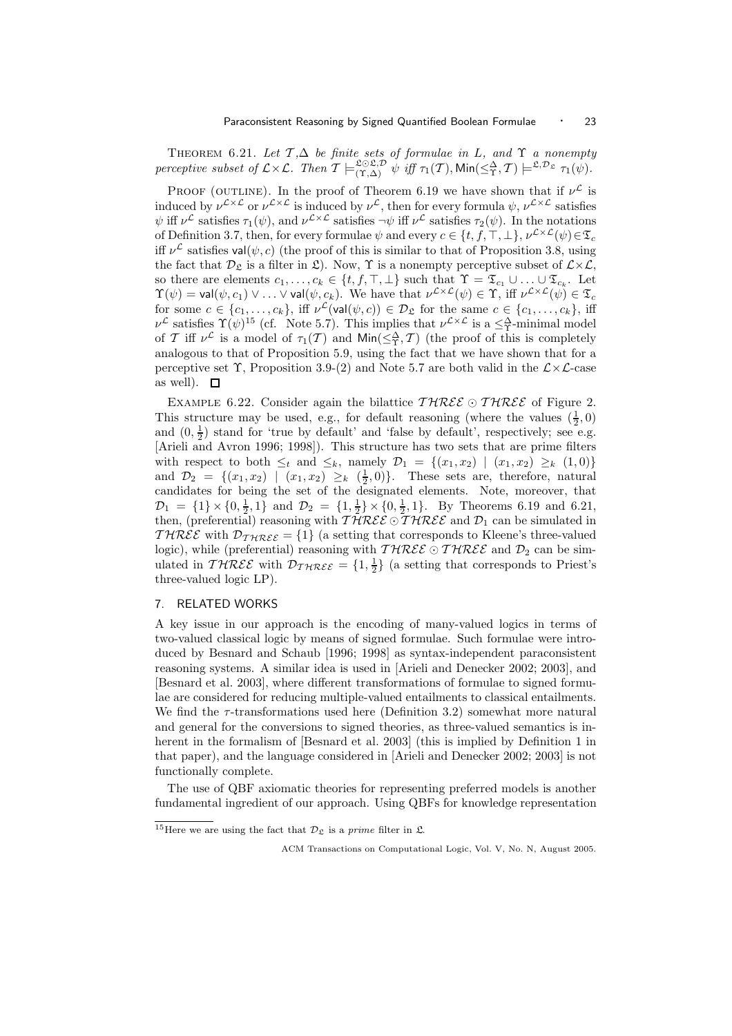THEOREM 6.21. *Let $\mathcal{T}$,$\Delta$ be finite sets of formulae in $L$, and $\Upsilon$ a nonempty perceptive subset of $\mathcal{L}\times\mathcal{L}$. Then $\mathcal{T} \models^{\mathfrak{L}\odot\mathfrak{L},\mathcal{D}}_{(\Upsilon,\Delta)} \psi$ iff $\tau_1(\mathcal{T}), \mathsf{Min}(\leq^{\Delta}_{\Upsilon}, \mathcal{T}) \models^{\mathfrak{L},\mathcal{D}_{\mathfrak{L}}} \tau_1(\psi)$.*

PROOF (OUTLINE). In the proof of Theorem 6.19 we have shown that if $\nu^{\mathcal{L}}$ is induced by $\nu^{\mathcal{L}\times\mathcal{L}}$ or $\nu^{\mathcal{L}\times\mathcal{L}}$ is induced by $\nu^{\mathcal{L}}$, then for every formula $\psi$, $\nu^{\mathcal{L}\times\mathcal{L}}$ satisfies $\psi$ iff $\nu^{\mathcal{L}}$ satisfies $\tau_1(\psi)$, and $\nu^{\mathcal{L}\times\mathcal{L}}$ satisfies $\neg\psi$ iff $\nu^{\mathcal{L}}$ satisfies $\tau_2(\psi)$. In the notations of Definition 3.7, then, for every formulae $\psi$ and every $c \in \{t, f, \top, \bot\}$, $\nu^{\mathcal{L}\times\mathcal{L}}(\psi) \in \mathfrak{T}_c$ iff $\nu^{\mathcal{L}}$ satisfies $\mathsf{val}(\psi, c)$ (the proof of this is similar to that of Proposition 3.8, using the fact that $\mathcal{D}_{\mathfrak{L}}$ is a filter in $\mathfrak{L}$). Now, $\Upsilon$ is a nonempty perceptive subset of $\mathcal{L}\times\mathcal{L}$, so there are elements $c_1, \ldots, c_k \in \{t, f, \top, \bot\}$ such that $\Upsilon = \mathfrak{T}_{c_1} \cup \ldots \cup \mathfrak{T}_{c_k}$. Let $\Upsilon(\psi) = \mathsf{val}(\psi, c_1) \vee \ldots \vee \mathsf{val}(\psi, c_k)$. We have that $\nu^{\mathcal{L}\times\mathcal{L}}(\psi) \in \Upsilon$, iff $\nu^{\mathcal{L}\times\mathcal{L}}(\psi) \in \mathfrak{T}_c$ for some $c \in \{c_1, \ldots, c_k\}$, iff $\nu^{\mathcal{L}}(\mathsf{val}(\psi, c)) \in \mathcal{D}_{\mathfrak{L}}$ for the same $c \in \{c_1, \ldots, c_k\}$, iff $\nu^{\mathcal{L}}$ satisfies $\Upsilon(\psi)$[15] (cf. Note 5.7). This implies that $\nu^{\mathcal{L}\times\mathcal{L}}$ is a $\leq^{\Delta}_{\Upsilon}$-minimal model of $\mathcal{T}$ iff $\nu^{\mathcal{L}}$ is a model of $\tau_1(\mathcal{T})$ and $\mathsf{Min}(\leq^{\Delta}_{\Upsilon}, \mathcal{T})$ (the proof of this is completely analogous to that of Proposition 5.9, using the fact that we have shown that for a perceptive set $\Upsilon$, Proposition 3.9-(2) and Note 5.7 are both valid in the $\mathcal{L}\times\mathcal{L}$-case as well). $\square$

EXAMPLE 6.22. Consider again the bilattice $\mathcal{THREE} \odot \mathcal{THREE}$ of Figure 2. This structure may be used, e.g., for default reasoning (where the values $(\frac{1}{2}, 0)$ and $(0, \frac{1}{2})$ stand for 'true by default' and 'false by default', respectively; see e.g. [Arieli and Avron 1996; 1998]). This structure has two sets that are prime filters with respect to both $\leq_t$ and $\leq_k$, namely $\mathcal{D}_1 = \{(x_1, x_2) \mid (x_1, x_2) \geq_k (1, 0)\}$ and $\mathcal{D}_2 = \{(x_1, x_2) \mid (x_1, x_2) \geq_k (\frac{1}{2}, 0)\}$. These sets are, therefore, natural candidates for being the set of the designated elements. Note, moreover, that $\mathcal{D}_1 = \{1\} \times \{0, \frac{1}{2}, 1\}$ and $\mathcal{D}_2 = \{1, \frac{1}{2}\} \times \{0, \frac{1}{2}, 1\}$. By Theorems 6.19 and 6.21, then, (preferential) reasoning with $\mathcal{THREE} \odot \mathcal{THREE}$ and $\mathcal{D}_1$ can be simulated in $\mathcal{THREE}$ with $\mathcal{D}_{\mathcal{THREE}} = \{1\}$ (a setting that corresponds to Kleene's three-valued logic), while (preferential) reasoning with $\mathcal{THREE} \odot \mathcal{THREE}$ and $\mathcal{D}_2$ can be simulated in $\mathcal{THREE}$ with $\mathcal{D}_{\mathcal{THREE}} = \{1, \frac{1}{2}\}$ (a setting that corresponds to Priest's three-valued logic LP).

## 7. RELATED WORKS

A key issue in our approach is the encoding of many-valued logics in terms of two-valued classical logic by means of signed formulae. Such formulae were introduced by Besnard and Schaub [1996; 1998] as syntax-independent paraconsistent reasoning systems. A similar idea is used in [Arieli and Denecker 2002; 2003], and [Besnard et al. 2003], where different transformations of formulae to signed formulae are considered for reducing multiple-valued entailments to classical entailments. We find the $\tau$-transformations used here (Definition 3.2) somewhat more natural and general for the conversions to signed theories, as three-valued semantics is inherent in the formalism of [Besnard et al. 2003] (this is implied by Definition 1 in that paper), and the language considered in [Arieli and Denecker 2002; 2003] is not functionally complete.

The use of QBF axiomatic theories for representing preferred models is another fundamental ingredient of our approach. Using QBFs for knowledge representation

[15] Here we are using the fact that $\mathcal{D}_{\mathfrak{L}}$ is a *prime* filter in $\mathfrak{L}$.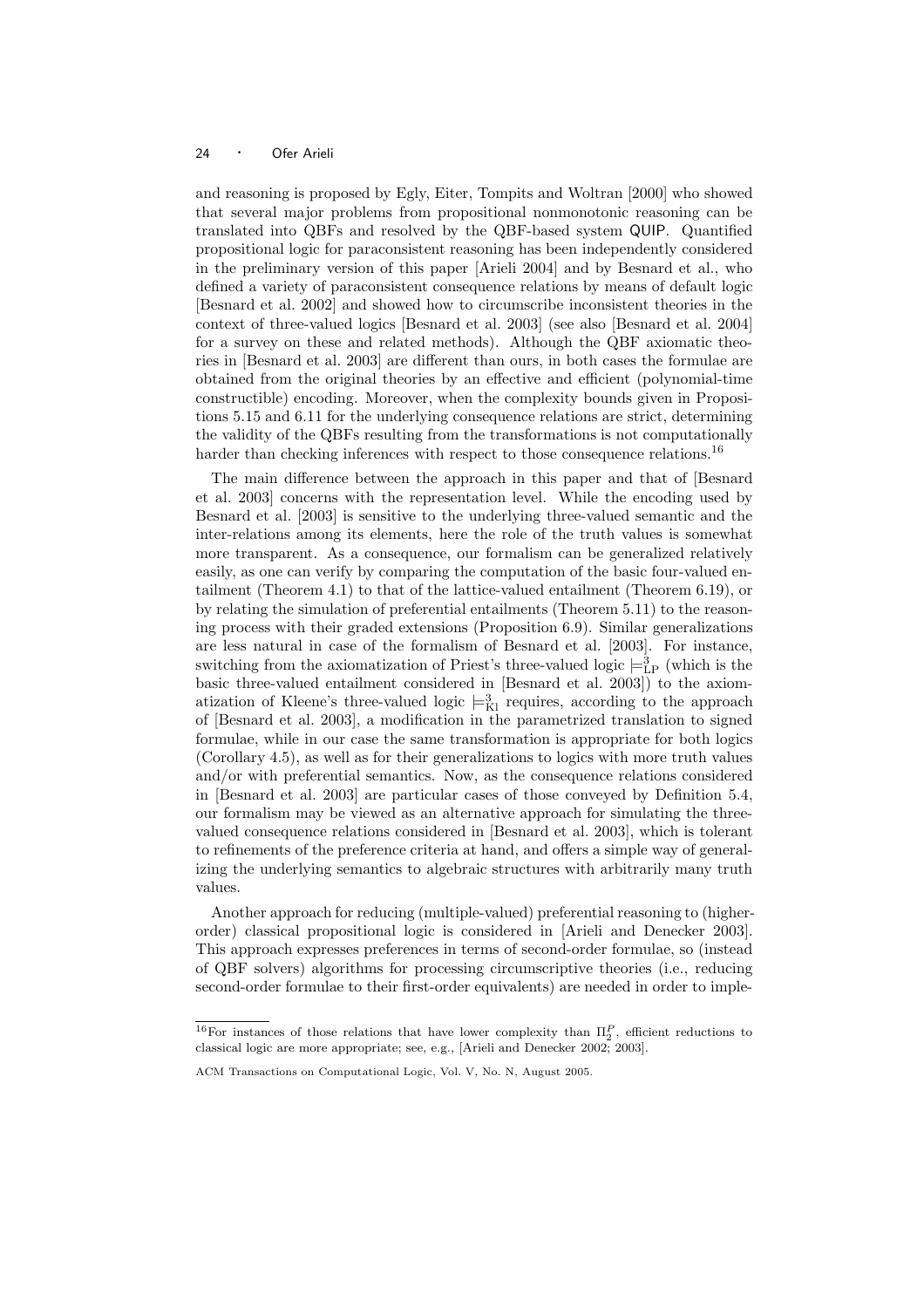and reasoning is proposed by Egly, Eiter, Tompits and Woltran [2000] who showed that several major problems from propositional nonmonotonic reasoning can be translated into QBFs and resolved by the QBF-based system QUIP. Quantified propositional logic for paraconsistent reasoning has been independently considered in the preliminary version of this paper [Arieli 2004] and by Besnard et al., who defined a variety of paraconsistent consequence relations by means of default logic [Besnard et al. 2002] and showed how to circumscribe inconsistent theories in the context of three-valued logics [Besnard et al. 2003] (see also [Besnard et al. 2004] for a survey on these and related methods). Although the QBF axiomatic theories in [Besnard et al. 2003] are different than ours, in both cases the formulae are obtained from the original theories by an effective and efficient (polynomial-time constructible) encoding. Moreover, when the complexity bounds given in Propositions 5.15 and 6.11 for the underlying consequence relations are strict, determining the validity of the QBFs resulting from the transformations is not computationally harder than checking inferences with respect to those consequence relations.[16]

The main difference between the approach in this paper and that of [Besnard et al. 2003] concerns with the representation level. While the encoding used by Besnard et al. [2003] is sensitive to the underlying three-valued semantic and the inter-relations among its elements, here the role of the truth values is somewhat more transparent. As a consequence, our formalism can be generalized relatively easily, as one can verify by comparing the computation of the basic four-valued entailment (Theorem 4.1) to that of the lattice-valued entailment (Theorem 6.19), or by relating the simulation of preferential entailments (Theorem 5.11) to the reasoning process with their graded extensions (Proposition 6.9). Similar generalizations are less natural in case of the formalism of Besnard et al. [2003]. For instance, switching from the axiomatization of Priest's three-valued logic $\models^3_{\rm LP}$ (which is the basic three-valued entailment considered in [Besnard et al. 2003]) to the axiomatization of Kleene's three-valued logic $\models^3_{\rm Kl}$ requires, according to the approach of [Besnard et al. 2003], a modification in the parametrized translation to signed formulae, while in our case the same transformation is appropriate for both logics (Corollary 4.5), as well as for their generalizations to logics with more truth values and/or with preferential semantics. Now, as the consequence relations considered in [Besnard et al. 2003] are particular cases of those conveyed by Definition 5.4, our formalism may be viewed as an alternative approach for simulating the three-valued consequence relations considered in [Besnard et al. 2003], which is tolerant to refinements of the preference criteria at hand, and offers a simple way of generalizing the underlying semantics to algebraic structures with arbitrarily many truth values.

Another approach for reducing (multiple-valued) preferential reasoning to (higher-order) classical propositional logic is considered in [Arieli and Denecker 2003]. This approach expresses preferences in terms of second-order formulae, so (instead of QBF solvers) algorithms for processing circumscriptive theories (i.e., reducing second-order formulae to their first-order equivalents) are needed in order to imple-

[16] For instances of those relations that have lower complexity than $\Pi^P_2$, efficient reductions to classical logic are more appropriate; see, e.g., [Arieli and Denecker 2002; 2003].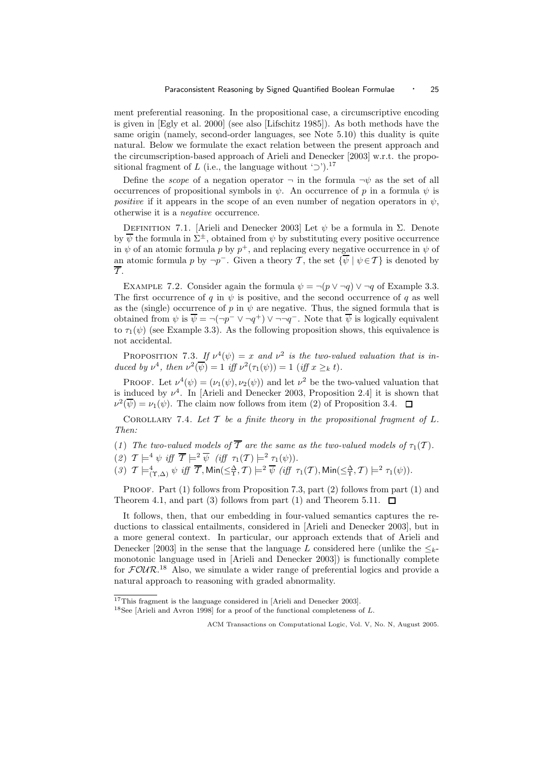ment preferential reasoning. In the propositional case, a circumscriptive encoding is given in [Egly et al. 2000] (see also [Lifschitz 1985]). As both methods have the same origin (namely, second-order languages, see Note 5.10) this duality is quite natural. Below we formulate the exact relation between the present approach and the circumscription-based approach of Arieli and Denecker [2003] w.r.t. the propositional fragment of $L$ (i.e., the language without '$\supset$').[17]

Define the *scope* of a negation operator $\neg$ in the formula $\neg\psi$ as the set of all occurrences of propositional symbols in $\psi$. An occurrence of $p$ in a formula $\psi$ is *positive* if it appears in the scope of an even number of negation operators in $\psi$, otherwise it is a *negative* occurrence.

Definition 7.1. [Arieli and Denecker 2003] Let $\psi$ be a formula in $\Sigma$. Denote by $\overline{\psi}$ the formula in $\Sigma^{\pm}$, obtained from $\psi$ by substituting every positive occurrence in $\psi$ of an atomic formula $p$ by $p^+$, and replacing every negative occurrence in $\psi$ of an atomic formula $p$ by $\neg p^-$. Given a theory $\mathcal{T}$, the set $\{\overline{\psi} \mid \psi \in \mathcal{T}\}$ is denoted by $\overline{\mathcal{T}}$.

Example 7.2. Consider again the formula $\psi = \neg(p \vee \neg q) \vee \neg q$ of Example 3.3. The first occurrence of $q$ in $\psi$ is positive, and the second occurrence of $q$ as well as the (single) occurrence of $p$ in $\psi$ are negative. Thus, the signed formula that is obtained from $\psi$ is $\overline{\psi} = \neg(\neg p^- \vee \neg q^+) \vee \neg\neg q^-$. Note that $\overline{\psi}$ is logically equivalent to $\tau_1(\psi)$ (see Example 3.3). As the following proposition shows, this equivalence is not accidental.

Proposition 7.3. *If $\nu^4(\psi) = x$ and $\nu^2$ is the two-valued valuation that is induced by $\nu^4$, then $\nu^2(\overline{\psi}) = 1$ iff $\nu^2(\tau_1(\psi)) = 1$ (iff $x \geq_k t$).*

Proof. Let $\nu^4(\psi) = (\nu_1(\psi), \nu_2(\psi))$ and let $\nu^2$ be the two-valued valuation that is induced by $\nu^4$. In [Arieli and Denecker 2003, Proposition 2.4] it is shown that $\nu^2(\overline{\psi}) = \nu_1(\psi)$. The claim now follows from item (2) of Proposition 3.4. $\square$

Corollary 7.4. *Let $\mathcal{T}$ be a finite theory in the propositional fragment of $L$. Then:*

(*1*) *The two-valued models of $\overline{\mathcal{T}}$ are the same as the two-valued models of $\tau_1(\mathcal{T})$.*
(*2*) *$\mathcal{T} \models^4 \psi$ iff $\overline{\mathcal{T}} \models^2 \overline{\psi}$ (iff $\tau_1(\mathcal{T}) \models^2 \tau_1(\psi)$).*
(*3*) *$\mathcal{T} \models^4_{(\Upsilon,\Delta)} \psi$ iff $\overline{\mathcal{T}}, \mathsf{Min}(\leq^{\Delta}_{\Upsilon}, \mathcal{T}) \models^2 \overline{\psi}$ (iff $\tau_1(\mathcal{T}), \mathsf{Min}(\leq^{\Delta}_{\Upsilon}, \mathcal{T}) \models^2 \tau_1(\psi)$).*

Proof. Part (1) follows from Proposition 7.3, part (2) follows from part (1) and Theorem 4.1, and part (3) follows from part (1) and Theorem 5.11. $\square$

It follows, then, that our embedding in four-valued semantics captures the reductions to classical entailments, considered in [Arieli and Denecker 2003], but in a more general context. In particular, our approach extends that of Arieli and Denecker [2003] in the sense that the language $L$ considered here (unlike the $\leq_k$-monotonic language used in [Arieli and Denecker 2003]) is functionally complete for $\mathcal{FOUR}$.[18] Also, we simulate a wider range of preferential logics and provide a natural approach to reasoning with graded abnormality.

[17] This fragment is the language considered in [Arieli and Denecker 2003].

[18] See [Arieli and Avron 1998] for a proof of the functional completeness of $L$.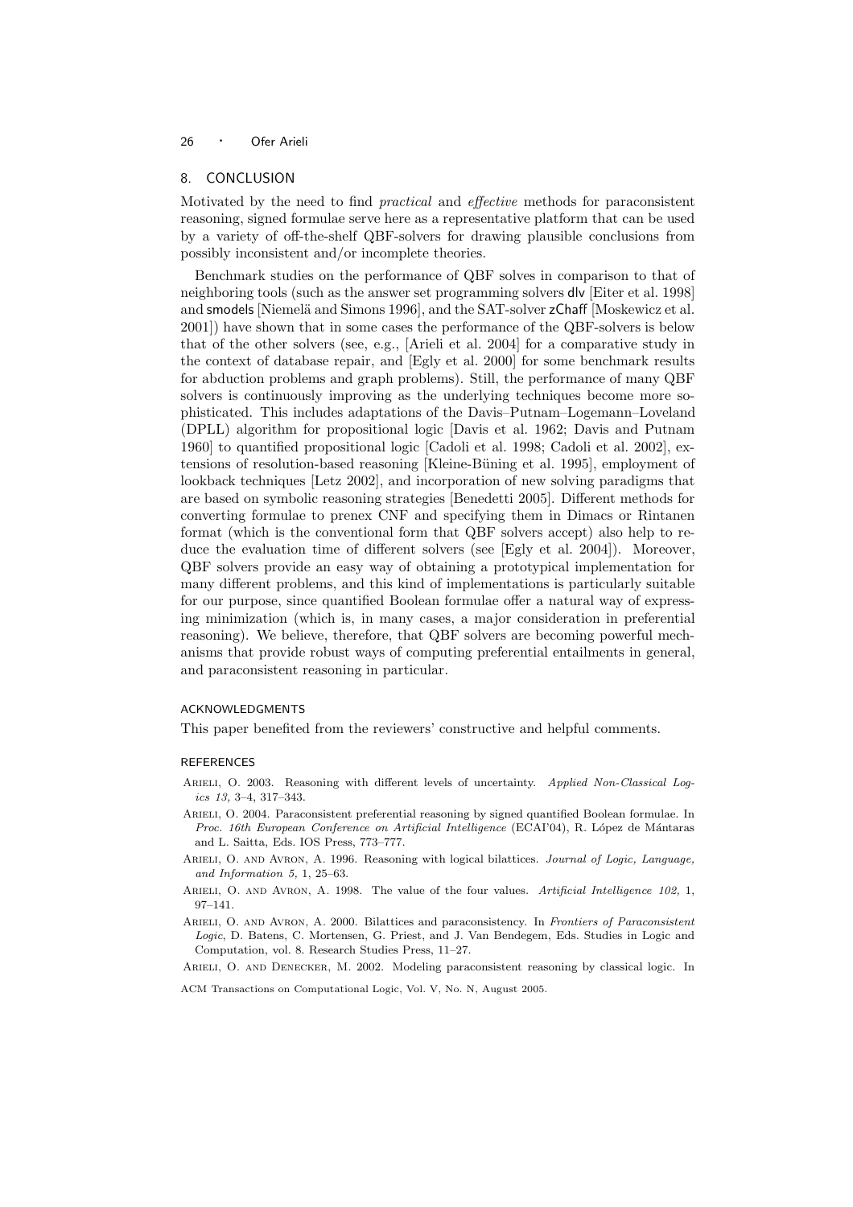## 8. CONCLUSION

Motivated by the need to find *practical* and *effective* methods for paraconsistent reasoning, signed formulae serve here as a representative platform that can be used by a variety of off-the-shelf QBF-solvers for drawing plausible conclusions from possibly inconsistent and/or incomplete theories.

Benchmark studies on the performance of QBF solves in comparison to that of neighboring tools (such as the answer set programming solvers dlv [Eiter et al. 1998] and smodels [Niemelä and Simons 1996], and the SAT-solver zChaff [Moskewicz et al. 2001]) have shown that in some cases the performance of the QBF-solvers is below that of the other solvers (see, e.g., [Arieli et al. 2004] for a comparative study in the context of database repair, and [Egly et al. 2000] for some benchmark results for abduction problems and graph problems). Still, the performance of many QBF solvers is continuously improving as the underlying techniques become more sophisticated. This includes adaptations of the Davis–Putnam–Logemann–Loveland (DPLL) algorithm for propositional logic [Davis et al. 1962; Davis and Putnam 1960] to quantified propositional logic [Cadoli et al. 1998; Cadoli et al. 2002], extensions of resolution-based reasoning [Kleine-Büning et al. 1995], employment of lookback techniques [Letz 2002], and incorporation of new solving paradigms that are based on symbolic reasoning strategies [Benedetti 2005]. Different methods for converting formulae to prenex CNF and specifying them in Dimacs or Rintanen format (which is the conventional form that QBF solvers accept) also help to reduce the evaluation time of different solvers (see [Egly et al. 2004]). Moreover, QBF solvers provide an easy way of obtaining a prototypical implementation for many different problems, and this kind of implementations is particularly suitable for our purpose, since quantified Boolean formulae offer a natural way of expressing minimization (which is, in many cases, a major consideration in preferential reasoning). We believe, therefore, that QBF solvers are becoming powerful mechanisms that provide robust ways of computing preferential entailments in general, and paraconsistent reasoning in particular.

### ACKNOWLEDGMENTS

This paper benefited from the reviewers' constructive and helpful comments.

### REFERENCES

Arieli, O. 2003. Reasoning with different levels of uncertainty. *Applied Non-Classical Logics 13,* 3–4, 317–343.

Arieli, O. 2004. Paraconsistent preferential reasoning by signed quantified Boolean formulae. In *Proc. 16th European Conference on Artificial Intelligence* (ECAI'04), R. López de Mántaras and L. Saitta, Eds. IOS Press, 773–777.

Arieli, O. and Avron, A. 1996. Reasoning with logical bilattices. *Journal of Logic, Language, and Information 5,* 1, 25–63.

Arieli, O. and Avron, A. 1998. The value of the four values. *Artificial Intelligence 102,* 1, 97–141.

Arieli, O. and Avron, A. 2000. Bilattices and paraconsistency. In *Frontiers of Paraconsistent Logic*, D. Batens, C. Mortensen, G. Priest, and J. Van Bendegem, Eds. Studies in Logic and Computation, vol. 8. Research Studies Press, 11–27.

Arieli, O. and Denecker, M. 2002. Modeling paraconsistent reasoning by classical logic. In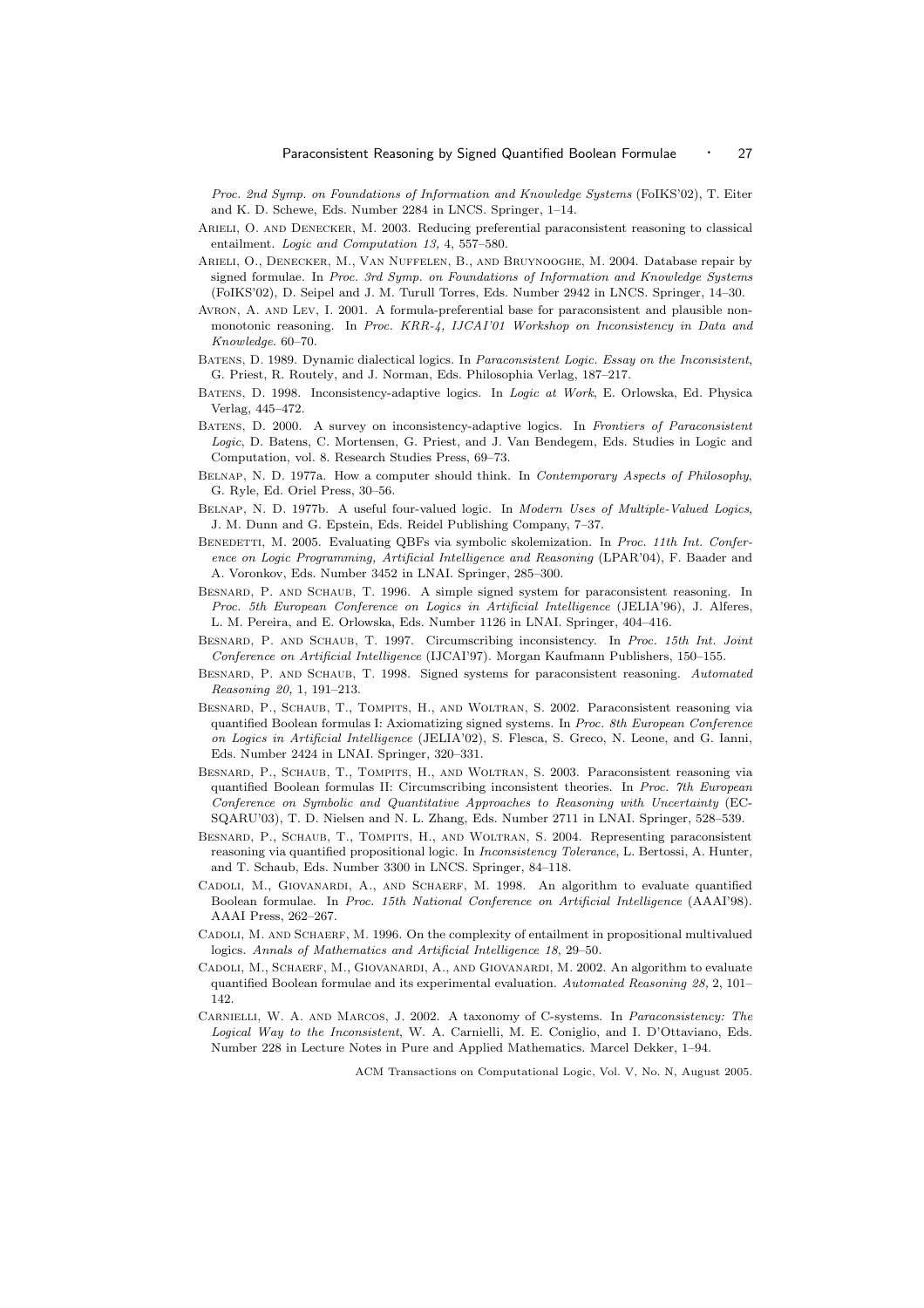*Proc. 2nd Symp. on Foundations of Information and Knowledge Systems* (FoIKS'02), T. Eiter and K. D. Schewe, Eds. Number 2284 in LNCS. Springer, 1–14.

Arieli, O. and Denecker, M. 2003. Reducing preferential paraconsistent reasoning to classical entailment. *Logic and Computation 13,* 4, 557–580.

Arieli, O., Denecker, M., Van Nuffelen, B., and Bruynooghe, M. 2004. Database repair by signed formulae. In *Proc. 3rd Symp. on Foundations of Information and Knowledge Systems* (FoIKS'02), D. Seipel and J. M. Turull Torres, Eds. Number 2942 in LNCS. Springer, 14–30.

Avron, A. and Lev, I. 2001. A formula-preferential base for paraconsistent and plausible non-monotonic reasoning. In *Proc. KRR-4, IJCAI'01 Workshop on Inconsistency in Data and Knowledge*. 60–70.

Batens, D. 1989. Dynamic dialectical logics. In *Paraconsistent Logic. Essay on the Inconsistent*, G. Priest, R. Routely, and J. Norman, Eds. Philosophia Verlag, 187–217.

Batens, D. 1998. Inconsistency-adaptive logics. In *Logic at Work*, E. Orlowska, Ed. Physica Verlag, 445–472.

Batens, D. 2000. A survey on inconsistency-adaptive logics. In *Frontiers of Paraconsistent Logic*, D. Batens, C. Mortensen, G. Priest, and J. Van Bendegem, Eds. Studies in Logic and Computation, vol. 8. Research Studies Press, 69–73.

Belnap, N. D. 1977a. How a computer should think. In *Contemporary Aspects of Philosophy*, G. Ryle, Ed. Oriel Press, 30–56.

Belnap, N. D. 1977b. A useful four-valued logic. In *Modern Uses of Multiple-Valued Logics*, J. M. Dunn and G. Epstein, Eds. Reidel Publishing Company, 7–37.

Benedetti, M. 2005. Evaluating QBFs via symbolic skolemization. In *Proc. 11th Int. Conference on Logic Programming, Artificial Intelligence and Reasoning* (LPAR'04), F. Baader and A. Voronkov, Eds. Number 3452 in LNAI. Springer, 285–300.

Besnard, P. and Schaub, T. 1996. A simple signed system for paraconsistent reasoning. In *Proc. 5th European Conference on Logics in Artificial Intelligence* (JELIA'96), J. Alferes, L. M. Pereira, and E. Orlowska, Eds. Number 1126 in LNAI. Springer, 404–416.

Besnard, P. and Schaub, T. 1997. Circumscribing inconsistency. In *Proc. 15th Int. Joint Conference on Artificial Intelligence* (IJCAI'97). Morgan Kaufmann Publishers, 150–155.

Besnard, P. and Schaub, T. 1998. Signed systems for paraconsistent reasoning. *Automated Reasoning 20,* 1, 191–213.

Besnard, P., Schaub, T., Tompits, H., and Woltran, S. 2002. Paraconsistent reasoning via quantified Boolean formulas I: Axiomatizing signed systems. In *Proc. 8th European Conference on Logics in Artificial Intelligence* (JELIA'02), S. Flesca, S. Greco, N. Leone, and G. Ianni, Eds. Number 2424 in LNAI. Springer, 320–331.

Besnard, P., Schaub, T., Tompits, H., and Woltran, S. 2003. Paraconsistent reasoning via quantified Boolean formulas II: Circumscribing inconsistent theories. In *Proc. 7th European Conference on Symbolic and Quantitative Approaches to Reasoning with Uncertainty* (ECSQARU'03), T. D. Nielsen and N. L. Zhang, Eds. Number 2711 in LNAI. Springer, 528–539.

Besnard, P., Schaub, T., Tompits, H., and Woltran, S. 2004. Representing paraconsistent reasoning via quantified propositional logic. In *Inconsistency Tolerance*, L. Bertossi, A. Hunter, and T. Schaub, Eds. Number 3300 in LNCS. Springer, 84–118.

Cadoli, M., Giovanardi, A., and Schaerf, M. 1998. An algorithm to evaluate quantified Boolean formulae. In *Proc. 15th National Conference on Artificial Intelligence* (AAAI'98). AAAI Press, 262–267.

Cadoli, M. and Schaerf, M. 1996. On the complexity of entailment in propositional multivalued logics. *Annals of Mathematics and Artificial Intelligence 18*, 29–50.

Cadoli, M., Schaerf, M., Giovanardi, A., and Giovanardi, M. 2002. An algorithm to evaluate quantified Boolean formulae and its experimental evaluation. *Automated Reasoning 28,* 2, 101–142.

Carnielli, W. A. and Marcos, J. 2002. A taxonomy of C-systems. In *Paraconsistency: The Logical Way to the Inconsistent*, W. A. Carnielli, M. E. Coniglio, and I. D'Ottaviano, Eds. Number 228 in Lecture Notes in Pure and Applied Mathematics. Marcel Dekker, 1–94.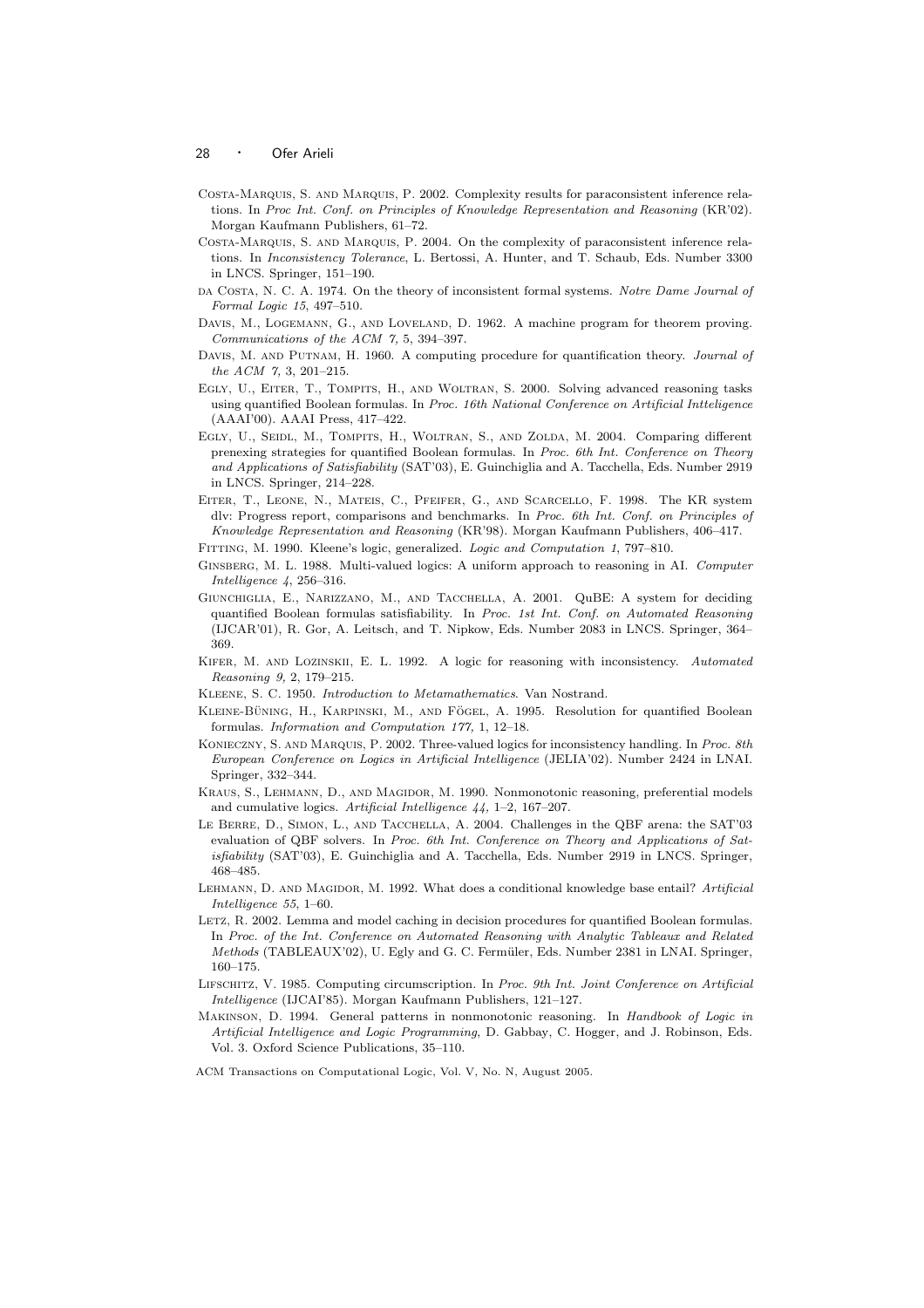Costa-Marquis, S. and Marquis, P. 2002. Complexity results for paraconsistent inference relations. In *Proc Int. Conf. on Principles of Knowledge Representation and Reasoning* (KR'02). Morgan Kaufmann Publishers, 61–72.

Costa-Marquis, S. and Marquis, P. 2004. On the complexity of paraconsistent inference relations. In *Inconsistency Tolerance*, L. Bertossi, A. Hunter, and T. Schaub, Eds. Number 3300 in LNCS. Springer, 151–190.

da Costa, N. C. A. 1974. On the theory of inconsistent formal systems. *Notre Dame Journal of Formal Logic 15*, 497–510.

Davis, M., Logemann, G., and Loveland, D. 1962. A machine program for theorem proving. *Communications of the ACM 7,* 5, 394–397.

Davis, M. and Putnam, H. 1960. A computing procedure for quantification theory. *Journal of the ACM 7,* 3, 201–215.

Egly, U., Eiter, T., Tompits, H., and Woltran, S. 2000. Solving advanced reasoning tasks using quantified Boolean formulas. In *Proc. 16th National Conference on Artificial Intteligence* (AAAI'00). AAAI Press, 417–422.

Egly, U., Seidl, M., Tompits, H., Woltran, S., and Zolda, M. 2004. Comparing different prenexing strategies for quantified Boolean formulas. In *Proc. 6th Int. Conference on Theory and Applications of Satisfiability* (SAT'03), E. Guinchiglia and A. Tacchella, Eds. Number 2919 in LNCS. Springer, 214–228.

Eiter, T., Leone, N., Mateis, C., Pfeifer, G., and Scarcello, F. 1998. The KR system dlv: Progress report, comparisons and benchmarks. In *Proc. 6th Int. Conf. on Principles of Knowledge Representation and Reasoning* (KR'98). Morgan Kaufmann Publishers, 406–417.

Fitting, M. 1990. Kleene's logic, generalized. *Logic and Computation 1*, 797–810.

Ginsberg, M. L. 1988. Multi-valued logics: A uniform approach to reasoning in AI. *Computer Intelligence 4*, 256–316.

Giunchiglia, E., Narizzano, M., and Tacchella, A. 2001. QuBE: A system for deciding quantified Boolean formulas satisfiability. In *Proc. 1st Int. Conf. on Automated Reasoning* (IJCAR'01), R. Gor, A. Leitsch, and T. Nipkow, Eds. Number 2083 in LNCS. Springer, 364–369.

Kifer, M. and Lozinskii, E. L. 1992. A logic for reasoning with inconsistency. *Automated Reasoning 9,* 2, 179–215.

Kleene, S. C. 1950. *Introduction to Metamathematics*. Van Nostrand.

Kleine-Büning, H., Karpinski, M., and Fögel, A. 1995. Resolution for quantified Boolean formulas. *Information and Computation 177,* 1, 12–18.

Konieczny, S. and Marquis, P. 2002. Three-valued logics for inconsistency handling. In *Proc. 8th European Conference on Logics in Artificial Intelligence* (JELIA'02). Number 2424 in LNAI. Springer, 332–344.

Kraus, S., Lehmann, D., and Magidor, M. 1990. Nonmonotonic reasoning, preferential models and cumulative logics. *Artificial Intelligence 44,* 1–2, 167–207.

Le Berre, D., Simon, L., and Tacchella, A. 2004. Challenges in the QBF arena: the SAT'03 evaluation of QBF solvers. In *Proc. 6th Int. Conference on Theory and Applications of Satisfiability* (SAT'03), E. Guinchiglia and A. Tacchella, Eds. Number 2919 in LNCS. Springer, 468–485.

Lehmann, D. and Magidor, M. 1992. What does a conditional knowledge base entail? *Artificial Intelligence 55*, 1–60.

Letz, R. 2002. Lemma and model caching in decision procedures for quantified Boolean formulas. In *Proc. of the Int. Conference on Automated Reasoning with Analytic Tableaux and Related Methods* (TABLEAUX'02), U. Egly and G. C. Fermüler, Eds. Number 2381 in LNAI. Springer, 160–175.

Lifschitz, V. 1985. Computing circumscription. In *Proc. 9th Int. Joint Conference on Artificial Intelligence* (IJCAI'85). Morgan Kaufmann Publishers, 121–127.

Makinson, D. 1994. General patterns in nonmonotonic reasoning. In *Handbook of Logic in Artificial Intelligence and Logic Programming*, D. Gabbay, C. Hogger, and J. Robinson, Eds. Vol. 3. Oxford Science Publications, 35–110.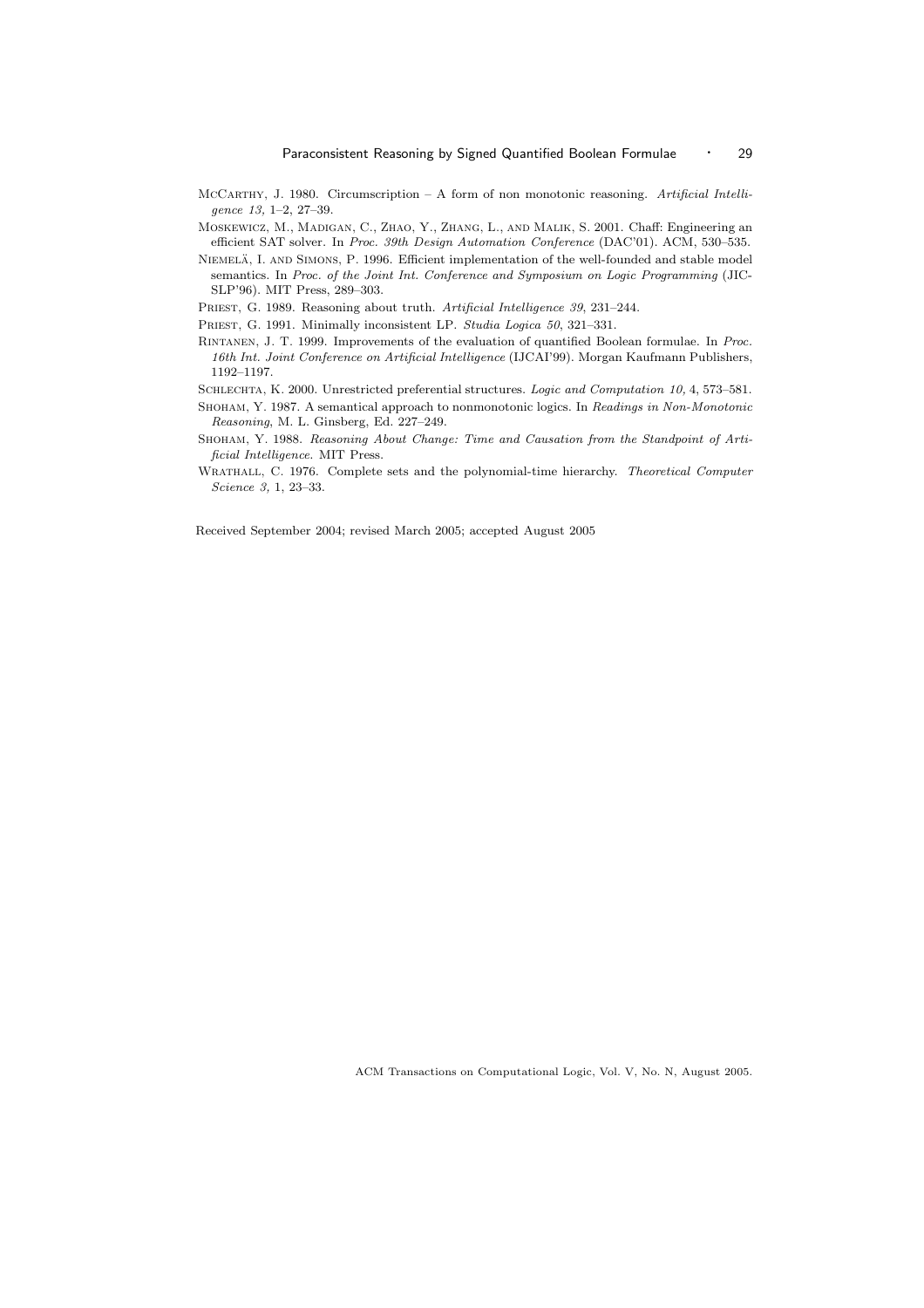McCarthy, J. 1980. Circumscription – A form of non monotonic reasoning. *Artificial Intelligence 13,* 1–2, 27–39.

Moskewicz, M., Madigan, C., Zhao, Y., Zhang, L., and Malik, S. 2001. Chaff: Engineering an efficient SAT solver. In *Proc. 39th Design Automation Conference* (DAC'01). ACM, 530–535.

Niemelä, I. and Simons, P. 1996. Efficient implementation of the well-founded and stable model semantics. In *Proc. of the Joint Int. Conference and Symposium on Logic Programming* (JICSLP'96). MIT Press, 289–303.

Priest, G. 1989. Reasoning about truth. *Artificial Intelligence 39*, 231–244.

Priest, G. 1991. Minimally inconsistent LP. *Studia Logica 50*, 321–331.

Rintanen, J. T. 1999. Improvements of the evaluation of quantified Boolean formulae. In *Proc. 16th Int. Joint Conference on Artificial Intelligence* (IJCAI'99). Morgan Kaufmann Publishers, 1192–1197.

Schlechta, K. 2000. Unrestricted preferential structures. *Logic and Computation 10,* 4, 573–581.

Shoham, Y. 1987. A semantical approach to nonmonotonic logics. In *Readings in Non-Monotonic Reasoning*, M. L. Ginsberg, Ed. 227–249.

Shoham, Y. 1988. *Reasoning About Change: Time and Causation from the Standpoint of Artificial Intelligence.* MIT Press.

Wrathall, C. 1976. Complete sets and the polynomial-time hierarchy. *Theoretical Computer Science 3,* 1, 23–33.

Received September 2004; revised March 2005; accepted August 2005